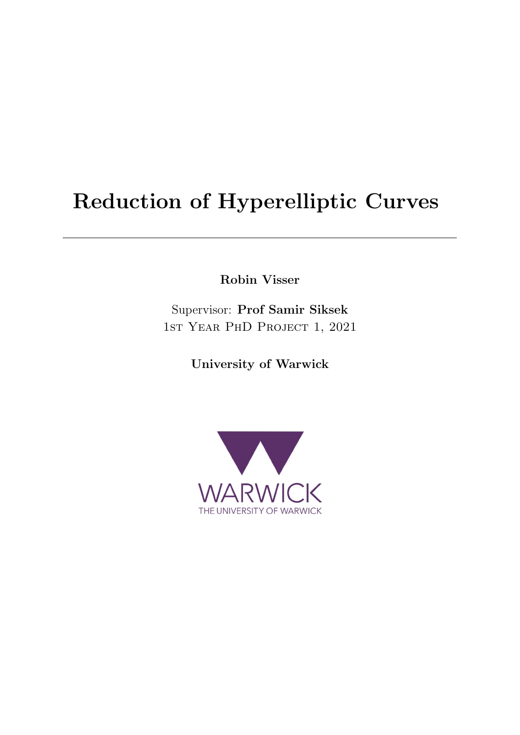# Reduction of Hyperelliptic Curves

---

**Robin Visser**

Supervisor: **Prof Samir Siksek**
1st Year PhD Project 1, 2021

**University of Warwick**

WARWICK
THE UNIVERSITY OF WARWICK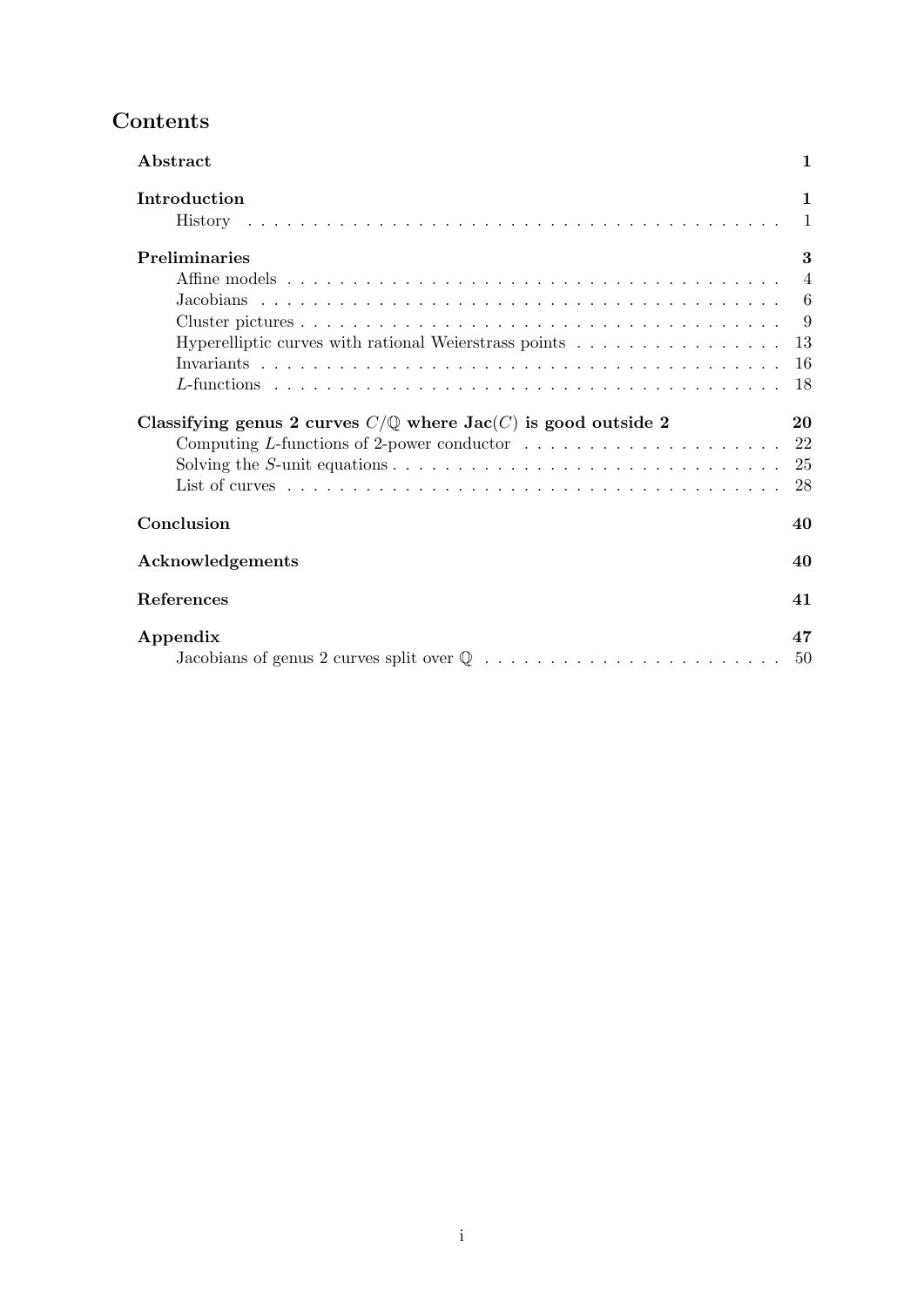# Contents

**Abstract** 1

**Introduction** 1

- History 1

**Preliminaries** 3

- Affine models 4
- Jacobians 6
- Cluster pictures 9
- Hyperelliptic curves with rational Weierstrass points 13
- Invariants 16
- $L$-functions 18

**Classifying genus 2 curves $C/\mathbb{Q}$ where $\mathbf{Jac}(C)$ is good outside 2** 20

- Computing $L$-functions of 2-power conductor 22
- Solving the $S$-unit equations 25
- List of curves 28

**Conclusion** 40

**Acknowledgements** 40

**References** 41

**Appendix** 47

- Jacobians of genus 2 curves split over $\mathbb{Q}$ 50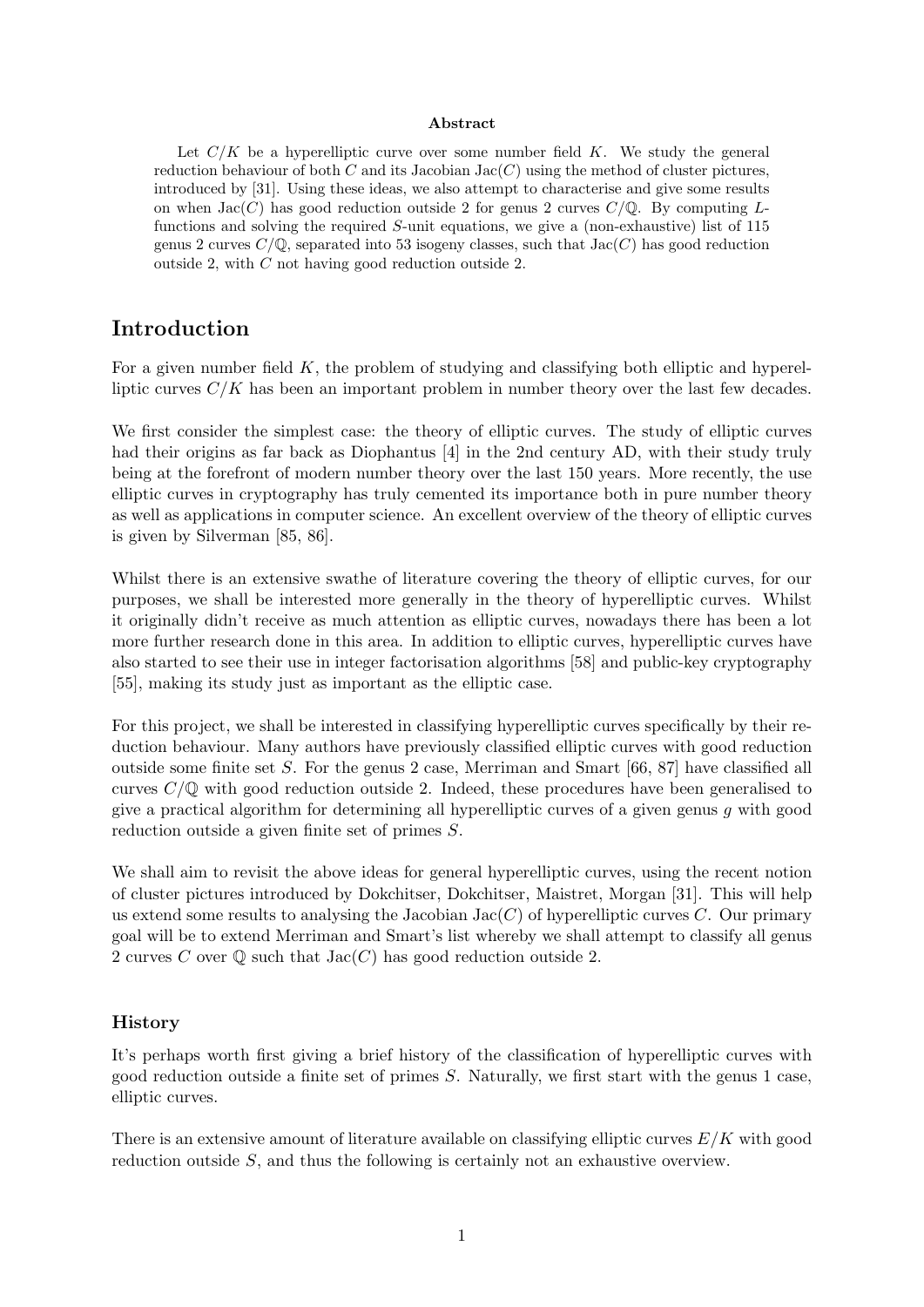**Abstract**

Let $C/K$ be a hyperelliptic curve over some number field $K$. We study the general reduction behaviour of both $C$ and its Jacobian $\mathrm{Jac}(C)$ using the method of cluster pictures, introduced by [31]. Using these ideas, we also attempt to characterise and give some results on when $\mathrm{Jac}(C)$ has good reduction outside 2 for genus 2 curves $C/\mathbb{Q}$. By computing $L$-functions and solving the required $S$-unit equations, we give a (non-exhaustive) list of 115 genus 2 curves $C/\mathbb{Q}$, separated into 53 isogeny classes, such that $\mathrm{Jac}(C)$ has good reduction outside 2, with $C$ not having good reduction outside 2.

# Introduction

For a given number field $K$, the problem of studying and classifying both elliptic and hyperelliptic curves $C/K$ has been an important problem in number theory over the last few decades.

We first consider the simplest case: the theory of elliptic curves. The study of elliptic curves had their origins as far back as Diophantus [4] in the 2nd century AD, with their study truly being at the forefront of modern number theory over the last 150 years. More recently, the use elliptic curves in cryptography has truly cemented its importance both in pure number theory as well as applications in computer science. An excellent overview of the theory of elliptic curves is given by Silverman [85, 86].

Whilst there is an extensive swathe of literature covering the theory of elliptic curves, for our purposes, we shall be interested more generally in the theory of hyperelliptic curves. Whilst it originally didn't receive as much attention as elliptic curves, nowadays there has been a lot more further research done in this area. In addition to elliptic curves, hyperelliptic curves have also started to see their use in integer factorisation algorithms [58] and public-key cryptography [55], making its study just as important as the elliptic case.

For this project, we shall be interested in classifying hyperelliptic curves specifically by their reduction behaviour. Many authors have previously classified elliptic curves with good reduction outside some finite set $S$. For the genus 2 case, Merriman and Smart [66, 87] have classified all curves $C/\mathbb{Q}$ with good reduction outside 2. Indeed, these procedures have been generalised to give a practical algorithm for determining all hyperelliptic curves of a given genus $g$ with good reduction outside a given finite set of primes $S$.

We shall aim to revisit the above ideas for general hyperelliptic curves, using the recent notion of cluster pictures introduced by Dokchitser, Dokchitser, Maistret, Morgan [31]. This will help us extend some results to analysing the Jacobian $\mathrm{Jac}(C)$ of hyperelliptic curves $C$. Our primary goal will be to extend Merriman and Smart's list whereby we shall attempt to classify all genus 2 curves $C$ over $\mathbb{Q}$ such that $\mathrm{Jac}(C)$ has good reduction outside 2.

### History

It's perhaps worth first giving a brief history of the classification of hyperelliptic curves with good reduction outside a finite set of primes $S$. Naturally, we first start with the genus 1 case, elliptic curves.

There is an extensive amount of literature available on classifying elliptic curves $E/K$ with good reduction outside $S$, and thus the following is certainly not an exhaustive overview.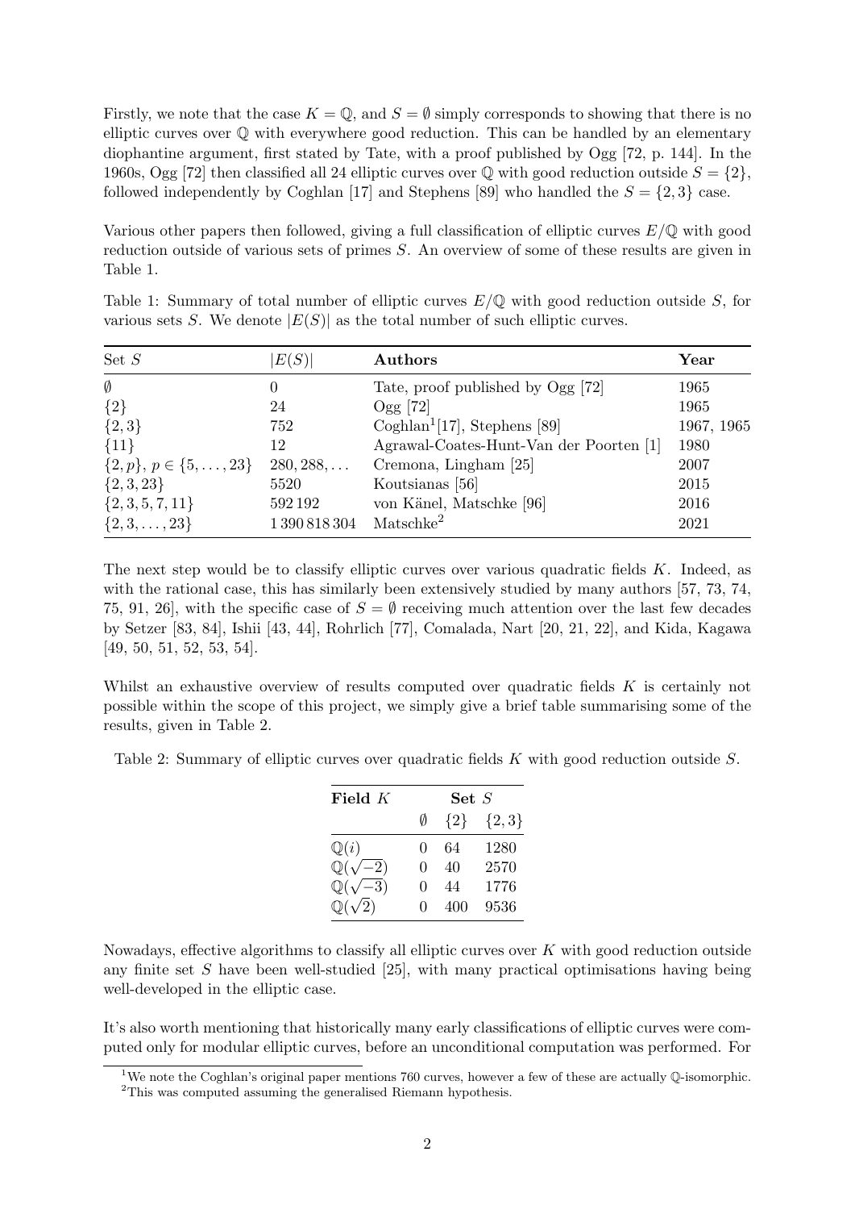Firstly, we note that the case $K = \mathbb{Q}$, and $S = \emptyset$ simply corresponds to showing that there is no elliptic curves over $\mathbb{Q}$ with everywhere good reduction. This can be handled by an elementary diophantine argument, first stated by Tate, with a proof published by Ogg [72, p. 144]. In the 1960s, Ogg [72] then classified all 24 elliptic curves over $\mathbb{Q}$ with good reduction outside $S = \{2\}$, followed independently by Coghlan [17] and Stephens [89] who handled the $S = \{2, 3\}$ case.

Various other papers then followed, giving a full classification of elliptic curves $E/\mathbb{Q}$ with good reduction outside of various sets of primes $S$. An overview of some of these results are given in Table 1.

Table 1: Summary of total number of elliptic curves $E/\mathbb{Q}$ with good reduction outside $S$, for various sets $S$. We denote $|E(S)|$ as the total number of such elliptic curves.

| Set $S$ | $\lvert E(S)\rvert$ | **Authors** | **Year** |
|---|---|---|---|
| $\emptyset$ | 0 | Tate, proof published by Ogg [72] | 1965 |
| $\{2\}$ | 24 | Ogg [72] | 1965 |
| $\{2, 3\}$ | 752 | Coghlan[1][17], Stephens [89] | 1967, 1965 |
| $\{11\}$ | 12 | Agrawal-Coates-Hunt-Van der Poorten [1] | 1980 |
| $\{2, p\}$, $p \in \{5, \dots, 23\}$ | $280, 288, \dots$ | Cremona, Lingham [25] | 2007 |
| $\{2, 3, 23\}$ | 5520 | Koutsianas [56] | 2015 |
| $\{2, 3, 5, 7, 11\}$ | 592 192 | von Känel, Matschke [96] | 2016 |
| $\{2, 3, \dots, 23\}$ | 1 390 818 304 | Matschke[2] | 2021 |

The next step would be to classify elliptic curves over various quadratic fields $K$. Indeed, as with the rational case, this has similarly been extensively studied by many authors [57, 73, 74, 75, 91, 26], with the specific case of $S = \emptyset$ receiving much attention over the last few decades by Setzer [83, 84], Ishii [43, 44], Rohrlich [77], Comalada, Nart [20, 21, 22], and Kida, Kagawa [49, 50, 51, 52, 53, 54].

Whilst an exhaustive overview of results computed over quadratic fields $K$ is certainly not possible within the scope of this project, we simply give a brief table summarising some of the results, given in Table 2.

Table 2: Summary of elliptic curves over quadratic fields $K$ with good reduction outside $S$.

| **Field** $K$ | **Set** $S$ | | |
|---|---|---|---|
| | $\emptyset$ | $\{2\}$ | $\{2, 3\}$ |
| $\mathbb{Q}(i)$ | 0 | 64 | 1280 |
| $\mathbb{Q}(\sqrt{-2})$ | 0 | 40 | 2570 |
| $\mathbb{Q}(\sqrt{-3})$ | 0 | 44 | 1776 |
| $\mathbb{Q}(\sqrt{2})$ | 0 | 400 | 9536 |

Nowadays, effective algorithms to classify all elliptic curves over $K$ with good reduction outside any finite set $S$ have been well-studied [25], with many practical optimisations having being well-developed in the elliptic case.

It's also worth mentioning that historically many early classifications of elliptic curves were computed only for modular elliptic curves, before an unconditional computation was performed. For

[1] We note the Coghlan's original paper mentions 760 curves, however a few of these are actually $\mathbb{Q}$-isomorphic.

[2] This was computed assuming the generalised Riemann hypothesis.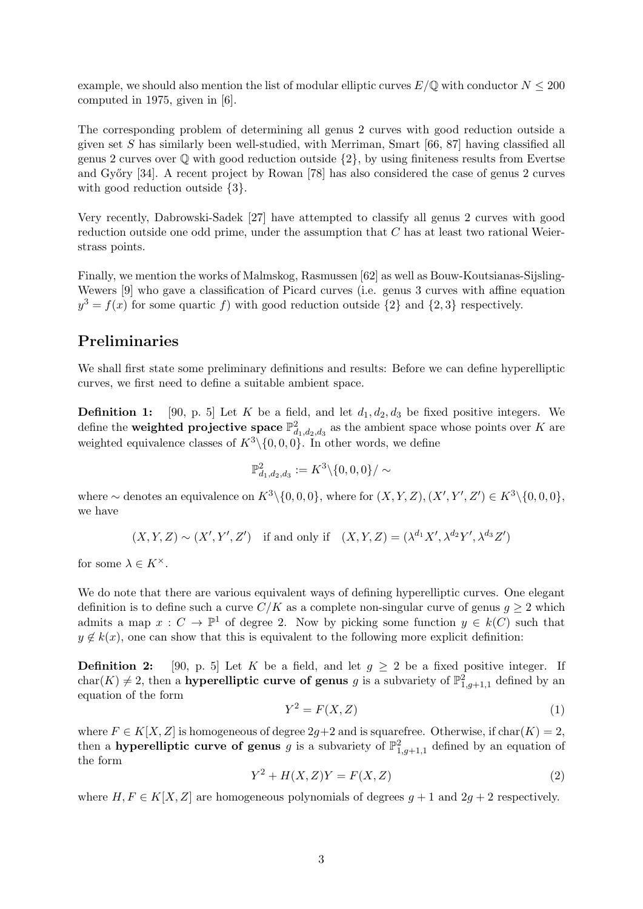example, we should also mention the list of modular elliptic curves $E/\mathbb{Q}$ with conductor $N \leq 200$ computed in 1975, given in [6].

The corresponding problem of determining all genus 2 curves with good reduction outside a given set $S$ has similarly been well-studied, with Merriman, Smart [66, 87] having classified all genus 2 curves over $\mathbb{Q}$ with good reduction outside $\{2\}$, by using finiteness results from Evertse and Győry [34]. A recent project by Rowan [78] has also considered the case of genus 2 curves with good reduction outside $\{3\}$.

Very recently, Dabrowski-Sadek [27] have attempted to classify all genus 2 curves with good reduction outside one odd prime, under the assumption that $C$ has at least two rational Weierstrass points.

Finally, we mention the works of Malmskog, Rasmussen [62] as well as Bouw-Koutsianas-Sijsling-Wewers [9] who gave a classification of Picard curves (i.e. genus 3 curves with affine equation $y^3 = f(x)$ for some quartic $f$) with good reduction outside $\{2\}$ and $\{2, 3\}$ respectively.

## Preliminaries

We shall first state some preliminary definitions and results: Before we can define hyperelliptic curves, we first need to define a suitable ambient space.

**Definition 1:** [90, p. 5] Let $K$ be a field, and let $d_1, d_2, d_3$ be fixed positive integers. We define the **weighted projective space** $\mathbb{P}^2_{d_1,d_2,d_3}$ as the ambient space whose points over $K$ are weighted equivalence classes of $K^3 \backslash \{0, 0, 0\}$. In other words, we define

$$\mathbb{P}^2_{d_1,d_2,d_3} := K^3 \backslash \{0, 0, 0\} / \sim$$

where $\sim$ denotes an equivalence on $K^3 \backslash \{0, 0, 0\}$, where for $(X, Y, Z), (X', Y', Z') \in K^3 \backslash \{0, 0, 0\}$, we have

$$(X, Y, Z) \sim (X', Y', Z') \quad \text{if and only if} \quad (X, Y, Z) = (\lambda^{d_1} X', \lambda^{d_2} Y', \lambda^{d_3} Z')$$

for some $\lambda \in K^\times$.

We do note that there are various equivalent ways of defining hyperelliptic curves. One elegant definition is to define such a curve $C/K$ as a complete non-singular curve of genus $g \geq 2$ which admits a map $x : C \to \mathbb{P}^1$ of degree 2. Now by picking some function $y \in k(C)$ such that $y \notin k(x)$, one can show that this is equivalent to the following more explicit definition:

**Definition 2:** [90, p. 5] Let $K$ be a field, and let $g \geq 2$ be a fixed positive integer. If $\text{char}(K) \neq 2$, then a **hyperelliptic curve of genus** $g$ is a subvariety of $\mathbb{P}^2_{1,g+1,1}$ defined by an equation of the form

$$Y^2 = F(X, Z) \tag{1}$$

where $F \in K[X, Z]$ is homogeneous of degree $2g+2$ and is squarefree. Otherwise, if $\text{char}(K) = 2$, then a **hyperelliptic curve of genus** $g$ is a subvariety of $\mathbb{P}^2_{1,g+1,1}$ defined by an equation of the form

$$Y^2 + H(X, Z)Y = F(X, Z) \tag{2}$$

where $H, F \in K[X, Z]$ are homogeneous polynomials of degrees $g + 1$ and $2g + 2$ respectively.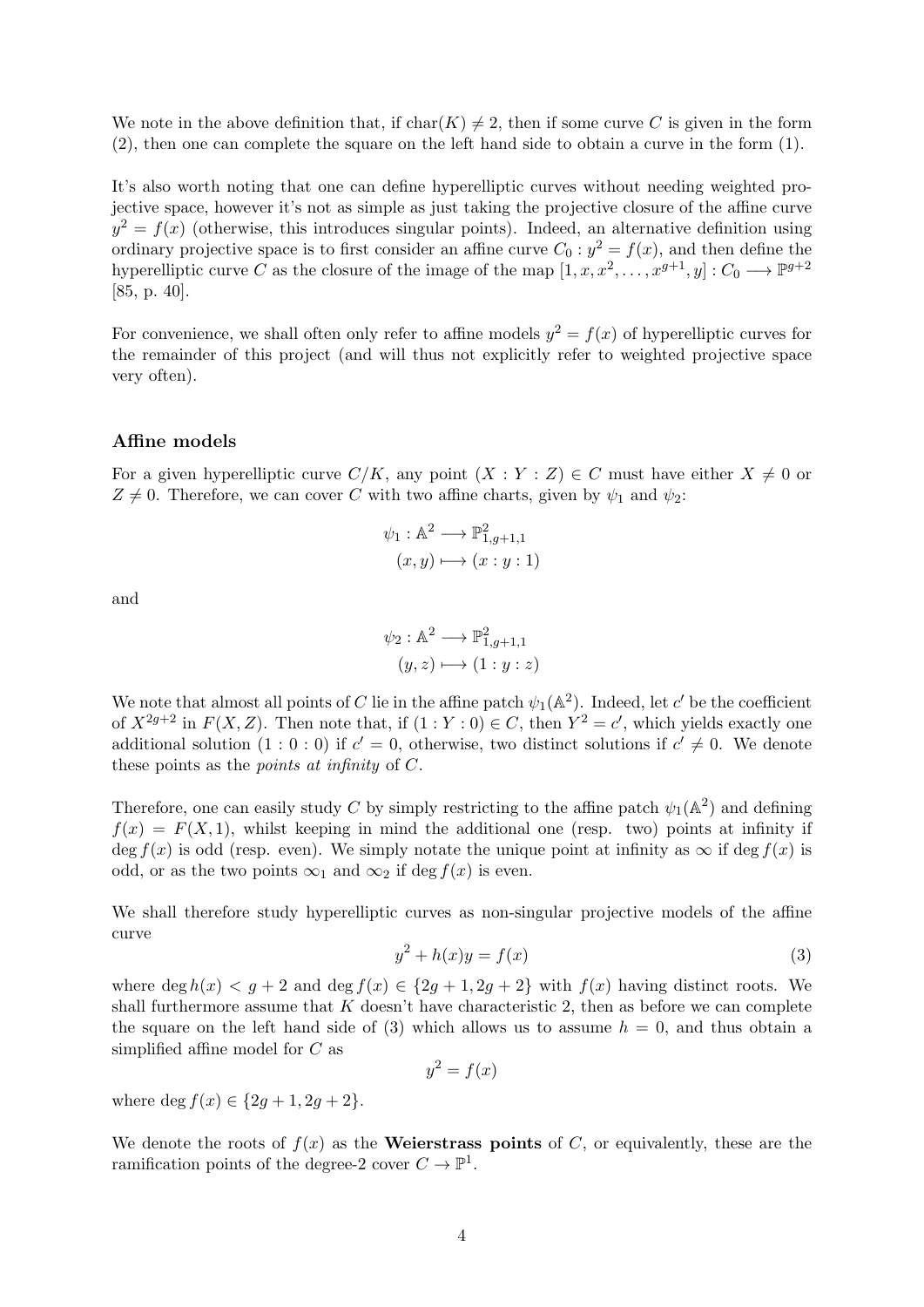We note in the above definition that, if $\text{char}(K) \neq 2$, then if some curve $C$ is given in the form (2), then one can complete the square on the left hand side to obtain a curve in the form (1).

It's also worth noting that one can define hyperelliptic curves without needing weighted projective space, however it's not as simple as just taking the projective closure of the affine curve $y^2 = f(x)$ (otherwise, this introduces singular points). Indeed, an alternative definition using ordinary projective space is to first consider an affine curve $C_0 : y^2 = f(x)$, and then define the hyperelliptic curve $C$ as the closure of the image of the map $[1, x, x^2, \dots, x^{g+1}, y] : C_0 \longrightarrow \mathbb{P}^{g+2}$ [85, p. 40].

For convenience, we shall often only refer to affine models $y^2 = f(x)$ of hyperelliptic curves for the remainder of this project (and will thus not explicitly refer to weighted projective space very often).

### Affine models

For a given hyperelliptic curve $C/K$, any point $(X : Y : Z) \in C$ must have either $X \neq 0$ or $Z \neq 0$. Therefore, we can cover $C$ with two affine charts, given by $\psi_1$ and $\psi_2$:

$$\psi_1 : \mathbb{A}^2 \longrightarrow \mathbb{P}^2_{1,g+1,1}$$
$$(x, y) \longmapsto (x : y : 1)$$

and

$$\psi_2 : \mathbb{A}^2 \longrightarrow \mathbb{P}^2_{1,g+1,1}$$
$$(y, z) \longmapsto (1 : y : z)$$

We note that almost all points of $C$ lie in the affine patch $\psi_1(\mathbb{A}^2)$. Indeed, let $c'$ be the coefficient of $X^{2g+2}$ in $F(X, Z)$. Then note that, if $(1 : Y : 0) \in C$, then $Y^2 = c'$, which yields exactly one additional solution $(1 : 0 : 0)$ if $c' = 0$, otherwise, two distinct solutions if $c' \neq 0$. We denote these points as the *points at infinity* of $C$.

Therefore, one can easily study $C$ by simply restricting to the affine patch $\psi_1(\mathbb{A}^2)$ and defining $f(x) = F(X, 1)$, whilst keeping in mind the additional one (resp. two) points at infinity if $\deg f(x)$ is odd (resp. even). We simply notate the unique point at infinity as $\infty$ if $\deg f(x)$ is odd, or as the two points $\infty_1$ and $\infty_2$ if $\deg f(x)$ is even.

We shall therefore study hyperelliptic curves as non-singular projective models of the affine curve

$$y^2 + h(x)y = f(x) \tag{3}$$

where $\deg h(x) < g + 2$ and $\deg f(x) \in \{2g + 1, 2g + 2\}$ with $f(x)$ having distinct roots. We shall furthermore assume that $K$ doesn't have characteristic 2, then as before we can complete the square on the left hand side of (3) which allows us to assume $h = 0$, and thus obtain a simplified affine model for $C$ as

$$y^2 = f(x)$$

where $\deg f(x) \in \{2g + 1, 2g + 2\}$.

We denote the roots of $f(x)$ as the **Weierstrass points** of $C$, or equivalently, these are the ramification points of the degree-2 cover $C \to \mathbb{P}^1$.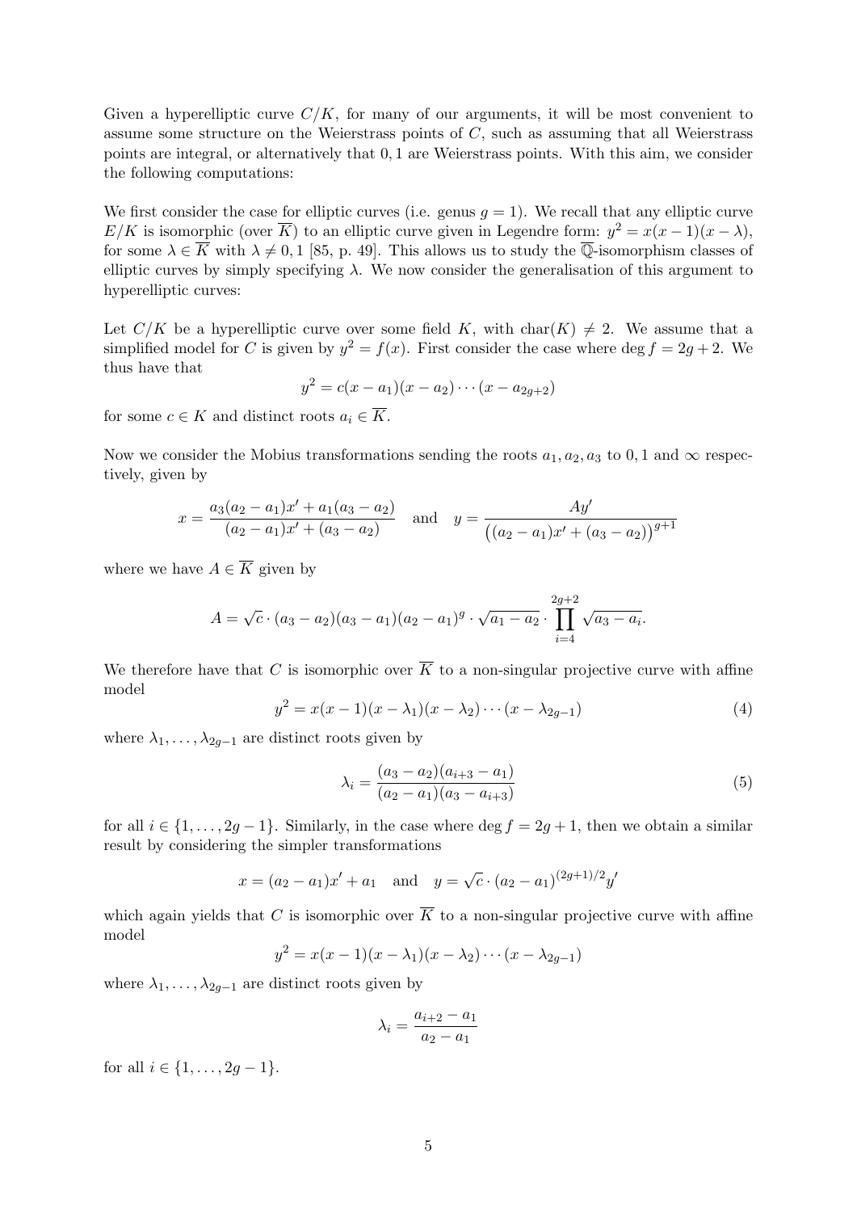Given a hyperelliptic curve $C/K$, for many of our arguments, it will be most convenient to assume some structure on the Weierstrass points of $C$, such as assuming that all Weierstrass points are integral, or alternatively that $0, 1$ are Weierstrass points. With this aim, we consider the following computations:

We first consider the case for elliptic curves (i.e. genus $g = 1$). We recall that any elliptic curve $E/K$ is isomorphic (over $\overline{K}$) to an elliptic curve given in Legendre form: $y^2 = x(x-1)(x-\lambda)$, for some $\lambda \in \overline{K}$ with $\lambda \neq 0, 1$ [85, p. 49]. This allows us to study the $\overline{\mathbb{Q}}$-isomorphism classes of elliptic curves by simply specifying $\lambda$. We now consider the generalisation of this argument to hyperelliptic curves:

Let $C/K$ be a hyperelliptic curve over some field $K$, with $\mathrm{char}(K) \neq 2$. We assume that a simplified model for $C$ is given by $y^2 = f(x)$. First consider the case where $\deg f = 2g + 2$. We thus have that

$$y^2 = c(x - a_1)(x - a_2) \cdots (x - a_{2g+2})$$

for some $c \in K$ and distinct roots $a_i \in \overline{K}$.

Now we consider the Mobius transformations sending the roots $a_1, a_2, a_3$ to $0, 1$ and $\infty$ respectively, given by

$$x = \frac{a_3(a_2 - a_1)x' + a_1(a_3 - a_2)}{(a_2 - a_1)x' + (a_3 - a_2)} \quad \text{and} \quad y = \frac{Ay'}{\big((a_2 - a_1)x' + (a_3 - a_2)\big)^{g+1}}$$

where we have $A \in \overline{K}$ given by

$$A = \sqrt{c} \cdot (a_3 - a_2)(a_3 - a_1)(a_2 - a_1)^g \cdot \sqrt{a_1 - a_2} \cdot \prod_{i=4}^{2g+2} \sqrt{a_3 - a_i}.$$

We therefore have that $C$ is isomorphic over $\overline{K}$ to a non-singular projective curve with affine model

$$y^2 = x(x-1)(x - \lambda_1)(x - \lambda_2) \cdots (x - \lambda_{2g-1}) \tag{4}$$

where $\lambda_1, \ldots, \lambda_{2g-1}$ are distinct roots given by

$$\lambda_i = \frac{(a_3 - a_2)(a_{i+3} - a_1)}{(a_2 - a_1)(a_3 - a_{i+3})} \tag{5}$$

for all $i \in \{1, \ldots, 2g-1\}$. Similarly, in the case where $\deg f = 2g + 1$, then we obtain a similar result by considering the simpler transformations

$$x = (a_2 - a_1)x' + a_1 \quad \text{and} \quad y = \sqrt{c} \cdot (a_2 - a_1)^{(2g+1)/2} y'$$

which again yields that $C$ is isomorphic over $\overline{K}$ to a non-singular projective curve with affine model

$$y^2 = x(x-1)(x - \lambda_1)(x - \lambda_2) \cdots (x - \lambda_{2g-1})$$

where $\lambda_1, \ldots, \lambda_{2g-1}$ are distinct roots given by

$$\lambda_i = \frac{a_{i+2} - a_1}{a_2 - a_1}$$

for all $i \in \{1, \ldots, 2g-1\}$.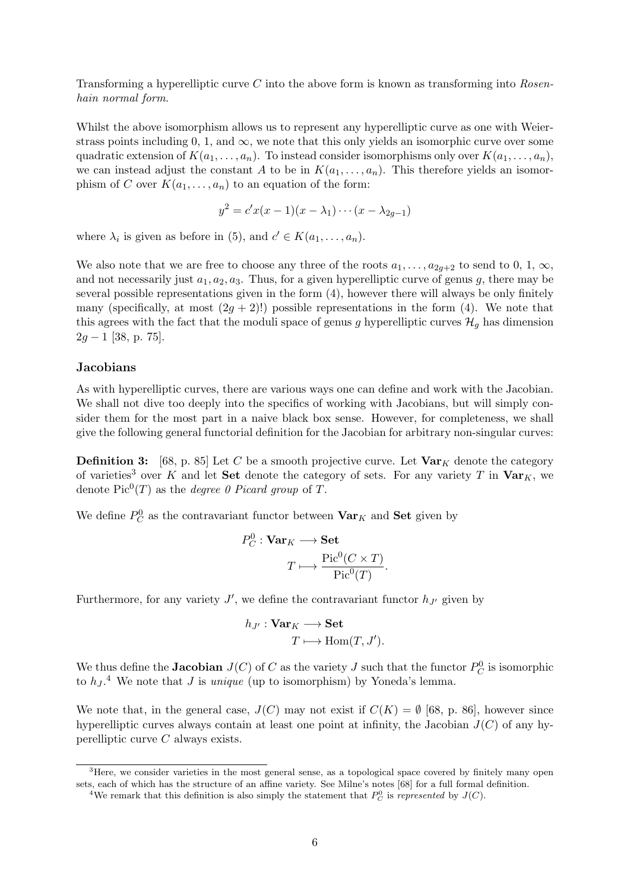Transforming a hyperelliptic curve $C$ into the above form is known as transforming into *Rosenhain normal form*.

Whilst the above isomorphism allows us to represent any hyperelliptic curve as one with Weierstrass points including 0, 1, and $\infty$, we note that this only yields an isomorphic curve over some quadratic extension of $K(a_1, \ldots, a_n)$. To instead consider isomorphisms only over $K(a_1, \ldots, a_n)$, we can instead adjust the constant $A$ to be in $K(a_1, \ldots, a_n)$. This therefore yields an isomorphism of $C$ over $K(a_1, \ldots, a_n)$ to an equation of the form:

$$y^2 = c' x(x-1)(x-\lambda_1)\cdots(x-\lambda_{2g-1})$$

where $\lambda_i$ is given as before in (5), and $c' \in K(a_1, \ldots, a_n)$.

We also note that we are free to choose any three of the roots $a_1, \ldots, a_{2g+2}$ to send to 0, 1, $\infty$, and not necessarily just $a_1, a_2, a_3$. Thus, for a given hyperelliptic curve of genus $g$, there may be several possible representations given in the form (4), however there will always be only finitely many (specifically, at most $(2g+2)!$) possible representations in the form (4). We note that this agrees with the fact that the moduli space of genus $g$ hyperelliptic curves $\mathcal{H}_g$ has dimension $2g-1$ [38, p. 75].

### Jacobians

As with hyperelliptic curves, there are various ways one can define and work with the Jacobian. We shall not dive too deeply into the specifics of working with Jacobians, but will simply consider them for the most part in a naive black box sense. However, for completeness, we shall give the following general functorial definition for the Jacobian for arbitrary non-singular curves:

**Definition 3:** [68, p. 85] Let $C$ be a smooth projective curve. Let $\mathbf{Var}_K$ denote the category of varieties[3] over $K$ and let $\mathbf{Set}$ denote the category of sets. For any variety $T$ in $\mathbf{Var}_K$, we denote $\mathrm{Pic}^0(T)$ as the *degree 0 Picard group* of $T$.

We define $P_C^0$ as the contravariant functor between $\mathbf{Var}_K$ and $\mathbf{Set}$ given by

$$\begin{aligned} P_C^0 : \mathbf{Var}_K &\longrightarrow \mathbf{Set} \\ T &\longmapsto \frac{\mathrm{Pic}^0(C \times T)}{\mathrm{Pic}^0(T)}. \end{aligned}$$

Furthermore, for any variety $J'$, we define the contravariant functor $h_{J'}$ given by

$$\begin{aligned} h_{J'} : \mathbf{Var}_K &\longrightarrow \mathbf{Set} \\ T &\longmapsto \mathrm{Hom}(T, J'). \end{aligned}$$

We thus define the **Jacobian** $J(C)$ of $C$ as the variety $J$ such that the functor $P_C^0$ is isomorphic to $h_J$.[4] We note that $J$ is *unique* (up to isomorphism) by Yoneda's lemma.

We note that, in the general case, $J(C)$ may not exist if $C(K) = \emptyset$ [68, p. 86], however since hyperelliptic curves always contain at least one point at infinity, the Jacobian $J(C)$ of any hyperelliptic curve $C$ always exists.

---

[3] Here, we consider varieties in the most general sense, as a topological space covered by finitely many open sets, each of which has the structure of an affine variety. See Milne's notes [68] for a full formal definition.

[4] We remark that this definition is also simply the statement that $P_C^0$ is *represented* by $J(C)$.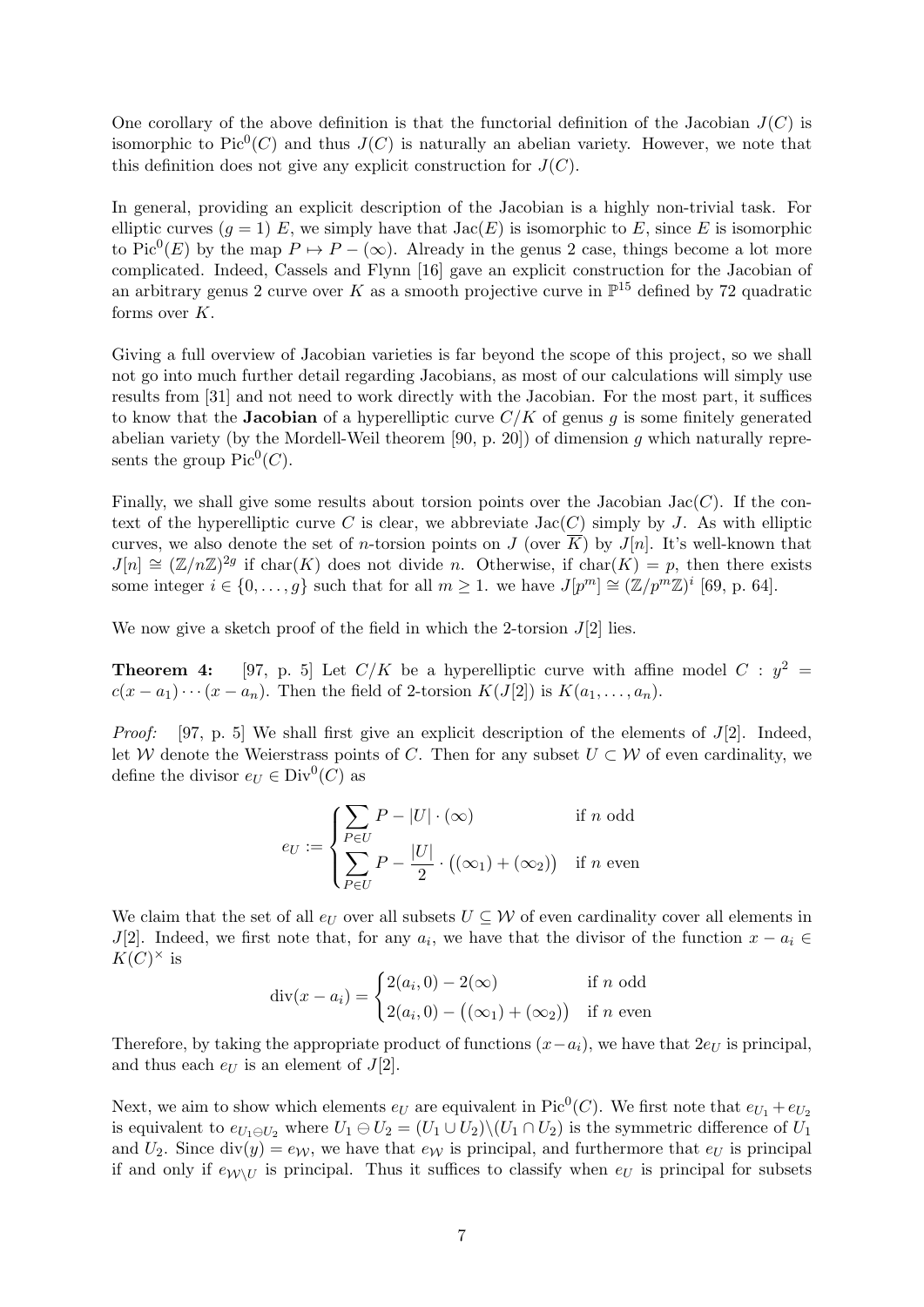One corollary of the above definition is that the functorial definition of the Jacobian $J(C)$ is isomorphic to $\text{Pic}^0(C)$ and thus $J(C)$ is naturally an abelian variety. However, we note that this definition does not give any explicit construction for $J(C)$.

In general, providing an explicit description of the Jacobian is a highly non-trivial task. For elliptic curves ($g = 1$) $E$, we simply have that $\text{Jac}(E)$ is isomorphic to $E$, since $E$ is isomorphic to $\text{Pic}^0(E)$ by the map $P \mapsto P - (\infty)$. Already in the genus 2 case, things become a lot more complicated. Indeed, Cassels and Flynn [16] gave an explicit construction for the Jacobian of an arbitrary genus 2 curve over $K$ as a smooth projective curve in $\mathbb{P}^{15}$ defined by 72 quadratic forms over $K$.

Giving a full overview of Jacobian varieties is far beyond the scope of this project, so we shall not go into much further detail regarding Jacobians, as most of our calculations will simply use results from [31] and not need to work directly with the Jacobian. For the most part, it suffices to know that the **Jacobian** of a hyperelliptic curve $C/K$ of genus $g$ is some finitely generated abelian variety (by the Mordell-Weil theorem [90, p. 20]) of dimension $g$ which naturally represents the group $\text{Pic}^0(C)$.

Finally, we shall give some results about torsion points over the Jacobian $\text{Jac}(C)$. If the context of the hyperelliptic curve $C$ is clear, we abbreviate $\text{Jac}(C)$ simply by $J$. As with elliptic curves, we also denote the set of $n$-torsion points on $J$ (over $\overline{K}$) by $J[n]$. It's well-known that $J[n] \cong (\mathbb{Z}/n\mathbb{Z})^{2g}$ if $\text{char}(K)$ does not divide $n$. Otherwise, if $\text{char}(K) = p$, then there exists some integer $i \in \{0, \ldots, g\}$ such that for all $m \geq 1$. we have $J[p^m] \cong (\mathbb{Z}/p^m\mathbb{Z})^i$ [69, p. 64].

We now give a sketch proof of the field in which the 2-torsion $J[2]$ lies.

**Theorem 4:** [97, p. 5] Let $C/K$ be a hyperelliptic curve with affine model $C : y^2 = c(x - a_1) \cdots (x - a_n)$. Then the field of 2-torsion $K(J[2])$ is $K(a_1, \ldots, a_n)$.

*Proof:* [97, p. 5] We shall first give an explicit description of the elements of $J[2]$. Indeed, let $\mathcal{W}$ denote the Weierstrass points of $C$. Then for any subset $U \subset \mathcal{W}$ of even cardinality, we define the divisor $e_U \in \text{Div}^0(C)$ as

$$e_U := \begin{cases} \displaystyle\sum_{P \in U} P - |U| \cdot (\infty) & \text{if } n \text{ odd} \\ \displaystyle\sum_{P \in U} P - \frac{|U|}{2} \cdot \big((\infty_1) + (\infty_2)\big) & \text{if } n \text{ even} \end{cases}$$

We claim that the set of all $e_U$ over all subsets $U \subseteq \mathcal{W}$ of even cardinality cover all elements in $J[2]$. Indeed, we first note that, for any $a_i$, we have that the divisor of the function $x - a_i \in K(C)^\times$ is

$$\text{div}(x - a_i) = \begin{cases} 2(a_i, 0) - 2(\infty) & \text{if } n \text{ odd} \\ 2(a_i, 0) - \big((\infty_1) + (\infty_2)\big) & \text{if } n \text{ even} \end{cases}$$

Therefore, by taking the appropriate product of functions $(x - a_i)$, we have that $2e_U$ is principal, and thus each $e_U$ is an element of $J[2]$.

Next, we aim to show which elements $e_U$ are equivalent in $\text{Pic}^0(C)$. We first note that $e_{U_1} + e_{U_2}$ is equivalent to $e_{U_1 \ominus U_2}$ where $U_1 \ominus U_2 = (U_1 \cup U_2) \backslash (U_1 \cap U_2)$ is the symmetric difference of $U_1$ and $U_2$. Since $\text{div}(y) = e_{\mathcal{W}}$, we have that $e_{\mathcal{W}}$ is principal, and furthermore that $e_U$ is principal if and only if $e_{\mathcal{W} \backslash U}$ is principal. Thus it suffices to classify when $e_U$ is principal for subsets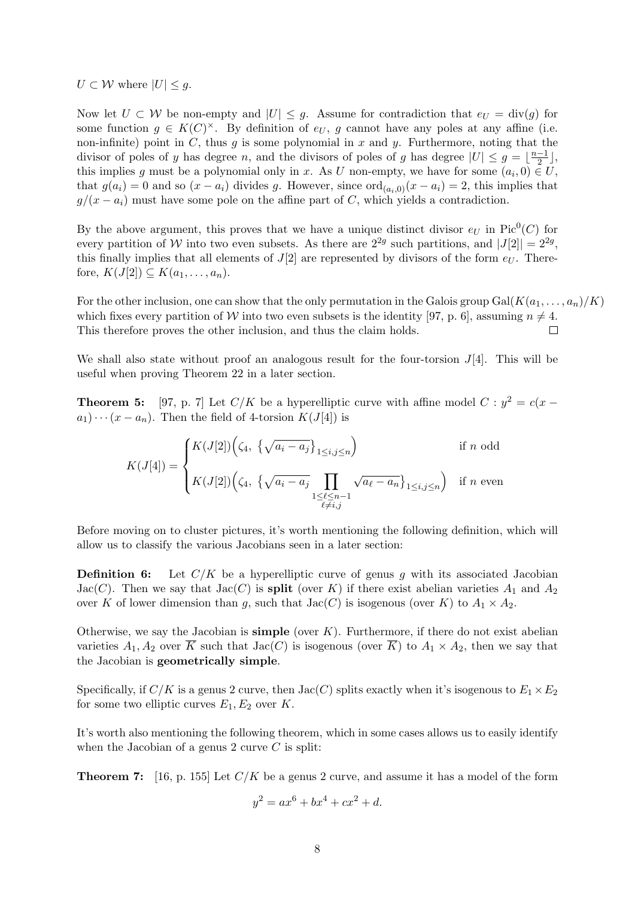$U \subset \mathcal{W}$ where $|U| \leq g$.

Now let $U \subset \mathcal{W}$ be non-empty and $|U| \leq g$. Assume for contradiction that $e_U = \text{div}(g)$ for some function $g \in K(C)^\times$. By definition of $e_U$, $g$ cannot have any poles at any affine (i.e. non-infinite) point in $C$, thus $g$ is some polynomial in $x$ and $y$. Furthermore, noting that the divisor of poles of $y$ has degree $n$, and the divisors of poles of $g$ has degree $|U| \leq g = \lfloor \frac{n-1}{2} \rfloor$, this implies $g$ must be a polynomial only in $x$. As $U$ non-empty, we have for some $(a_i, 0) \in U$, that $g(a_i) = 0$ and so $(x - a_i)$ divides $g$. However, since $\text{ord}_{(a_i,0)}(x - a_i) = 2$, this implies that $g/(x - a_i)$ must have some pole on the affine part of $C$, which yields a contradiction.

By the above argument, this proves that we have a unique distinct divisor $e_U$ in $\text{Pic}^0(C)$ for every partition of $\mathcal{W}$ into two even subsets. As there are $2^{2g}$ such partitions, and $|J[2]| = 2^{2g}$, this finally implies that all elements of $J[2]$ are represented by divisors of the form $e_U$. Therefore, $K(J[2]) \subseteq K(a_1, \ldots, a_n)$.

For the other inclusion, one can show that the only permutation in the Galois group $\text{Gal}(K(a_1, \ldots, a_n)/K)$ which fixes every partition of $\mathcal{W}$ into two even subsets is the identity [97, p. 6], assuming $n \neq 4$. This therefore proves the other inclusion, and thus the claim holds. $\square$

We shall also state without proof an analogous result for the four-torsion $J[4]$. This will be useful when proving Theorem 22 in a later section.

**Theorem 5:** [97, p. 7] Let $C/K$ be a hyperelliptic curve with affine model $C : y^2 = c(x - a_1) \cdots (x - a_n)$. Then the field of 4-torsion $K(J[4])$ is

$$K(J[4]) = \begin{cases} K(J[2])\Big(\zeta_4, \ \big\{\sqrt{a_i - a_j}\big\}_{1 \leq i,j \leq n}\Big) & \text{if } n \text{ odd} \\ K(J[2])\Big(\zeta_4, \ \big\{\sqrt{a_i - a_j} \prod\limits_{\substack{1 \leq \ell \leq n-1 \\ \ell \neq i,j}} \sqrt{a_\ell - a_n}\big\}_{1 \leq i,j \leq n}\Big) & \text{if } n \text{ even} \end{cases}$$

Before moving on to cluster pictures, it's worth mentioning the following definition, which will allow us to classify the various Jacobians seen in a later section:

**Definition 6:** Let $C/K$ be a hyperelliptic curve of genus $g$ with its associated Jacobian $\text{Jac}(C)$. Then we say that $\text{Jac}(C)$ is **split** (over $K$) if there exist abelian varieties $A_1$ and $A_2$ over $K$ of lower dimension than $g$, such that $\text{Jac}(C)$ is isogenous (over $K$) to $A_1 \times A_2$.

Otherwise, we say the Jacobian is **simple** (over $K$). Furthermore, if there do not exist abelian varieties $A_1, A_2$ over $\overline{K}$ such that $\text{Jac}(C)$ is isogenous (over $\overline{K}$) to $A_1 \times A_2$, then we say that the Jacobian is **geometrically simple**.

Specifically, if $C/K$ is a genus 2 curve, then $\text{Jac}(C)$ splits exactly when it's isogenous to $E_1 \times E_2$ for some two elliptic curves $E_1, E_2$ over $K$.

It's worth also mentioning the following theorem, which in some cases allows us to easily identify when the Jacobian of a genus 2 curve $C$ is split:

**Theorem 7:** [16, p. 155] Let $C/K$ be a genus 2 curve, and assume it has a model of the form

$$y^2 = ax^6 + bx^4 + cx^2 + d.$$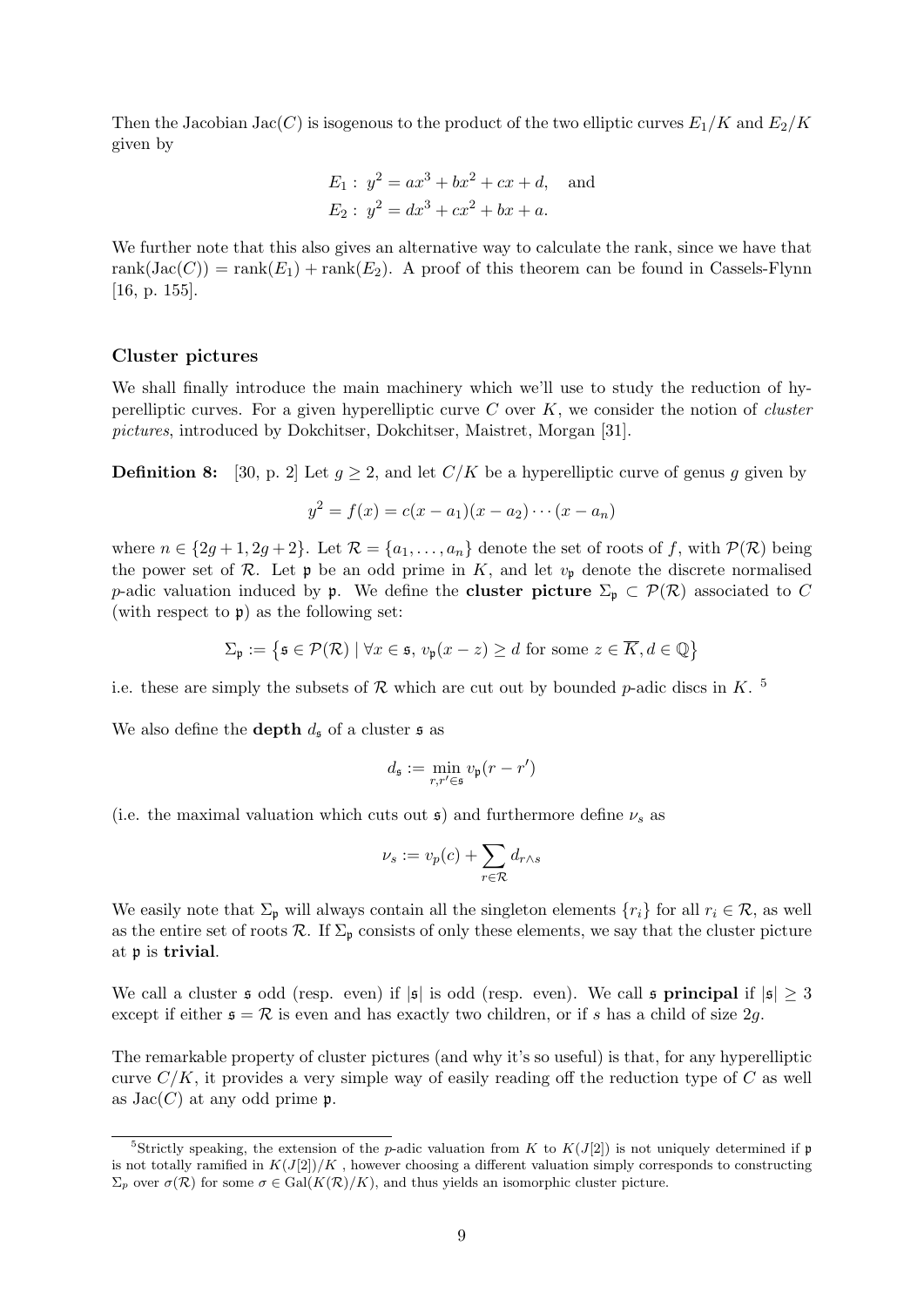Then the Jacobian $\mathrm{Jac}(C)$ is isogenous to the product of the two elliptic curves $E_1/K$ and $E_2/K$ given by

$$E_1 : \ y^2 = ax^3 + bx^2 + cx + d, \quad \text{and}$$
$$E_2 : \ y^2 = dx^3 + cx^2 + bx + a.$$

We further note that this also gives an alternative way to calculate the rank, since we have that $\mathrm{rank}(\mathrm{Jac}(C)) = \mathrm{rank}(E_1) + \mathrm{rank}(E_2)$. A proof of this theorem can be found in Cassels-Flynn [16, p. 155].

### Cluster pictures

We shall finally introduce the main machinery which we'll use to study the reduction of hyperelliptic curves. For a given hyperelliptic curve $C$ over $K$, we consider the notion of *cluster pictures*, introduced by Dokchitser, Dokchitser, Maistret, Morgan [31].

**Definition 8:** [30, p. 2] Let $g \geq 2$, and let $C/K$ be a hyperelliptic curve of genus $g$ given by

$$y^2 = f(x) = c(x - a_1)(x - a_2) \cdots (x - a_n)$$

where $n \in \{2g + 1, 2g + 2\}$. Let $\mathcal{R} = \{a_1, \ldots, a_n\}$ denote the set of roots of $f$, with $\mathcal{P}(\mathcal{R})$ being the power set of $\mathcal{R}$. Let $\mathfrak{p}$ be an odd prime in $K$, and let $v_{\mathfrak{p}}$ denote the discrete normalised $p$-adic valuation induced by $\mathfrak{p}$. We define the **cluster picture** $\Sigma_{\mathfrak{p}} \subset \mathcal{P}(\mathcal{R})$ associated to $C$ (with respect to $\mathfrak{p}$) as the following set:

$$\Sigma_{\mathfrak{p}} := \left\{ \mathfrak{s} \in \mathcal{P}(\mathcal{R}) \mid \forall x \in \mathfrak{s},\ v_{\mathfrak{p}}(x - z) \geq d \text{ for some } z \in \overline{K}, d \in \mathbb{Q} \right\}$$

i.e. these are simply the subsets of $\mathcal{R}$ which are cut out by bounded $p$-adic discs in $K$. [5]

We also define the **depth** $d_{\mathfrak{s}}$ of a cluster $\mathfrak{s}$ as

$$d_{\mathfrak{s}} := \min_{r, r' \in \mathfrak{s}} v_{\mathfrak{p}}(r - r')$$

(i.e. the maximal valuation which cuts out $\mathfrak{s}$) and furthermore define $\nu_s$ as

$$\nu_s := v_p(c) + \sum_{r \in \mathcal{R}} d_{r \wedge s}$$

We easily note that $\Sigma_{\mathfrak{p}}$ will always contain all the singleton elements $\{r_i\}$ for all $r_i \in \mathcal{R}$, as well as the entire set of roots $\mathcal{R}$. If $\Sigma_{\mathfrak{p}}$ consists of only these elements, we say that the cluster picture at $\mathfrak{p}$ is **trivial**.

We call a cluster $\mathfrak{s}$ odd (resp. even) if $|\mathfrak{s}|$ is odd (resp. even). We call $\mathfrak{s}$ **principal** if $|\mathfrak{s}| \geq 3$ except if either $\mathfrak{s} = \mathcal{R}$ is even and has exactly two children, or if $s$ has a child of size $2g$.

The remarkable property of cluster pictures (and why it's so useful) is that, for any hyperelliptic curve $C/K$, it provides a very simple way of easily reading off the reduction type of $C$ as well as $\mathrm{Jac}(C)$ at any odd prime $\mathfrak{p}$.

[5] Strictly speaking, the extension of the $p$-adic valuation from $K$ to $K(J[2])$ is not uniquely determined if $\mathfrak{p}$ is not totally ramified in $K(J[2])/K$ , however choosing a different valuation simply corresponds to constructing $\Sigma_p$ over $\sigma(\mathcal{R})$ for some $\sigma \in \mathrm{Gal}(K(\mathcal{R})/K)$, and thus yields an isomorphic cluster picture.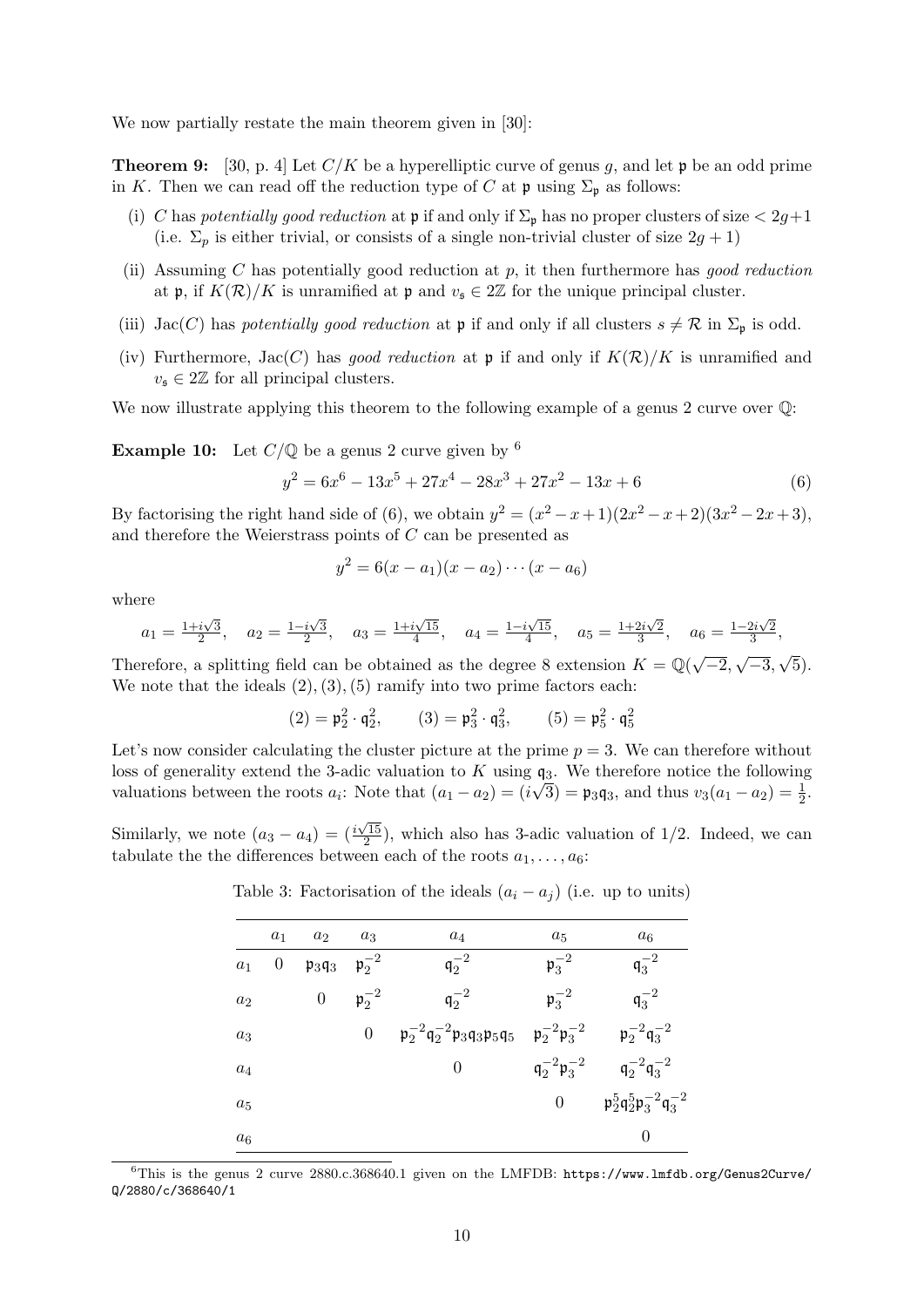We now partially restate the main theorem given in [30]:

**Theorem 9:** [30, p. 4] Let $C/K$ be a hyperelliptic curve of genus $g$, and let $\mathfrak{p}$ be an odd prime in $K$. Then we can read off the reduction type of $C$ at $\mathfrak{p}$ using $\Sigma_{\mathfrak{p}}$ as follows:

(i) $C$ has *potentially good reduction* at $\mathfrak{p}$ if and only if $\Sigma_{\mathfrak{p}}$ has no proper clusters of size $< 2g+1$ (i.e. $\Sigma_p$ is either trivial, or consists of a single non-trivial cluster of size $2g+1$)

(ii) Assuming $C$ has potentially good reduction at $p$, it then furthermore has *good reduction* at $\mathfrak{p}$, if $K(\mathcal{R})/K$ is unramified at $\mathfrak{p}$ and $v_{\mathfrak{s}} \in 2\mathbb{Z}$ for the unique principal cluster.

(iii) $\mathrm{Jac}(C)$ has *potentially good reduction* at $\mathfrak{p}$ if and only if all clusters $s \neq \mathcal{R}$ in $\Sigma_{\mathfrak{p}}$ is odd.

(iv) Furthermore, $\mathrm{Jac}(C)$ has *good reduction* at $\mathfrak{p}$ if and only if $K(\mathcal{R})/K$ is unramified and $v_{\mathfrak{s}} \in 2\mathbb{Z}$ for all principal clusters.

We now illustrate applying this theorem to the following example of a genus 2 curve over $\mathbb{Q}$:

**Example 10:** Let $C/\mathbb{Q}$ be a genus 2 curve given by [6]

$$y^2 = 6x^6 - 13x^5 + 27x^4 - 28x^3 + 27x^2 - 13x + 6 \tag{6}$$

By factorising the right hand side of (6), we obtain $y^2 = (x^2-x+1)(2x^2-x+2)(3x^2-2x+3)$, and therefore the Weierstrass points of $C$ can be presented as

$$y^2 = 6(x-a_1)(x-a_2)\cdots(x-a_6)$$

where

$$a_1 = \tfrac{1+i\sqrt{3}}{2}, \quad a_2 = \tfrac{1-i\sqrt{3}}{2}, \quad a_3 = \tfrac{1+i\sqrt{15}}{4}, \quad a_4 = \tfrac{1-i\sqrt{15}}{4}, \quad a_5 = \tfrac{1+2i\sqrt{2}}{3}, \quad a_6 = \tfrac{1-2i\sqrt{2}}{3},$$

Therefore, a splitting field can be obtained as the degree 8 extension $K = \mathbb{Q}(\sqrt{-2}, \sqrt{-3}, \sqrt{5})$. We note that the ideals $(2), (3), (5)$ ramify into two prime factors each:

$$(2) = \mathfrak{p}_2^2 \cdot \mathfrak{q}_2^2, \qquad (3) = \mathfrak{p}_3^2 \cdot \mathfrak{q}_3^2, \qquad (5) = \mathfrak{p}_5^2 \cdot \mathfrak{q}_5^2$$

Let's now consider calculating the cluster picture at the prime $p = 3$. We can therefore without loss of generality extend the 3-adic valuation to $K$ using $\mathfrak{q}_3$. We therefore notice the following valuations between the roots $a_i$: Note that $(a_1 - a_2) = (i\sqrt{3}) = \mathfrak{p}_3\mathfrak{q}_3$, and thus $v_3(a_1 - a_2) = \frac{1}{2}$.

Similarly, we note $(a_3 - a_4) = (\frac{i\sqrt{15}}{2})$, which also has 3-adic valuation of $1/2$. Indeed, we can tabulate the the differences between each of the roots $a_1, \ldots, a_6$:

Table 3: Factorisation of the ideals $(a_i - a_j)$ (i.e. up to units)

| | $a_1$ | $a_2$ | $a_3$ | $a_4$ | $a_5$ | $a_6$ |
|---|---|---|---|---|---|---|
| $a_1$ | 0 | $\mathfrak{p}_3\mathfrak{q}_3$ | $\mathfrak{p}_2^{-2}$ | $\mathfrak{q}_2^{-2}$ | $\mathfrak{p}_3^{-2}$ | $\mathfrak{q}_3^{-2}$ |
| $a_2$ | | 0 | $\mathfrak{p}_2^{-2}$ | $\mathfrak{q}_2^{-2}$ | $\mathfrak{p}_3^{-2}$ | $\mathfrak{q}_3^{-2}$ |
| $a_3$ | | | 0 | $\mathfrak{p}_2^{-2}\mathfrak{q}_2^{-2}\mathfrak{p}_3\mathfrak{q}_3\mathfrak{p}_5\mathfrak{q}_5$ | $\mathfrak{p}_2^{-2}\mathfrak{p}_3^{-2}$ | $\mathfrak{p}_2^{-2}\mathfrak{q}_3^{-2}$ |
| $a_4$ | | | | 0 | $\mathfrak{q}_2^{-2}\mathfrak{p}_3^{-2}$ | $\mathfrak{q}_2^{-2}\mathfrak{q}_3^{-2}$ |
| $a_5$ | | | | | 0 | $\mathfrak{p}_2^5\mathfrak{q}_2^5\mathfrak{p}_3^{-2}\mathfrak{q}_3^{-2}$ |
| $a_6$ | | | | | | 0 |

[6] This is the genus 2 curve 2880.c.368640.1 given on the LMFDB: https://www.lmfdb.org/Genus2Curve/Q/2880/c/368640/1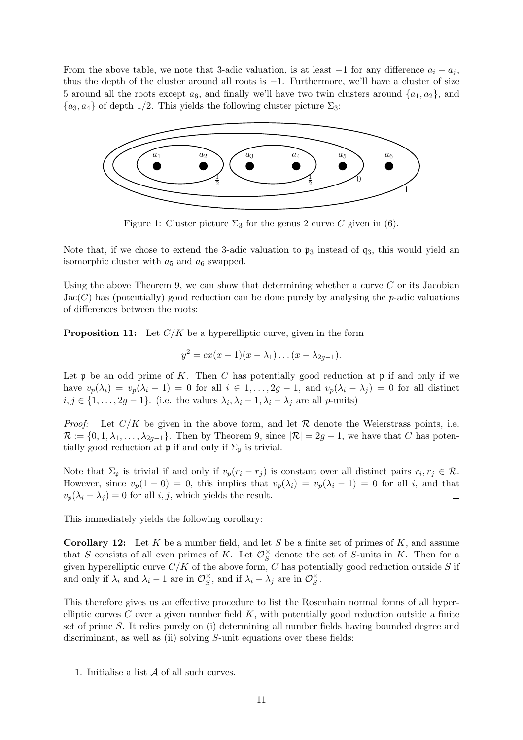From the above table, we note that 3-adic valuation, is at least $-1$ for any difference $a_i - a_j$, thus the depth of the cluster around all roots is $-1$. Furthermore, we'll have a cluster of size 5 around all the roots except $a_6$, and finally we'll have two twin clusters around $\{a_1, a_2\}$, and $\{a_3, a_4\}$ of depth $1/2$. This yields the following cluster picture $\Sigma_3$:

Figure 1: Cluster picture $\Sigma_3$ for the genus 2 curve $C$ given in (6).

Note that, if we chose to extend the 3-adic valuation to $\mathfrak{p}_3$ instead of $\mathfrak{q}_3$, this would yield an isomorphic cluster with $a_5$ and $a_6$ swapped.

Using the above Theorem 9, we can show that determining whether a curve $C$ or its Jacobian $\mathrm{Jac}(C)$ has (potentially) good reduction can be done purely by analysing the $p$-adic valuations of differences between the roots:

**Proposition 11:** Let $C/K$ be a hyperelliptic curve, given in the form

$$y^2 = cx(x-1)(x-\lambda_1)\dots(x-\lambda_{2g-1}).$$

Let $\mathfrak{p}$ be an odd prime of $K$. Then $C$ has potentially good reduction at $\mathfrak{p}$ if and only if we have $v_p(\lambda_i) = v_p(\lambda_i - 1) = 0$ for all $i \in 1, \dots, 2g-1$, and $v_p(\lambda_i - \lambda_j) = 0$ for all distinct $i, j \in \{1, \dots, 2g-1\}$. (i.e. the values $\lambda_i, \lambda_i - 1, \lambda_i - \lambda_j$ are all $p$-units)

*Proof:* Let $C/K$ be given in the above form, and let $\mathcal{R}$ denote the Weierstrass points, i.e. $\mathcal{R} := \{0, 1, \lambda_1, \dots, \lambda_{2g-1}\}$. Then by Theorem 9, since $|\mathcal{R}| = 2g+1$, we have that $C$ has potentially good reduction at $\mathfrak{p}$ if and only if $\Sigma_{\mathfrak{p}}$ is trivial.

Note that $\Sigma_{\mathfrak{p}}$ is trivial if and only if $v_p(r_i - r_j)$ is constant over all distinct pairs $r_i, r_j \in \mathcal{R}$. However, since $v_p(1-0) = 0$, this implies that $v_p(\lambda_i) = v_p(\lambda_i - 1) = 0$ for all $i$, and that $v_p(\lambda_i - \lambda_j) = 0$ for all $i, j$, which yields the result. $\square$

This immediately yields the following corollary:

**Corollary 12:** Let $K$ be a number field, and let $S$ be a finite set of primes of $K$, and assume that $S$ consists of all even primes of $K$. Let $\mathcal{O}_S^\times$ denote the set of $S$-units in $K$. Then for a given hyperelliptic curve $C/K$ of the above form, $C$ has potentially good reduction outside $S$ if and only if $\lambda_i$ and $\lambda_i - 1$ are in $\mathcal{O}_S^\times$, and if $\lambda_i - \lambda_j$ are in $\mathcal{O}_S^\times$.

This therefore gives us an effective procedure to list the Rosenhain normal forms of all hyperelliptic curves $C$ over a given number field $K$, with potentially good reduction outside a finite set of prime $S$. It relies purely on (i) determining all number fields having bounded degree and discriminant, as well as (ii) solving $S$-unit equations over these fields:

1. Initialise a list $\mathcal{A}$ of all such curves.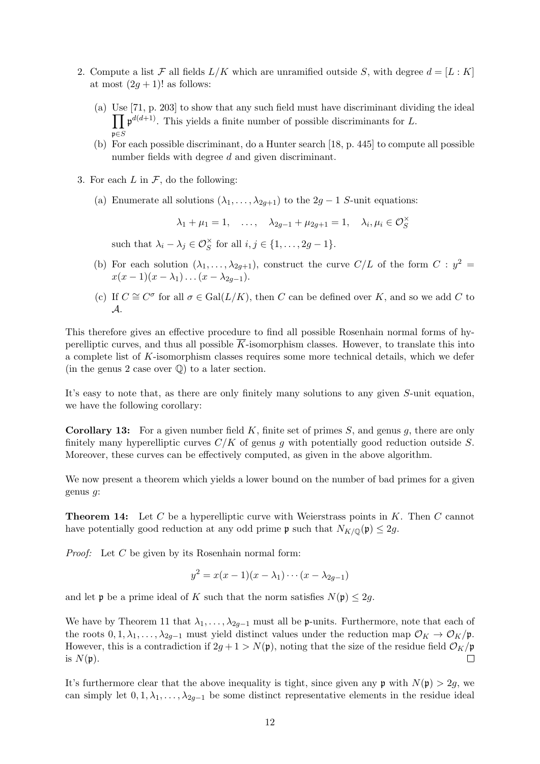2. Compute a list $\mathcal{F}$ all fields $L/K$ which are unramified outside $S$, with degree $d = [L : K]$ at most $(2g+1)!$ as follows:

   (a) Use [71, p. 203] to show that any such field must have discriminant dividing the ideal $\prod_{\mathfrak{p} \in S} \mathfrak{p}^{d(d+1)}$. This yields a finite number of possible discriminants for $L$.

   (b) For each possible discriminant, do a Hunter search [18, p. 445] to compute all possible number fields with degree $d$ and given discriminant.

3. For each $L$ in $\mathcal{F}$, do the following:

   (a) Enumerate all solutions $(\lambda_1, \ldots, \lambda_{2g+1})$ to the $2g-1$ $S$-unit equations:

   $$\lambda_1 + \mu_1 = 1, \quad \ldots, \quad \lambda_{2g-1} + \mu_{2g+1} = 1, \quad \lambda_i, \mu_i \in \mathcal{O}_S^\times$$

   such that $\lambda_i - \lambda_j \in \mathcal{O}_S^\times$ for all $i, j \in \{1, \ldots, 2g-1\}$.

   (b) For each solution $(\lambda_1, \ldots, \lambda_{2g+1})$, construct the curve $C/L$ of the form $C : y^2 = x(x-1)(x-\lambda_1)\ldots(x-\lambda_{2g-1})$.

   (c) If $C \cong C^\sigma$ for all $\sigma \in \mathrm{Gal}(L/K)$, then $C$ can be defined over $K$, and so we add $C$ to $\mathcal{A}$.

This therefore gives an effective procedure to find all possible Rosenhain normal forms of hyperelliptic curves, and thus all possible $\overline{K}$-isomorphism classes. However, to translate this into a complete list of $K$-isomorphism classes requires some more technical details, which we defer (in the genus 2 case over $\mathbb{Q}$) to a later section.

It's easy to note that, as there are only finitely many solutions to any given $S$-unit equation, we have the following corollary:

**Corollary 13:** For a given number field $K$, finite set of primes $S$, and genus $g$, there are only finitely many hyperelliptic curves $C/K$ of genus $g$ with potentially good reduction outside $S$. Moreover, these curves can be effectively computed, as given in the above algorithm.

We now present a theorem which yields a lower bound on the number of bad primes for a given genus $g$:

**Theorem 14:** Let $C$ be a hyperelliptic curve with Weierstrass points in $K$. Then $C$ cannot have potentially good reduction at any odd prime $\mathfrak{p}$ such that $N_{K/\mathbb{Q}}(\mathfrak{p}) \leq 2g$.

*Proof:* Let $C$ be given by its Rosenhain normal form:

$$y^2 = x(x-1)(x-\lambda_1)\cdots(x-\lambda_{2g-1})$$

and let $\mathfrak{p}$ be a prime ideal of $K$ such that the norm satisfies $N(\mathfrak{p}) \leq 2g$.

We have by Theorem 11 that $\lambda_1, \ldots, \lambda_{2g-1}$ must all be $\mathfrak{p}$-units. Furthermore, note that each of the roots $0, 1, \lambda_1, \ldots, \lambda_{2g-1}$ must yield distinct values under the reduction map $\mathcal{O}_K \to \mathcal{O}_K/\mathfrak{p}$. However, this is a contradiction if $2g+1 > N(\mathfrak{p})$, noting that the size of the residue field $\mathcal{O}_K/\mathfrak{p}$ is $N(\mathfrak{p})$. □

It's furthermore clear that the above inequality is tight, since given any $\mathfrak{p}$ with $N(\mathfrak{p}) > 2g$, we can simply let $0, 1, \lambda_1, \ldots, \lambda_{2g-1}$ be some distinct representative elements in the residue ideal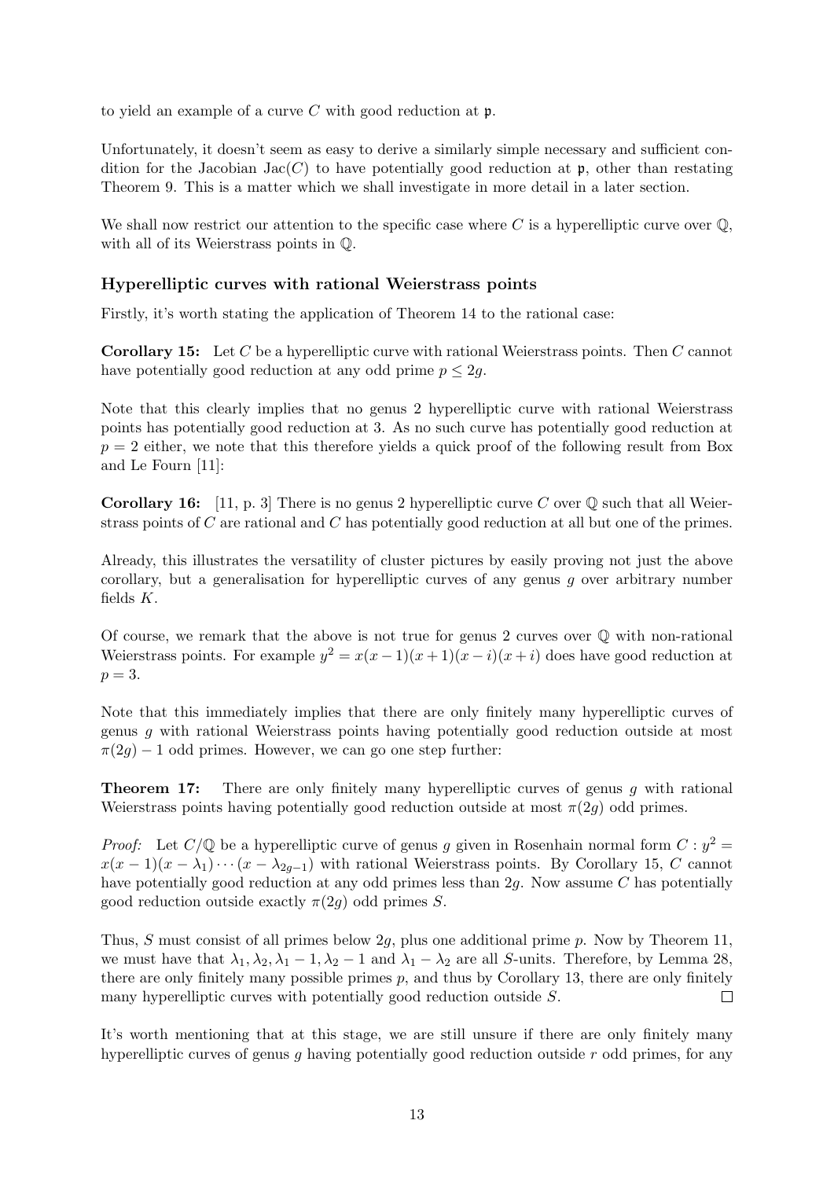to yield an example of a curve $C$ with good reduction at $\mathfrak{p}$.

Unfortunately, it doesn't seem as easy to derive a similarly simple necessary and sufficient condition for the Jacobian $\mathrm{Jac}(C)$ to have potentially good reduction at $\mathfrak{p}$, other than restating Theorem 9. This is a matter which we shall investigate in more detail in a later section.

We shall now restrict our attention to the specific case where $C$ is a hyperelliptic curve over $\mathbb{Q}$, with all of its Weierstrass points in $\mathbb{Q}$.

### Hyperelliptic curves with rational Weierstrass points

Firstly, it's worth stating the application of Theorem 14 to the rational case:

**Corollary 15:** Let $C$ be a hyperelliptic curve with rational Weierstrass points. Then $C$ cannot have potentially good reduction at any odd prime $p \leq 2g$.

Note that this clearly implies that no genus 2 hyperelliptic curve with rational Weierstrass points has potentially good reduction at 3. As no such curve has potentially good reduction at $p = 2$ either, we note that this therefore yields a quick proof of the following result from Box and Le Fourn [11]:

**Corollary 16:** [11, p. 3] There is no genus 2 hyperelliptic curve $C$ over $\mathbb{Q}$ such that all Weierstrass points of $C$ are rational and $C$ has potentially good reduction at all but one of the primes.

Already, this illustrates the versatility of cluster pictures by easily proving not just the above corollary, but a generalisation for hyperelliptic curves of any genus $g$ over arbitrary number fields $K$.

Of course, we remark that the above is not true for genus 2 curves over $\mathbb{Q}$ with non-rational Weierstrass points. For example $y^2 = x(x-1)(x+1)(x-i)(x+i)$ does have good reduction at $p = 3$.

Note that this immediately implies that there are only finitely many hyperelliptic curves of genus $g$ with rational Weierstrass points having potentially good reduction outside at most $\pi(2g) - 1$ odd primes. However, we can go one step further:

**Theorem 17:** There are only finitely many hyperelliptic curves of genus $g$ with rational Weierstrass points having potentially good reduction outside at most $\pi(2g)$ odd primes.

*Proof:* Let $C/\mathbb{Q}$ be a hyperelliptic curve of genus $g$ given in Rosenhain normal form $C : y^2 = x(x-1)(x-\lambda_1)\cdots(x-\lambda_{2g-1})$ with rational Weierstrass points. By Corollary 15, $C$ cannot have potentially good reduction at any odd primes less than $2g$. Now assume $C$ has potentially good reduction outside exactly $\pi(2g)$ odd primes $S$.

Thus, $S$ must consist of all primes below $2g$, plus one additional prime $p$. Now by Theorem 11, we must have that $\lambda_1, \lambda_2, \lambda_1 - 1, \lambda_2 - 1$ and $\lambda_1 - \lambda_2$ are all $S$-units. Therefore, by Lemma 28, there are only finitely many possible primes $p$, and thus by Corollary 13, there are only finitely many hyperelliptic curves with potentially good reduction outside $S$. $\square$

It's worth mentioning that at this stage, we are still unsure if there are only finitely many hyperelliptic curves of genus $g$ having potentially good reduction outside $r$ odd primes, for any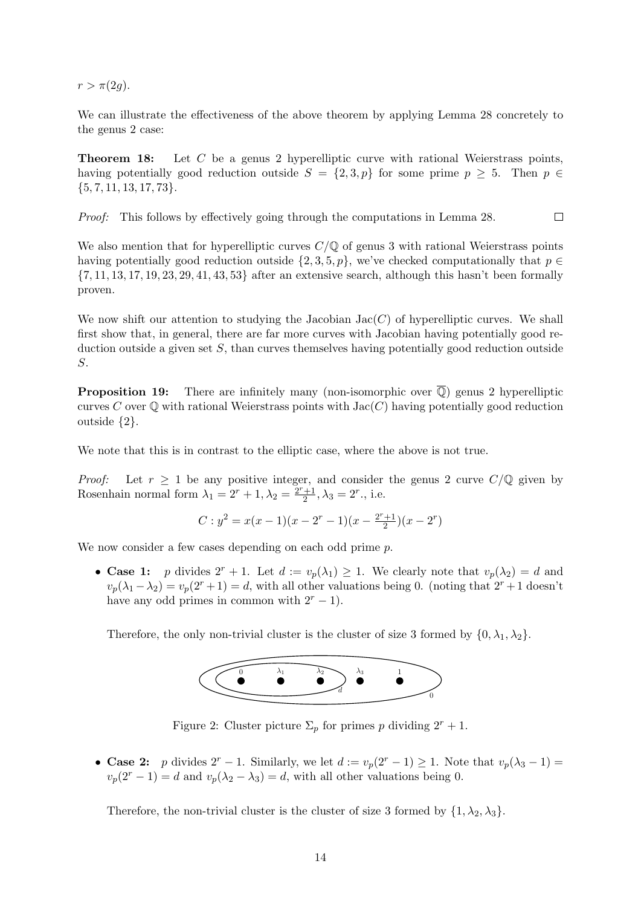$r > \pi(2g)$.

We can illustrate the effectiveness of the above theorem by applying Lemma 28 concretely to the genus 2 case:

**Theorem 18:** Let $C$ be a genus 2 hyperelliptic curve with rational Weierstrass points, having potentially good reduction outside $S = \{2, 3, p\}$ for some prime $p \geq 5$. Then $p \in \{5, 7, 11, 13, 17, 73\}$.

*Proof:* This follows by effectively going through the computations in Lemma 28. □

We also mention that for hyperelliptic curves $C/\mathbb{Q}$ of genus 3 with rational Weierstrass points having potentially good reduction outside $\{2, 3, 5, p\}$, we've checked computationally that $p \in \{7, 11, 13, 17, 19, 23, 29, 41, 43, 53\}$ after an extensive search, although this hasn't been formally proven.

We now shift our attention to studying the Jacobian $\mathrm{Jac}(C)$ of hyperelliptic curves. We shall first show that, in general, there are far more curves with Jacobian having potentially good reduction outside a given set $S$, than curves themselves having potentially good reduction outside $S$.

**Proposition 19:** There are infinitely many (non-isomorphic over $\overline{\mathbb{Q}}$) genus 2 hyperelliptic curves $C$ over $\mathbb{Q}$ with rational Weierstrass points with $\mathrm{Jac}(C)$ having potentially good reduction outside $\{2\}$.

We note that this is in contrast to the elliptic case, where the above is not true.

*Proof:* Let $r \geq 1$ be any positive integer, and consider the genus 2 curve $C/\mathbb{Q}$ given by Rosenhain normal form $\lambda_1 = 2^r + 1, \lambda_2 = \frac{2^r+1}{2}, \lambda_3 = 2^r$., i.e.

$$C : y^2 = x(x-1)(x-2^r-1)(x-\tfrac{2^r+1}{2})(x-2^r)$$

We now consider a few cases depending on each odd prime $p$.

- **Case 1:** $p$ divides $2^r + 1$. Let $d := v_p(\lambda_1) \geq 1$. We clearly note that $v_p(\lambda_2) = d$ and $v_p(\lambda_1 - \lambda_2) = v_p(2^r + 1) = d$, with all other valuations being 0. (noting that $2^r + 1$ doesn't have any odd primes in common with $2^r - 1$).

  Therefore, the only non-trivial cluster is the cluster of size 3 formed by $\{0, \lambda_1, \lambda_2\}$.

  Figure 2: Cluster picture $\Sigma_p$ for primes $p$ dividing $2^r + 1$.

- **Case 2:** $p$ divides $2^r - 1$. Similarly, we let $d := v_p(2^r - 1) \geq 1$. Note that $v_p(\lambda_3 - 1) = v_p(2^r - 1) = d$ and $v_p(\lambda_2 - \lambda_3) = d$, with all other valuations being 0.

  Therefore, the non-trivial cluster is the cluster of size 3 formed by $\{1, \lambda_2, \lambda_3\}$.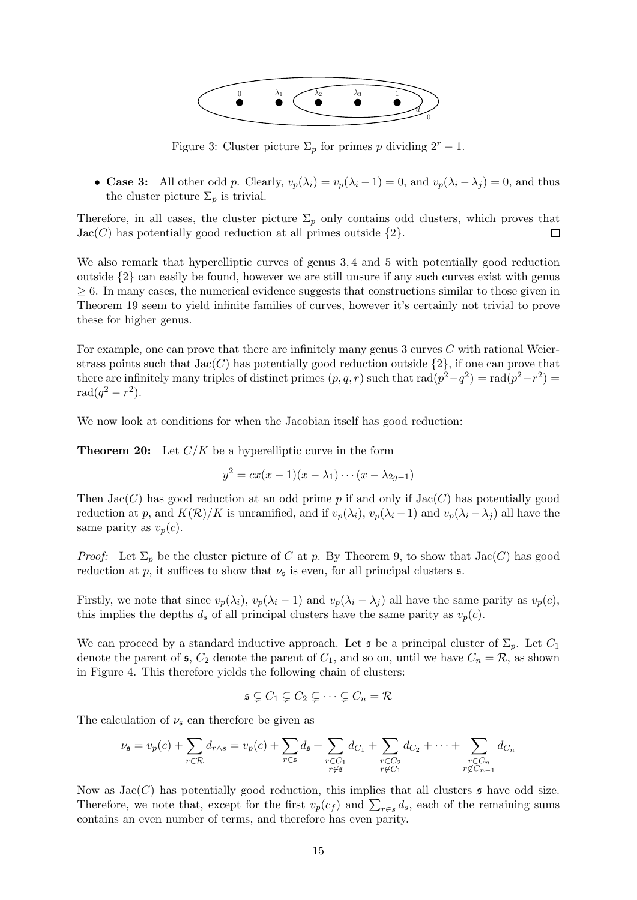Figure 3: Cluster picture $\Sigma_p$ for primes $p$ dividing $2^r - 1$.

- **Case 3:** All other odd $p$. Clearly, $v_p(\lambda_i) = v_p(\lambda_i - 1) = 0$, and $v_p(\lambda_i - \lambda_j) = 0$, and thus the cluster picture $\Sigma_p$ is trivial.

Therefore, in all cases, the cluster picture $\Sigma_p$ only contains odd clusters, which proves that $\mathrm{Jac}(C)$ has potentially good reduction at all primes outside $\{2\}$. □

We also remark that hyperelliptic curves of genus 3, 4 and 5 with potentially good reduction outside $\{2\}$ can easily be found, however we are still unsure if any such curves exist with genus $\geq 6$. In many cases, the numerical evidence suggests that constructions similar to those given in Theorem 19 seem to yield infinite families of curves, however it's certainly not trivial to prove these for higher genus.

For example, one can prove that there are infinitely many genus 3 curves $C$ with rational Weierstrass points such that $\mathrm{Jac}(C)$ has potentially good reduction outside $\{2\}$, if one can prove that there are infinitely many triples of distinct primes $(p, q, r)$ such that $\mathrm{rad}(p^2 - q^2) = \mathrm{rad}(p^2 - r^2) = \mathrm{rad}(q^2 - r^2)$.

We now look at conditions for when the Jacobian itself has good reduction:

**Theorem 20:** Let $C/K$ be a hyperelliptic curve in the form

$$y^2 = cx(x-1)(x-\lambda_1)\cdots(x-\lambda_{2g-1})$$

Then $\mathrm{Jac}(C)$ has good reduction at an odd prime $p$ if and only if $\mathrm{Jac}(C)$ has potentially good reduction at $p$, and $K(\mathcal{R})/K$ is unramified, and if $v_p(\lambda_i)$, $v_p(\lambda_i - 1)$ and $v_p(\lambda_i - \lambda_j)$ all have the same parity as $v_p(c)$.

*Proof:* Let $\Sigma_p$ be the cluster picture of $C$ at $p$. By Theorem 9, to show that $\mathrm{Jac}(C)$ has good reduction at $p$, it suffices to show that $\nu_{\mathfrak{s}}$ is even, for all principal clusters $\mathfrak{s}$.

Firstly, we note that since $v_p(\lambda_i)$, $v_p(\lambda_i - 1)$ and $v_p(\lambda_i - \lambda_j)$ all have the same parity as $v_p(c)$, this implies the depths $d_s$ of all principal clusters have the same parity as $v_p(c)$.

We can proceed by a standard inductive approach. Let $\mathfrak{s}$ be a principal cluster of $\Sigma_p$. Let $C_1$ denote the parent of $\mathfrak{s}$, $C_2$ denote the parent of $C_1$, and so on, until we have $C_n = \mathcal{R}$, as shown in Figure 4. This therefore yields the following chain of clusters:

$$\mathfrak{s} \subsetneq C_1 \subsetneq C_2 \subsetneq \cdots \subsetneq C_n = \mathcal{R}$$

The calculation of $\nu_{\mathfrak{s}}$ can therefore be given as

$$\nu_{\mathfrak{s}} = v_p(c) + \sum_{r \in \mathcal{R}} d_{r \wedge s} = v_p(c) + \sum_{r \in \mathfrak{s}} d_{\mathfrak{s}} + \sum_{\substack{r \in C_1 \\ r \notin \mathfrak{s}}} d_{C_1} + \sum_{\substack{r \in C_2 \\ r \notin C_1}} d_{C_2} + \cdots + \sum_{\substack{r \in C_n \\ r \notin C_{n-1}}} d_{C_n}$$

Now as $\mathrm{Jac}(C)$ has potentially good reduction, this implies that all clusters $\mathfrak{s}$ have odd size. Therefore, we note that, except for the first $v_p(c_f)$ and $\sum_{r \in s} d_s$, each of the remaining sums contains an even number of terms, and therefore has even parity.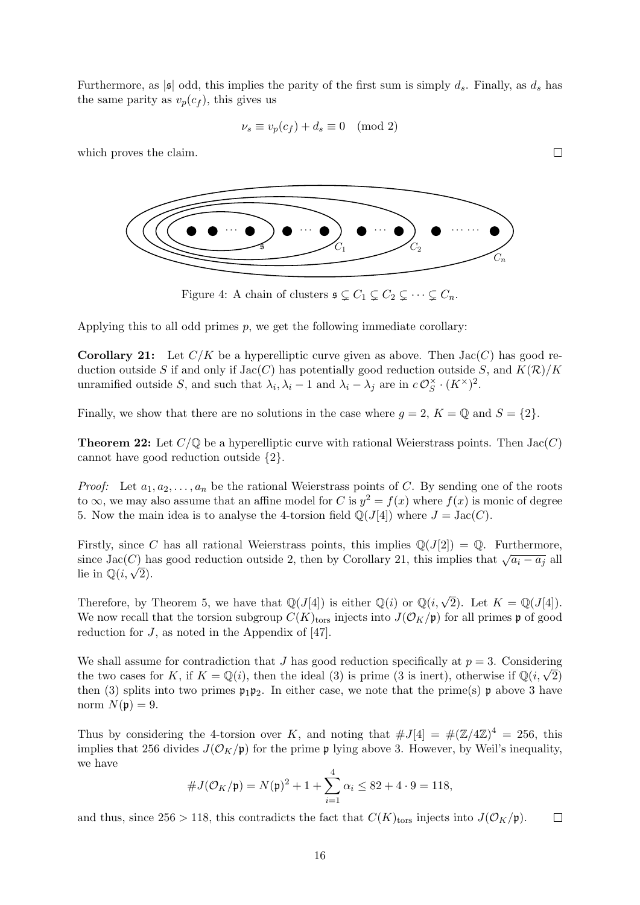Furthermore, as $|\mathfrak{s}|$ odd, this implies the parity of the first sum is simply $d_s$. Finally, as $d_s$ has the same parity as $v_p(c_f)$, this gives us

$$\nu_s \equiv v_p(c_f) + d_s \equiv 0 \pmod 2$$

which proves the claim. $\square$

Figure 4: A chain of clusters $\mathfrak{s} \subsetneq C_1 \subsetneq C_2 \subsetneq \cdots \subsetneq C_n$.

Applying this to all odd primes $p$, we get the following immediate corollary:

**Corollary 21:** Let $C/K$ be a hyperelliptic curve given as above. Then $\mathrm{Jac}(C)$ has good reduction outside $S$ if and only if $\mathrm{Jac}(C)$ has potentially good reduction outside $S$, and $K(\mathcal{R})/K$ unramified outside $S$, and such that $\lambda_i, \lambda_i - 1$ and $\lambda_i - \lambda_j$ are in $c\,\mathcal{O}_S^\times \cdot (K^\times)^2$.

Finally, we show that there are no solutions in the case where $g = 2$, $K = \mathbb{Q}$ and $S = \{2\}$.

**Theorem 22:** Let $C/\mathbb{Q}$ be a hyperelliptic curve with rational Weierstrass points. Then $\mathrm{Jac}(C)$ cannot have good reduction outside $\{2\}$.

*Proof:* Let $a_1, a_2, \ldots, a_n$ be the rational Weierstrass points of $C$. By sending one of the roots to $\infty$, we may also assume that an affine model for $C$ is $y^2 = f(x)$ where $f(x)$ is monic of degree 5. Now the main idea is to analyse the 4-torsion field $\mathbb{Q}(J[4])$ where $J = \mathrm{Jac}(C)$.

Firstly, since $C$ has all rational Weierstrass points, this implies $\mathbb{Q}(J[2]) = \mathbb{Q}$. Furthermore, since $\mathrm{Jac}(C)$ has good reduction outside 2, then by Corollary 21, this implies that $\sqrt{a_i - a_j}$ all lie in $\mathbb{Q}(i, \sqrt{2})$.

Therefore, by Theorem 5, we have that $\mathbb{Q}(J[4])$ is either $\mathbb{Q}(i)$ or $\mathbb{Q}(i, \sqrt{2})$. Let $K = \mathbb{Q}(J[4])$. We now recall that the torsion subgroup $C(K)_{\mathrm{tors}}$ injects into $J(\mathcal{O}_K/\mathfrak{p})$ for all primes $\mathfrak{p}$ of good reduction for $J$, as noted in the Appendix of [47].

We shall assume for contradiction that $J$ has good reduction specifically at $p = 3$. Considering the two cases for $K$, if $K = \mathbb{Q}(i)$, then the ideal (3) is prime (3 is inert), otherwise if $\mathbb{Q}(i, \sqrt{2})$ then (3) splits into two primes $\mathfrak{p}_1\mathfrak{p}_2$. In either case, we note that the prime(s) $\mathfrak{p}$ above 3 have norm $N(\mathfrak{p}) = 9$.

Thus by considering the 4-torsion over $K$, and noting that $\#J[4] = \#(\mathbb{Z}/4\mathbb{Z})^4 = 256$, this implies that 256 divides $J(\mathcal{O}_K/\mathfrak{p})$ for the prime $\mathfrak{p}$ lying above 3. However, by Weil's inequality, we have

$$\#J(\mathcal{O}_K/\mathfrak{p}) = N(\mathfrak{p})^2 + 1 + \sum_{i=1}^{4} \alpha_i \leq 82 + 4 \cdot 9 = 118,$$

and thus, since $256 > 118$, this contradicts the fact that $C(K)_{\mathrm{tors}}$ injects into $J(\mathcal{O}_K/\mathfrak{p})$. $\square$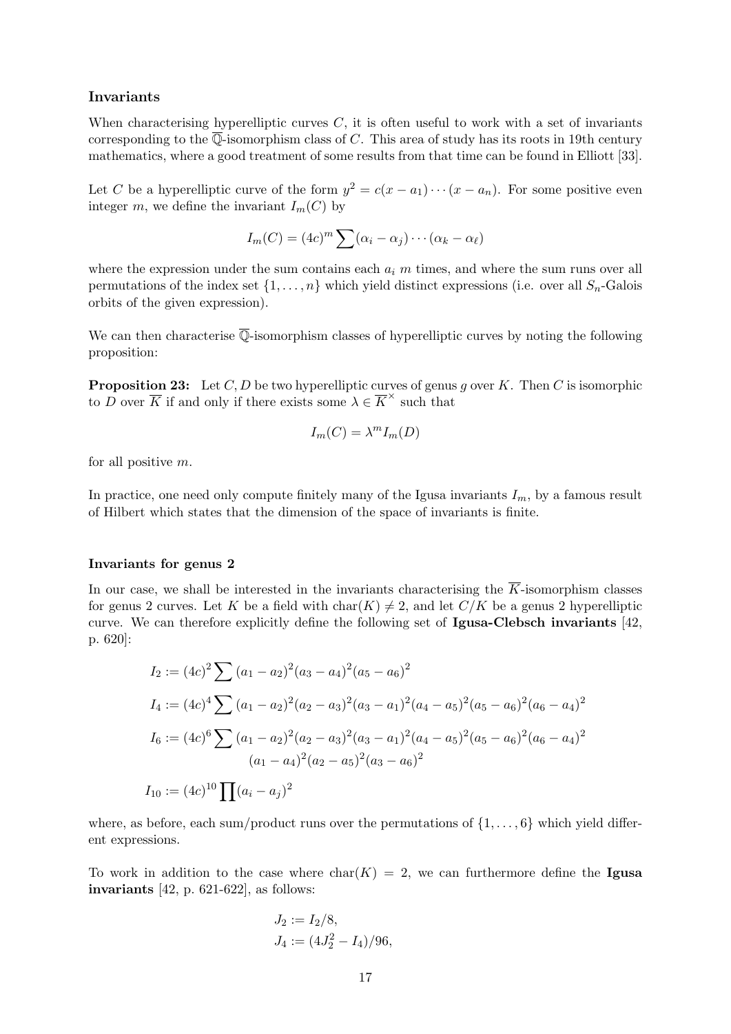### Invariants

When characterising hyperelliptic curves $C$, it is often useful to work with a set of invariants corresponding to the $\overline{\mathbb{Q}}$-isomorphism class of $C$. This area of study has its roots in 19th century mathematics, where a good treatment of some results from that time can be found in Elliott [33].

Let $C$ be a hyperelliptic curve of the form $y^2 = c(x-a_1)\cdots(x-a_n)$. For some positive even integer $m$, we define the invariant $I_m(C)$ by

$$I_m(C) = (4c)^m \sum (\alpha_i - \alpha_j)\cdots(\alpha_k - \alpha_\ell)$$

where the expression under the sum contains each $a_i$ $m$ times, and where the sum runs over all permutations of the index set $\{1, \ldots, n\}$ which yield distinct expressions (i.e. over all $S_n$-Galois orbits of the given expression).

We can then characterise $\overline{\mathbb{Q}}$-isomorphism classes of hyperelliptic curves by noting the following proposition:

**Proposition 23:** Let $C, D$ be two hyperelliptic curves of genus $g$ over $K$. Then $C$ is isomorphic to $D$ over $\overline{K}$ if and only if there exists some $\lambda \in \overline{K}^\times$ such that

$$I_m(C) = \lambda^m I_m(D)$$

for all positive $m$.

In practice, one need only compute finitely many of the Igusa invariants $I_m$, by a famous result of Hilbert which states that the dimension of the space of invariants is finite.

### Invariants for genus 2

In our case, we shall be interested in the invariants characterising the $\overline{K}$-isomorphism classes for genus 2 curves. Let $K$ be a field with $\mathrm{char}(K) \neq 2$, and let $C/K$ be a genus 2 hyperelliptic curve. We can therefore explicitly define the following set of **Igusa-Clebsch invariants** [42, p. 620]:

$$I_2 := (4c)^2 \sum (a_1 - a_2)^2(a_3 - a_4)^2(a_5 - a_6)^2$$

$$I_4 := (4c)^4 \sum (a_1 - a_2)^2(a_2 - a_3)^2(a_3 - a_1)^2(a_4 - a_5)^2(a_5 - a_6)^2(a_6 - a_4)^2$$

$$I_6 := (4c)^6 \sum (a_1 - a_2)^2(a_2 - a_3)^2(a_3 - a_1)^2(a_4 - a_5)^2(a_5 - a_6)^2(a_6 - a_4)^2 (a_1 - a_4)^2(a_2 - a_5)^2(a_3 - a_6)^2$$

$$I_{10} := (4c)^{10} \prod (a_i - a_j)^2$$

where, as before, each sum/product runs over the permutations of $\{1, \ldots, 6\}$ which yield different expressions.

To work in addition to the case where $\mathrm{char}(K) = 2$, we can furthermore define the **Igusa invariants** [42, p. 621-622], as follows:

$$J_2 := I_2/8,$$
$$J_4 := (4J_2^2 - I_4)/96,$$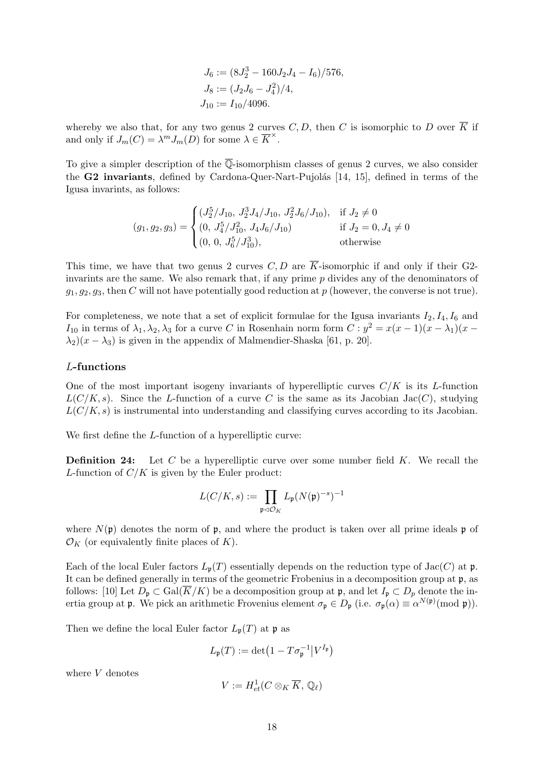$$
\begin{aligned}
J_6 &:= (8J_2^3 - 160J_2J_4 - I_6)/576, \\
J_8 &:= (J_2J_6 - J_4^2)/4, \\
J_{10} &:= I_{10}/4096.
\end{aligned}
$$

whereby we also that, for any two genus 2 curves $C, D$, then $C$ is isomorphic to $D$ over $\overline{K}$ if and only if $J_m(C) = \lambda^m J_m(D)$ for some $\lambda \in \overline{K}^\times$.

To give a simpler description of the $\overline{\mathbb{Q}}$-isomorphism classes of genus 2 curves, we also consider the **G2 invariants**, defined by Cardona-Quer-Nart-Pujolás [14, 15], defined in terms of the Igusa invarints, as follows:

$$
(g_1, g_2, g_3) = \begin{cases} (J_2^5/J_{10},\ J_2^3J_4/J_{10},\ J_2^2J_6/J_{10}), & \text{if } J_2 \neq 0 \\ (0,\ J_4^5/J_{10}^2,\ J_4J_6/J_{10}) & \text{if } J_2 = 0, J_4 \neq 0 \\ (0,\ 0,\ J_6^5/J_{10}^3), & \text{otherwise} \end{cases}
$$

This time, we have that two genus 2 curves $C, D$ are $\overline{K}$-isomorphic if and only if their G2-invarints are the same. We also remark that, if any prime $p$ divides any of the denominators of $g_1, g_2, g_3$, then $C$ will not have potentially good reduction at $p$ (however, the converse is not true).

For completeness, we note that a set of explicit formulae for the Igusa invariants $I_2, I_4, I_6$ and $I_{10}$ in terms of $\lambda_1, \lambda_2, \lambda_3$ for a curve $C$ in Rosenhain norm form $C : y^2 = x(x-1)(x-\lambda_1)(x-\lambda_2)(x-\lambda_3)$ is given in the appendix of Malmendier-Shaska [61, p. 20].

### $L$-functions

One of the most important isogeny invariants of hyperelliptic curves $C/K$ is its $L$-function $L(C/K, s)$. Since the $L$-function of a curve $C$ is the same as its Jacobian $\mathrm{Jac}(C)$, studying $L(C/K, s)$ is instrumental into understanding and classifying curves according to its Jacobian.

We first define the $L$-function of a hyperelliptic curve:

**Definition 24:** Let $C$ be a hyperelliptic curve over some number field $K$. We recall the $L$-function of $C/K$ is given by the Euler product:

$$
L(C/K, s) := \prod_{\mathfrak{p} \lhd \mathcal{O}_K} L_{\mathfrak{p}}(N(\mathfrak{p})^{-s})^{-1}
$$

where $N(\mathfrak{p})$ denotes the norm of $\mathfrak{p}$, and where the product is taken over all prime ideals $\mathfrak{p}$ of $\mathcal{O}_K$ (or equivalently finite places of $K$).

Each of the local Euler factors $L_{\mathfrak{p}}(T)$ essentially depends on the reduction type of $\mathrm{Jac}(C)$ at $\mathfrak{p}$. It can be defined generally in terms of the geometric Frobenius in a decomposition group at $\mathfrak{p}$, as follows: [10] Let $D_{\mathfrak{p}} \subset \mathrm{Gal}(\overline{K}/K)$ be a decomposition group at $\mathfrak{p}$, and let $I_{\mathfrak{p}} \subset D_p$ denote the inertia group at $\mathfrak{p}$. We pick an arithmetic Frovenius element $\sigma_{\mathfrak{p}} \in D_{\mathfrak{p}}$ (i.e. $\sigma_{\mathfrak{p}}(\alpha) \equiv \alpha^{N(\mathfrak{p})} (\mathrm{mod}\ \mathfrak{p})$).

Then we define the local Euler factor $L_{\mathfrak{p}}(T)$ at $\mathfrak{p}$ as

$$
L_{\mathfrak{p}}(T) := \det\big(1 - T\sigma_{\mathfrak{p}}^{-1} \big| V^{I_{\mathfrak{p}}}\big)
$$

where $V$ denotes

$$
V := H^1_{et}(C \otimes_K \overline{K},\ \mathbb{Q}_\ell)
$$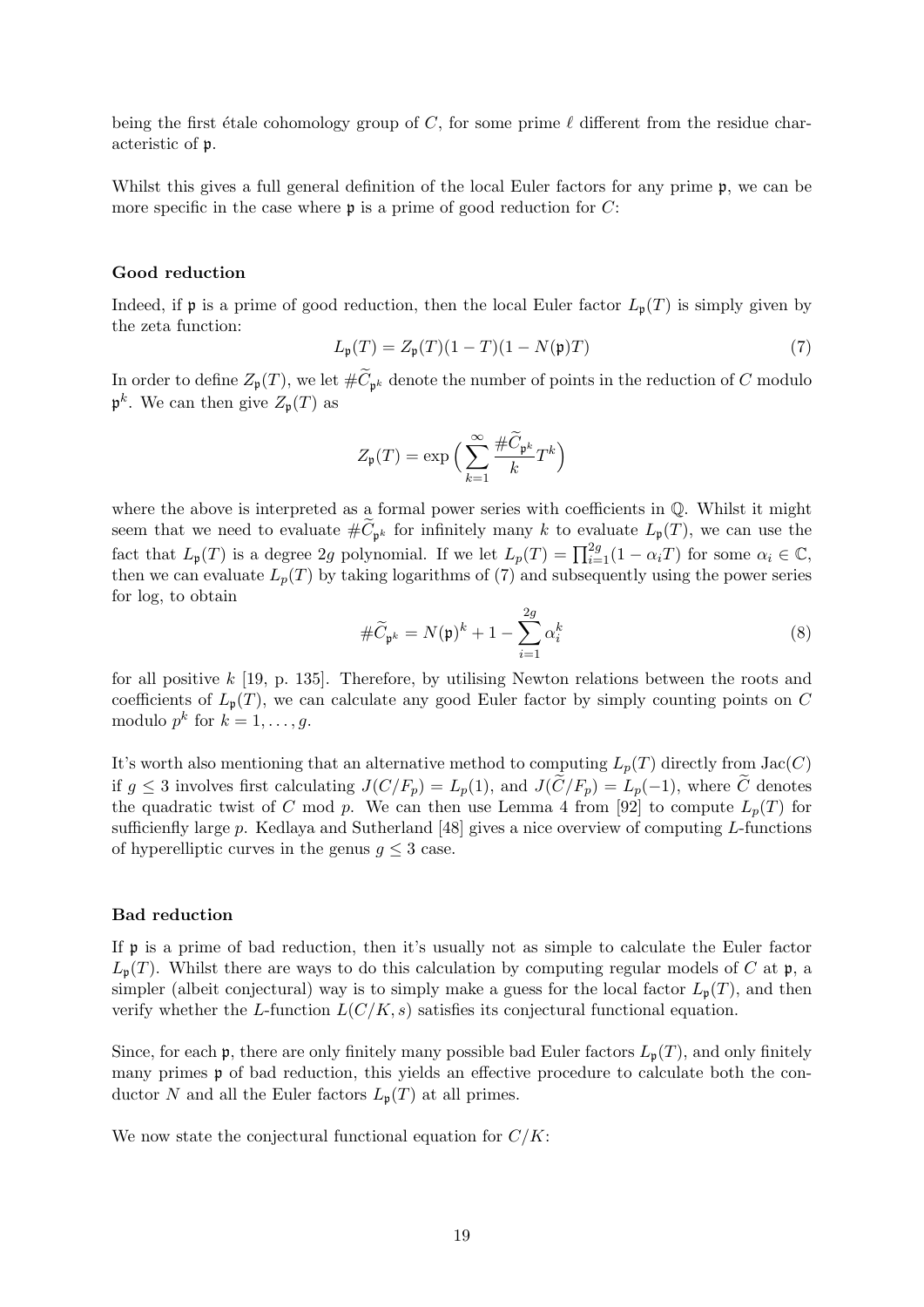being the first étale cohomology group of $C$, for some prime $\ell$ different from the residue characteristic of $\mathfrak{p}$.

Whilst this gives a full general definition of the local Euler factors for any prime $\mathfrak{p}$, we can be more specific in the case where $\mathfrak{p}$ is a prime of good reduction for $C$:

#### Good reduction

Indeed, if $\mathfrak{p}$ is a prime of good reduction, then the local Euler factor $L_{\mathfrak{p}}(T)$ is simply given by the zeta function:

$$L_{\mathfrak{p}}(T) = Z_{\mathfrak{p}}(T)(1-T)(1-N(\mathfrak{p})T) \tag{7}$$

In order to define $Z_{\mathfrak{p}}(T)$, we let $\#\widetilde{C}_{\mathfrak{p}^k}$ denote the number of points in the reduction of $C$ modulo $\mathfrak{p}^k$. We can then give $Z_{\mathfrak{p}}(T)$ as

$$Z_{\mathfrak{p}}(T) = \exp\Big(\sum_{k=1}^{\infty} \frac{\#\widetilde{C}_{\mathfrak{p}^k}}{k} T^k\Big)$$

where the above is interpreted as a formal power series with coefficients in $\mathbb{Q}$. Whilst it might seem that we need to evaluate $\#\widetilde{C}_{\mathfrak{p}^k}$ for infinitely many $k$ to evaluate $L_{\mathfrak{p}}(T)$, we can use the fact that $L_{\mathfrak{p}}(T)$ is a degree $2g$ polynomial. If we let $L_p(T) = \prod_{i=1}^{2g}(1-\alpha_i T)$ for some $\alpha_i \in \mathbb{C}$, then we can evaluate $L_p(T)$ by taking logarithms of (7) and subsequently using the power series for log, to obtain

$$\#\widetilde{C}_{\mathfrak{p}^k} = N(\mathfrak{p})^k + 1 - \sum_{i=1}^{2g} \alpha_i^k \tag{8}$$

for all positive $k$ [19, p. 135]. Therefore, by utilising Newton relations between the roots and coefficients of $L_p(T)$, we can calculate any good Euler factor by simply counting points on $C$ modulo $p^k$ for $k = 1, \ldots, g$.

It's worth also mentioning that an alternative method to computing $L_p(T)$ directly from $\mathrm{Jac}(C)$ if $g \leq 3$ involves first calculating $J(C/F_p) = L_p(1)$, and $J(\widetilde{C}/F_p) = L_p(-1)$, where $\widetilde{C}$ denotes the quadratic twist of $C$ mod $p$. We can then use Lemma 4 from [92] to compute $L_p(T)$ for sufficienfly large $p$. Kedlaya and Sutherland [48] gives a nice overview of computing $L$-functions of hyperelliptic curves in the genus $g \leq 3$ case.

#### Bad reduction

If $\mathfrak{p}$ is a prime of bad reduction, then it's usually not as simple to calculate the Euler factor $L_{\mathfrak{p}}(T)$. Whilst there are ways to do this calculation by computing regular models of $C$ at $\mathfrak{p}$, a simpler (albeit conjectural) way is to simply make a guess for the local factor $L_{\mathfrak{p}}(T)$, and then verify whether the $L$-function $L(C/K, s)$ satisfies its conjectural functional equation.

Since, for each $\mathfrak{p}$, there are only finitely many possible bad Euler factors $L_{\mathfrak{p}}(T)$, and only finitely many primes $\mathfrak{p}$ of bad reduction, this yields an effective procedure to calculate both the conductor $N$ and all the Euler factors $L_{\mathfrak{p}}(T)$ at all primes.

We now state the conjectural functional equation for $C/K$: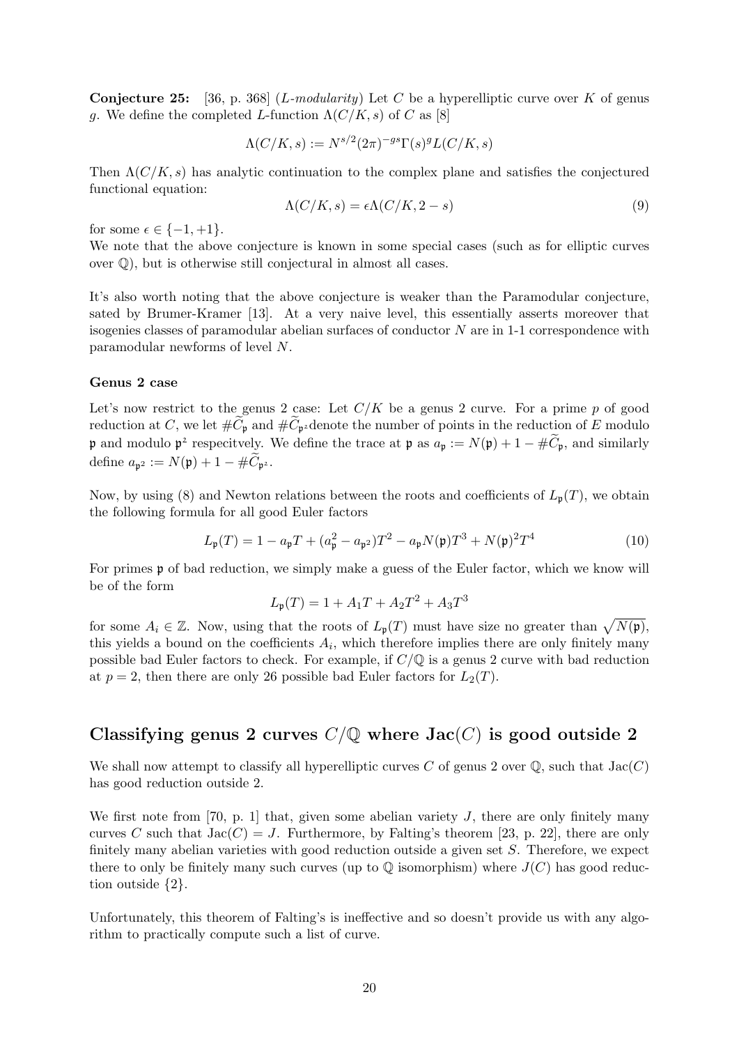**Conjecture 25:** [36, p. 368] (*L-modularity*) Let $C$ be a hyperelliptic curve over $K$ of genus $g$. We define the completed $L$-function $\Lambda(C/K, s)$ of $C$ as [8]

$$\Lambda(C/K, s) := N^{s/2}(2\pi)^{-gs}\Gamma(s)^g L(C/K, s)$$

Then $\Lambda(C/K, s)$ has analytic continuation to the complex plane and satisfies the conjectured functional equation:

$$\Lambda(C/K, s) = \epsilon\Lambda(C/K, 2 - s) \tag{9}$$

for some $\epsilon \in \{-1, +1\}$.
We note that the above conjecture is known in some special cases (such as for elliptic curves over $\mathbb{Q}$), but is otherwise still conjectural in almost all cases.

It's also worth noting that the above conjecture is weaker than the Paramodular conjecture, sated by Brumer-Kramer [13]. At a very naive level, this essentially asserts moreover that isogenies classes of paramodular abelian surfaces of conductor $N$ are in 1-1 correspondence with paramodular newforms of level $N$.

#### Genus 2 case

Let's now restrict to the genus 2 case: Let $C/K$ be a genus 2 curve. For a prime $p$ of good reduction at $C$, we let $\#\widetilde{C}_{\mathfrak{p}}$ and $\#\widetilde{C}_{\mathfrak{p}^2}$denote the number of points in the reduction of $E$ modulo $\mathfrak{p}$ and modulo $\mathfrak{p}^2$ respecitvely. We define the trace at $\mathfrak{p}$ as $a_{\mathfrak{p}} := N(\mathfrak{p}) + 1 - \#\widetilde{C}_{\mathfrak{p}}$, and similarly define $a_{\mathfrak{p}^2} := N(\mathfrak{p}) + 1 - \#\widetilde{C}_{\mathfrak{p}^2}$.

Now, by using (8) and Newton relations between the roots and coefficients of $L_{\mathfrak{p}}(T)$, we obtain the following formula for all good Euler factors

$$L_{\mathfrak{p}}(T) = 1 - a_{\mathfrak{p}}T + (a_{\mathfrak{p}}^2 - a_{\mathfrak{p}^2})T^2 - a_{\mathfrak{p}}N(\mathfrak{p})T^3 + N(\mathfrak{p})^2T^4 \tag{10}$$

For primes $\mathfrak{p}$ of bad reduction, we simply make a guess of the Euler factor, which we know will be of the form

$$L_{\mathfrak{p}}(T) = 1 + A_1T + A_2T^2 + A_3T^3$$

for some $A_i \in \mathbb{Z}$. Now, using that the roots of $L_{\mathfrak{p}}(T)$ must have size no greater than $\sqrt{N(\mathfrak{p})}$, this yields a bound on the coefficients $A_i$, which therefore implies there are only finitely many possible bad Euler factors to check. For example, if $C/\mathbb{Q}$ is a genus 2 curve with bad reduction at $p = 2$, then there are only 26 possible bad Euler factors for $L_2(T)$.

## Classifying genus 2 curves $C/\mathbb{Q}$ where $\mathrm{Jac}(C)$ is good outside 2

We shall now attempt to classify all hyperelliptic curves $C$ of genus 2 over $\mathbb{Q}$, such that $\mathrm{Jac}(C)$ has good reduction outside 2.

We first note from [70, p. 1] that, given some abelian variety $J$, there are only finitely many curves $C$ such that $\mathrm{Jac}(C) = J$. Furthermore, by Falting's theorem [23, p. 22], there are only finitely many abelian varieties with good reduction outside a given set $S$. Therefore, we expect there to only be finitely many such curves (up to $\mathbb{Q}$ isomorphism) where $J(C)$ has good reduction outside $\{2\}$.

Unfortunately, this theorem of Falting's is ineffective and so doesn't provide us with any algorithm to practically compute such a list of curve.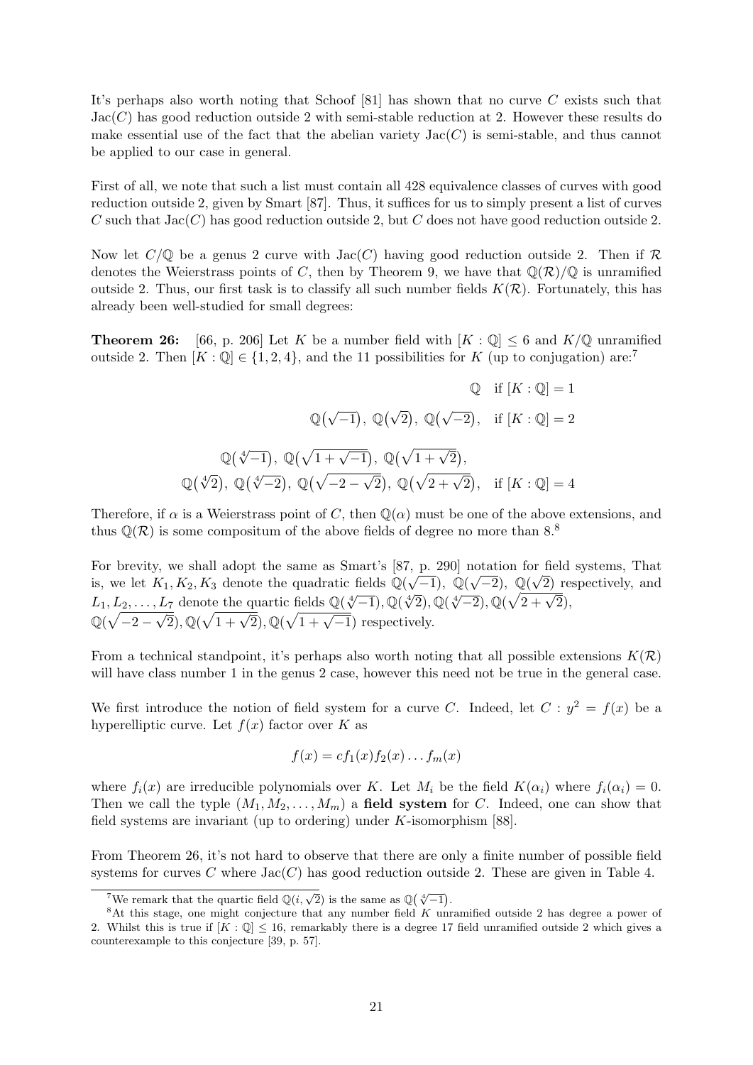It's perhaps also worth noting that Schoof [81] has shown that no curve $C$ exists such that $\text{Jac}(C)$ has good reduction outside 2 with semi-stable reduction at 2. However these results do make essential use of the fact that the abelian variety $\text{Jac}(C)$ is semi-stable, and thus cannot be applied to our case in general.

First of all, we note that such a list must contain all 428 equivalence classes of curves with good reduction outside 2, given by Smart [87]. Thus, it suffices for us to simply present a list of curves $C$ such that $\text{Jac}(C)$ has good reduction outside 2, but $C$ does not have good reduction outside 2.

Now let $C/\mathbb{Q}$ be a genus 2 curve with $\text{Jac}(C)$ having good reduction outside 2. Then if $\mathcal{R}$ denotes the Weierstrass points of $C$, then by Theorem 9, we have that $\mathbb{Q}(\mathcal{R})/\mathbb{Q}$ is unramified outside 2. Thus, our first task is to classify all such number fields $K(\mathcal{R})$. Fortunately, this has already been well-studied for small degrees:

**Theorem 26:** [66, p. 206] Let $K$ be a number field with $[K : \mathbb{Q}] \leq 6$ and $K/\mathbb{Q}$ unramified outside 2. Then $[K : \mathbb{Q}] \in \{1, 2, 4\}$, and the 11 possibilities for $K$ (up to conjugation) are:[7]

$$\mathbb{Q} \quad \text{if } [K : \mathbb{Q}] = 1$$

$$\mathbb{Q}(\sqrt{-1}),\ \mathbb{Q}(\sqrt{2}),\ \mathbb{Q}(\sqrt{-2}), \quad \text{if } [K : \mathbb{Q}] = 2$$

$$\mathbb{Q}(\sqrt[4]{-1}),\ \mathbb{Q}(\sqrt{1+\sqrt{-1}}),\ \mathbb{Q}(\sqrt{1+\sqrt{2}}),$$
$$\mathbb{Q}(\sqrt[4]{2}),\ \mathbb{Q}(\sqrt[4]{-2}),\ \mathbb{Q}(\sqrt{-2-\sqrt{2}}),\ \mathbb{Q}(\sqrt{2+\sqrt{2}}), \quad \text{if } [K : \mathbb{Q}] = 4$$

Therefore, if $\alpha$ is a Weierstrass point of $C$, then $\mathbb{Q}(\alpha)$ must be one of the above extensions, and thus $\mathbb{Q}(\mathcal{R})$ is some compositum of the above fields of degree no more than 8.[8]

For brevity, we shall adopt the same as Smart's [87, p. 290] notation for field systems, That is, we let $K_1, K_2, K_3$ denote the quadratic fields $\mathbb{Q}(\sqrt{-1}),\ \mathbb{Q}(\sqrt{-2}),\ \mathbb{Q}(\sqrt{2})$ respectively, and $L_1, L_2, \ldots, L_7$ denote the quartic fields $\mathbb{Q}(\sqrt[4]{-1}), \mathbb{Q}(\sqrt[4]{2}), \mathbb{Q}(\sqrt[4]{-2}), \mathbb{Q}(\sqrt{2+\sqrt{2}})$, $\mathbb{Q}(\sqrt{-2-\sqrt{2}}), \mathbb{Q}(\sqrt{1+\sqrt{2}}), \mathbb{Q}(\sqrt{1+\sqrt{-1}})$ respectively.

From a technical standpoint, it's perhaps also worth noting that all possible extensions $K(\mathcal{R})$ will have class number 1 in the genus 2 case, however this need not be true in the general case.

We first introduce the notion of field system for a curve $C$. Indeed, let $C : y^2 = f(x)$ be a hyperelliptic curve. Let $f(x)$ factor over $K$ as

$$f(x) = cf_1(x)f_2(x)\ldots f_m(x)$$

where $f_i(x)$ are irreducible polynomials over $K$. Let $M_i$ be the field $K(\alpha_i)$ where $f_i(\alpha_i) = 0$. Then we call the typle $(M_1, M_2, \ldots, M_m)$ a **field system** for $C$. Indeed, one can show that field systems are invariant (up to ordering) under $K$-isomorphism [88].

From Theorem 26, it's not hard to observe that there are only a finite number of possible field systems for curves $C$ where $\text{Jac}(C)$ has good reduction outside 2. These are given in Table 4.

[7] We remark that the quartic field $\mathbb{Q}(i, \sqrt{2})$ is the same as $\mathbb{Q}(\sqrt[4]{-1})$.

[8] At this stage, one might conjecture that any number field $K$ unramified outside 2 has degree a power of 2. Whilst this is true if $[K : \mathbb{Q}] \leq 16$, remarkably there is a degree 17 field unramified outside 2 which gives a counterexample to this conjecture [39, p. 57].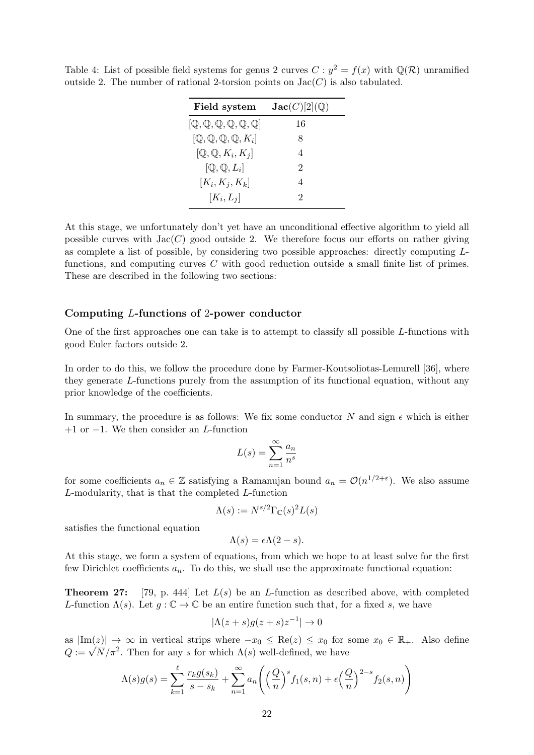Table 4: List of possible field systems for genus 2 curves $C : y^2 = f(x)$ with $\mathbb{Q}(\mathcal{R})$ unramified outside 2. The number of rational 2-torsion points on $\text{Jac}(C)$ is also tabulated.

| **Field system** | $\mathbf{Jac}(C)[2](\mathbb{Q})$ |
|---|---|
| $[\mathbb{Q}, \mathbb{Q}, \mathbb{Q}, \mathbb{Q}, \mathbb{Q}, \mathbb{Q}]$ | 16 |
| $[\mathbb{Q}, \mathbb{Q}, \mathbb{Q}, \mathbb{Q}, K_i]$ | 8 |
| $[\mathbb{Q}, \mathbb{Q}, K_i, K_j]$ | 4 |
| $[\mathbb{Q}, \mathbb{Q}, L_i]$ | 2 |
| $[K_i, K_j, K_k]$ | 4 |
| $[K_i, L_j]$ | 2 |

At this stage, we unfortunately don't yet have an unconditional effective algorithm to yield all possible curves with $\text{Jac}(C)$ good outside 2. We therefore focus our efforts on rather giving as complete a list of possible, by considering two possible approaches: directly computing $L$-functions, and computing curves $C$ with good reduction outside a small finite list of primes. These are described in the following two sections:

### Computing $L$-functions of 2-power conductor

One of the first approaches one can take is to attempt to classify all possible $L$-functions with good Euler factors outside 2.

In order to do this, we follow the procedure done by Farmer-Koutsoliotas-Lemurell [36], where they generate $L$-functions purely from the assumption of its functional equation, without any prior knowledge of the coefficients.

In summary, the procedure is as follows: We fix some conductor $N$ and sign $\epsilon$ which is either $+1$ or $-1$. We then consider an $L$-function

$$L(s) = \sum_{n=1}^{\infty} \frac{a_n}{n^s}$$

for some coefficients $a_n \in \mathbb{Z}$ satisfying a Ramanujan bound $a_n = \mathcal{O}(n^{1/2+\varepsilon})$. We also assume $L$-modularity, that is that the completed $L$-function

$$\Lambda(s) := N^{s/2}\Gamma_{\mathbb{C}}(s)^2 L(s)$$

satisfies the functional equation

$$\Lambda(s) = \epsilon\Lambda(2-s).$$

At this stage, we form a system of equations, from which we hope to at least solve for the first few Dirichlet coefficients $a_n$. To do this, we shall use the approximate functional equation:

**Theorem 27:** [79, p. 444] Let $L(s)$ be an $L$-function as described above, with completed $L$-function $\Lambda(s)$. Let $g : \mathbb{C} \to \mathbb{C}$ be an entire function such that, for a fixed $s$, we have

$$|\Lambda(z+s)g(z+s)z^{-1}| \to 0$$

as $|\text{Im}(z)| \to \infty$ in vertical strips where $-x_0 \leq \text{Re}(z) \leq x_0$ for some $x_0 \in \mathbb{R}_+$. Also define $Q := \sqrt{N}/\pi^2$. Then for any $s$ for which $\Lambda(s)$ well-defined, we have

$$\Lambda(s)g(s) = \sum_{k=1}^{\ell} \frac{r_k g(s_k)}{s - s_k} + \sum_{n=1}^{\infty} a_n \left( \left(\frac{Q}{n}\right)^s f_1(s,n) + \epsilon \left(\frac{Q}{n}\right)^{2-s} f_2(s,n) \right)$$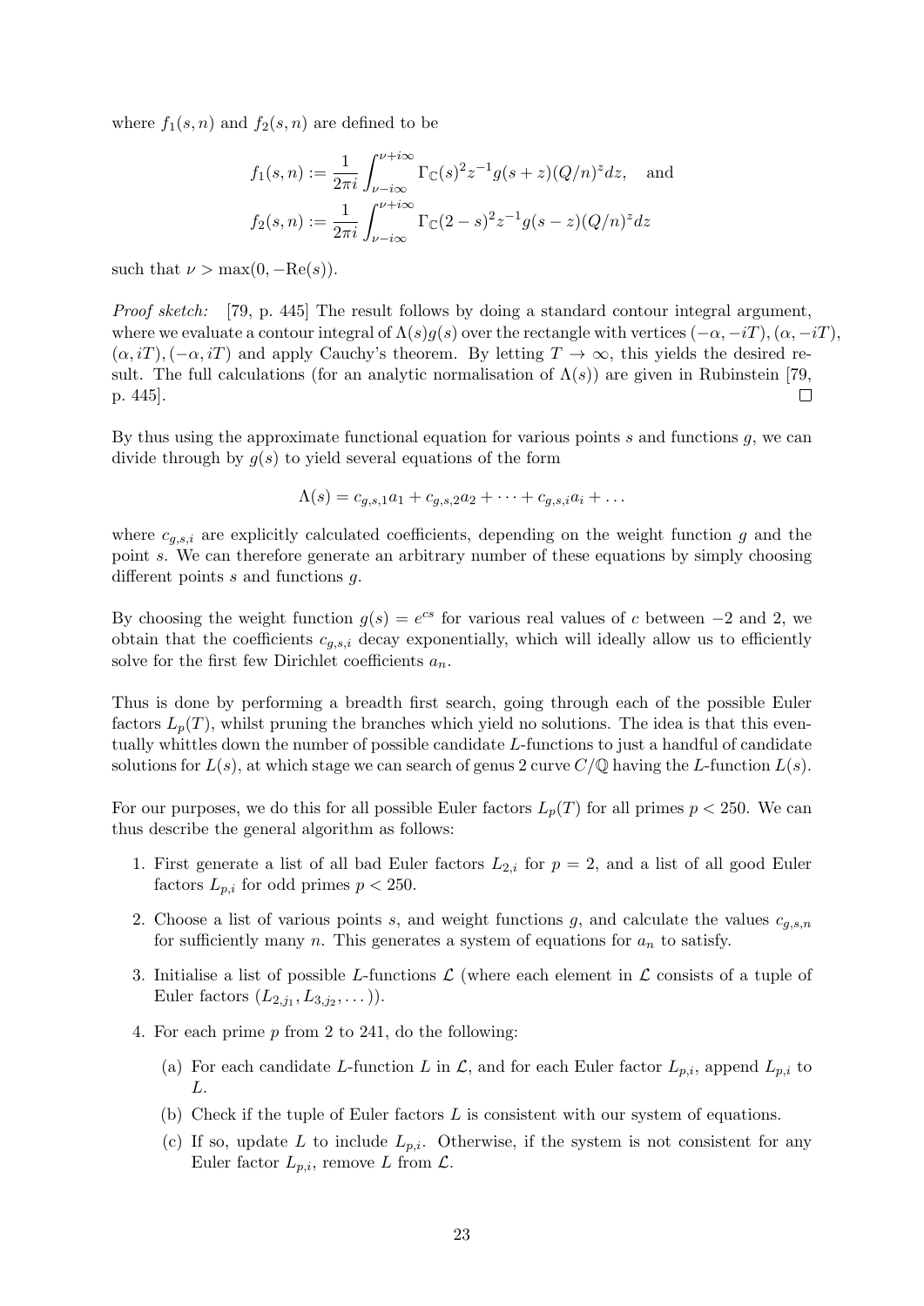where $f_1(s,n)$ and $f_2(s,n)$ are defined to be

$$f_1(s,n) := \frac{1}{2\pi i}\int_{\nu-i\infty}^{\nu+i\infty} \Gamma_{\mathbb{C}}(s)^2 z^{-1} g(s+z)(Q/n)^z dz, \quad \text{and}$$
$$f_2(s,n) := \frac{1}{2\pi i}\int_{\nu-i\infty}^{\nu+i\infty} \Gamma_{\mathbb{C}}(2-s)^2 z^{-1} g(s-z)(Q/n)^z dz$$

such that $\nu > \max(0, -\mathrm{Re}(s))$.

*Proof sketch:* [79, p. 445] The result follows by doing a standard contour integral argument, where we evaluate a contour integral of $\Lambda(s)g(s)$ over the rectangle with vertices $(-\alpha, -iT), (\alpha, -iT), (\alpha, iT), (-\alpha, iT)$ and apply Cauchy's theorem. By letting $T \to \infty$, this yields the desired result. The full calculations (for an analytic normalisation of $\Lambda(s)$) are given in Rubinstein [79, p. 445]. □

By thus using the approximate functional equation for various points $s$ and functions $g$, we can divide through by $g(s)$ to yield several equations of the form

$$\Lambda(s) = c_{g,s,1}a_1 + c_{g,s,2}a_2 + \cdots + c_{g,s,i}a_i + \ldots$$

where $c_{g,s,i}$ are explicitly calculated coefficients, depending on the weight function $g$ and the point $s$. We can therefore generate an arbitrary number of these equations by simply choosing different points $s$ and functions $g$.

By choosing the weight function $g(s) = e^{cs}$ for various real values of $c$ between $-2$ and 2, we obtain that the coefficients $c_{g,s,i}$ decay exponentially, which will ideally allow us to efficiently solve for the first few Dirichlet coefficients $a_n$.

Thus is done by performing a breadth first search, going through each of the possible Euler factors $L_p(T)$, whilst pruning the branches which yield no solutions. The idea is that this eventually whittles down the number of possible candidate $L$-functions to just a handful of candidate solutions for $L(s)$, at which stage we can search of genus 2 curve $C/\mathbb{Q}$ having the $L$-function $L(s)$.

For our purposes, we do this for all possible Euler factors $L_p(T)$ for all primes $p < 250$. We can thus describe the general algorithm as follows:

1. First generate a list of all bad Euler factors $L_{2,i}$ for $p = 2$, and a list of all good Euler factors $L_{p,i}$ for odd primes $p < 250$.
2. Choose a list of various points $s$, and weight functions $g$, and calculate the values $c_{g,s,n}$ for sufficiently many $n$. This generates a system of equations for $a_n$ to satisfy.
3. Initialise a list of possible $L$-functions $\mathcal{L}$ (where each element in $\mathcal{L}$ consists of a tuple of Euler factors $(L_{2,j_1}, L_{3,j_2}, \ldots)$).
4. For each prime $p$ from 2 to 241, do the following:
   (a) For each candidate $L$-function $L$ in $\mathcal{L}$, and for each Euler factor $L_{p,i}$, append $L_{p,i}$ to $L$.
   (b) Check if the tuple of Euler factors $L$ is consistent with our system of equations.
   (c) If so, update $L$ to include $L_{p,i}$. Otherwise, if the system is not consistent for any Euler factor $L_{p,i}$, remove $L$ from $\mathcal{L}$.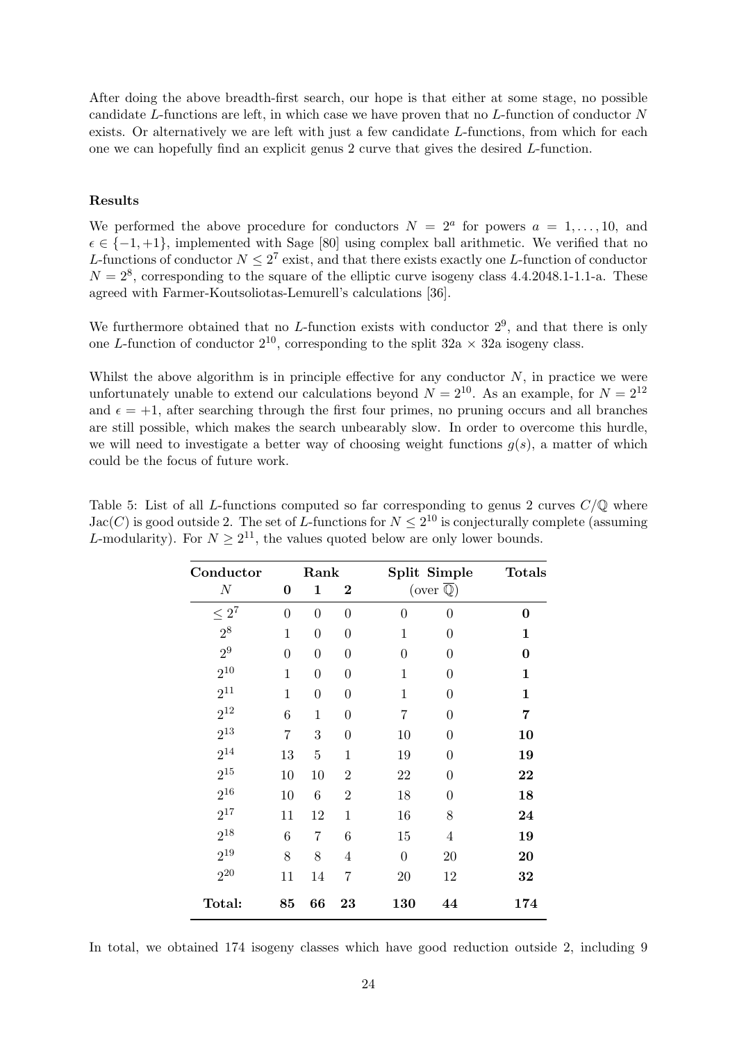After doing the above breadth-first search, our hope is that either at some stage, no possible candidate $L$-functions are left, in which case we have proven that no $L$-function of conductor $N$ exists. Or alternatively we are left with just a few candidate $L$-functions, from which for each one we can hopefully find an explicit genus 2 curve that gives the desired $L$-function.

**Results**

We performed the above procedure for conductors $N = 2^a$ for powers $a = 1, \ldots, 10$, and $\epsilon \in \{-1, +1\}$, implemented with Sage [80] using complex ball arithmetic. We verified that no $L$-functions of conductor $N \leq 2^7$ exist, and that there exists exactly one $L$-function of conductor $N = 2^8$, corresponding to the square of the elliptic curve isogeny class 4.4.2048.1-1.1-a. These agreed with Farmer-Koutsoliotas-Lemurell's calculations [36].

We furthermore obtained that no $L$-function exists with conductor $2^9$, and that there is only one $L$-function of conductor $2^{10}$, corresponding to the split 32a $\times$ 32a isogeny class.

Whilst the above algorithm is in principle effective for any conductor $N$, in practice we were unfortunately unable to extend our calculations beyond $N = 2^{10}$. As an example, for $N = 2^{12}$ and $\epsilon = +1$, after searching through the first four primes, no pruning occurs and all branches are still possible, which makes the search unbearably slow. In order to overcome this hurdle, we will need to investigate a better way of choosing weight functions $g(s)$, a matter of which could be the focus of future work.

Table 5: List of all $L$-functions computed so far corresponding to genus 2 curves $C/\mathbb{Q}$ where $\mathrm{Jac}(C)$ is good outside 2. The set of $L$-functions for $N \leq 2^{10}$ is conjecturally complete (assuming $L$-modularity). For $N \geq 2^{11}$, the values quoted below are only lower bounds.

| **Conductor** | **Rank** | | | **Split** | **Simple** | **Totals** |
|---|---|---|---|---|---|---|
| $N$ | **0** | **1** | **2** | (over $\overline{\mathbb{Q}}$) | | |
| $\leq 2^7$ | 0 | 0 | 0 | 0 | 0 | **0** |
| $2^8$ | 1 | 0 | 0 | 1 | 0 | **1** |
| $2^9$ | 0 | 0 | 0 | 0 | 0 | **0** |
| $2^{10}$ | 1 | 0 | 0 | 1 | 0 | **1** |
| $2^{11}$ | 1 | 0 | 0 | 1 | 0 | **1** |
| $2^{12}$ | 6 | 1 | 0 | 7 | 0 | **7** |
| $2^{13}$ | 7 | 3 | 0 | 10 | 0 | **10** |
| $2^{14}$ | 13 | 5 | 1 | 19 | 0 | **19** |
| $2^{15}$ | 10 | 10 | 2 | 22 | 0 | **22** |
| $2^{16}$ | 10 | 6 | 2 | 18 | 0 | **18** |
| $2^{17}$ | 11 | 12 | 1 | 16 | 8 | **24** |
| $2^{18}$ | 6 | 7 | 6 | 15 | 4 | **19** |
| $2^{19}$ | 8 | 8 | 4 | 0 | 20 | **20** |
| $2^{20}$ | 11 | 14 | 7 | 20 | 12 | **32** |
| **Total:** | **85** | **66** | **23** | **130** | **44** | **174** |

In total, we obtained 174 isogeny classes which have good reduction outside 2, including 9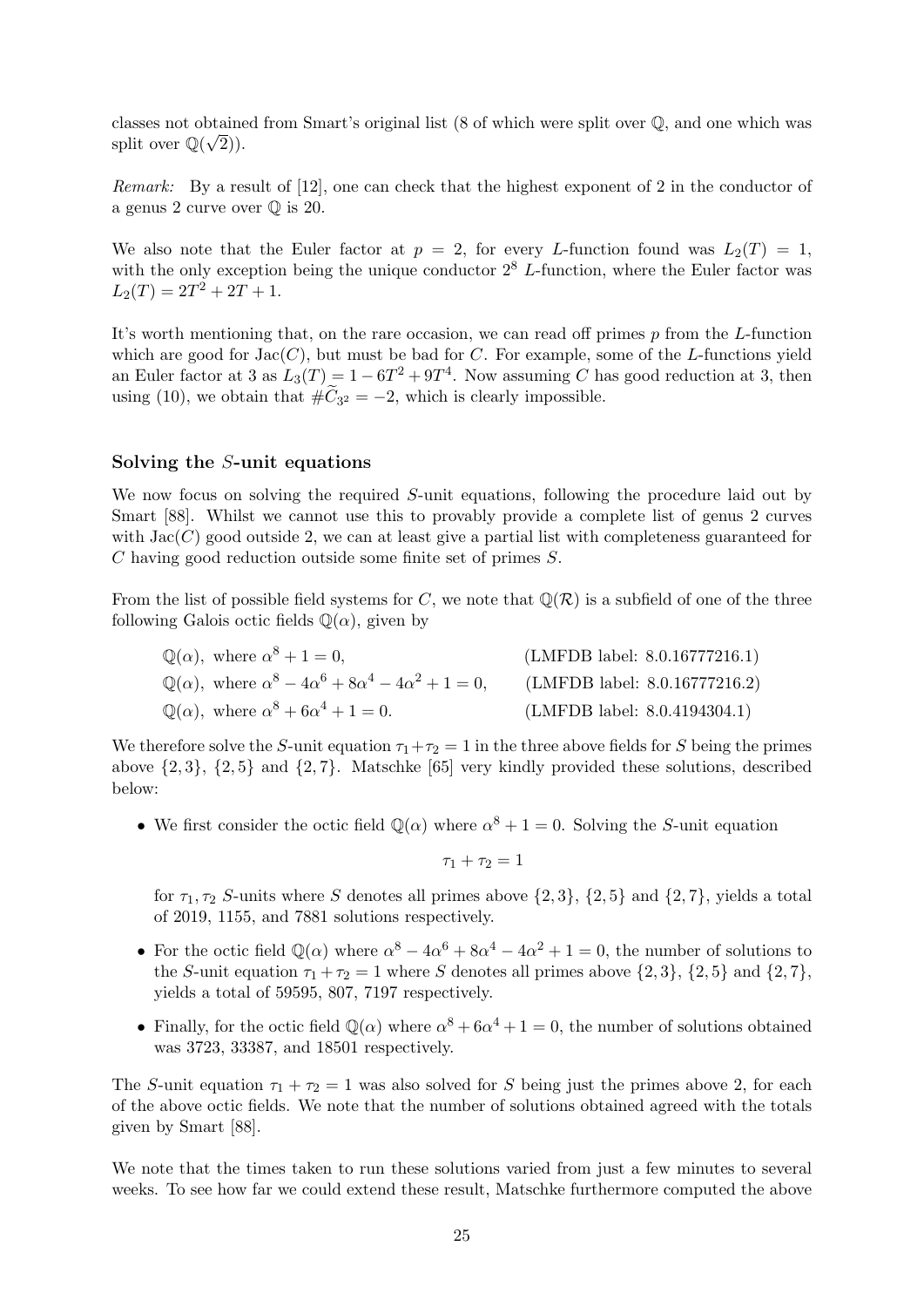classes not obtained from Smart's original list (8 of which were split over $\mathbb{Q}$, and one which was split over $\mathbb{Q}(\sqrt{2})$).

*Remark:* By a result of [12], one can check that the highest exponent of 2 in the conductor of a genus 2 curve over $\mathbb{Q}$ is 20.

We also note that the Euler factor at $p = 2$, for every $L$-function found was $L_2(T) = 1$, with the only exception being the unique conductor $2^8$ $L$-function, where the Euler factor was $L_2(T) = 2T^2 + 2T + 1$.

It's worth mentioning that, on the rare occasion, we can read off primes $p$ from the $L$-function which are good for $\mathrm{Jac}(C)$, but must be bad for $C$. For example, some of the $L$-functions yield an Euler factor at 3 as $L_3(T) = 1 - 6T^2 + 9T^4$. Now assuming $C$ has good reduction at 3, then using (10), we obtain that $\#\widetilde{C}_{3^2} = -2$, which is clearly impossible.

### Solving the $S$-unit equations

We now focus on solving the required $S$-unit equations, following the procedure laid out by Smart [88]. Whilst we cannot use this to provably provide a complete list of genus 2 curves with $\mathrm{Jac}(C)$ good outside 2, we can at least give a partial list with completeness guaranteed for $C$ having good reduction outside some finite set of primes $S$.

From the list of possible field systems for $C$, we note that $\mathbb{Q}(\mathcal{R})$ is a subfield of one of the three following Galois octic fields $\mathbb{Q}(\alpha)$, given by

$\mathbb{Q}(\alpha)$, where $\alpha^8 + 1 = 0$, (LMFDB label: 8.0.16777216.1)

$\mathbb{Q}(\alpha)$, where $\alpha^8 - 4\alpha^6 + 8\alpha^4 - 4\alpha^2 + 1 = 0$, (LMFDB label: 8.0.16777216.2)

$\mathbb{Q}(\alpha)$, where $\alpha^8 + 6\alpha^4 + 1 = 0$. (LMFDB label: 8.0.4194304.1)

We therefore solve the $S$-unit equation $\tau_1 + \tau_2 = 1$ in the three above fields for $S$ being the primes above $\{2, 3\}$, $\{2, 5\}$ and $\{2, 7\}$. Matschke [65] very kindly provided these solutions, described below:

- We first consider the octic field $\mathbb{Q}(\alpha)$ where $\alpha^8 + 1 = 0$. Solving the $S$-unit equation

$$\tau_1 + \tau_2 = 1$$

  for $\tau_1, \tau_2$ $S$-units where $S$ denotes all primes above $\{2, 3\}$, $\{2, 5\}$ and $\{2, 7\}$, yields a total of 2019, 1155, and 7881 solutions respectively.

- For the octic field $\mathbb{Q}(\alpha)$ where $\alpha^8 - 4\alpha^6 + 8\alpha^4 - 4\alpha^2 + 1 = 0$, the number of solutions to the $S$-unit equation $\tau_1 + \tau_2 = 1$ where $S$ denotes all primes above $\{2, 3\}$, $\{2, 5\}$ and $\{2, 7\}$, yields a total of 59595, 807, 7197 respectively.

- Finally, for the octic field $\mathbb{Q}(\alpha)$ where $\alpha^8 + 6\alpha^4 + 1 = 0$, the number of solutions obtained was 3723, 33387, and 18501 respectively.

The $S$-unit equation $\tau_1 + \tau_2 = 1$ was also solved for $S$ being just the primes above 2, for each of the above octic fields. We note that the number of solutions obtained agreed with the totals given by Smart [88].

We note that the times taken to run these solutions varied from just a few minutes to several weeks. To see how far we could extend these result, Matschke furthermore computed the above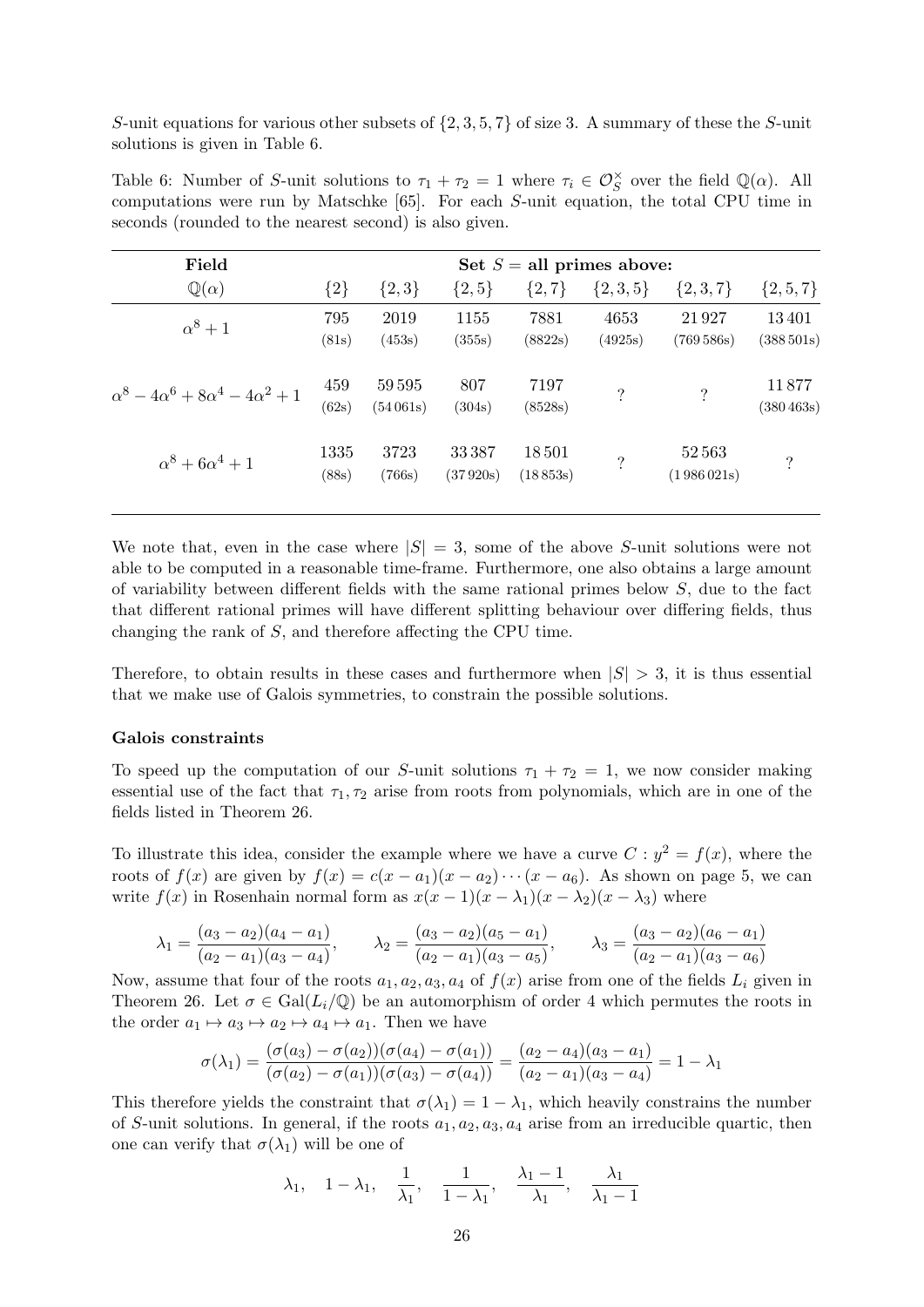$S$-unit equations for various other subsets of $\{2,3,5,7\}$ of size 3. A summary of these the $S$-unit solutions is given in Table 6.

Table 6: Number of $S$-unit solutions to $\tau_1 + \tau_2 = 1$ where $\tau_i \in \mathcal{O}_S^\times$ over the field $\mathbb{Q}(\alpha)$. All computations were run by Matschke [65]. For each $S$-unit equation, the total CPU time in seconds (rounded to the nearest second) is also given.

| **Field** | **Set $S$ = all primes above:** | | | | | | |
|---|---|---|---|---|---|---|---|
| $\mathbb{Q}(\alpha)$ | $\{2\}$ | $\{2,3\}$ | $\{2,5\}$ | $\{2,7\}$ | $\{2,3,5\}$ | $\{2,3,7\}$ | $\{2,5,7\}$ |
| $\alpha^8+1$ | 795 (81s) | 2019 (453s) | 1155 (355s) | 7881 (8822s) | 4653 (4925s) | 21 927 (769 586s) | 13 401 (388 501s) |
| $\alpha^8 - 4\alpha^6 + 8\alpha^4 - 4\alpha^2 + 1$ | 459 (62s) | 59 595 (54 061s) | 807 (304s) | 7197 (8528s) | ? | ? | 11 877 (380 463s) |
| $\alpha^8 + 6\alpha^4 + 1$ | 1335 (88s) | 3723 (766s) | 33 387 (37 920s) | 18 501 (18 853s) | ? | 52 563 (1 986 021s) | ? |

We note that, even in the case where $|S| = 3$, some of the above $S$-unit solutions were not able to be computed in a reasonable time-frame. Furthermore, one also obtains a large amount of variability between different fields with the same rational primes below $S$, due to the fact that different rational primes will have different splitting behaviour over differing fields, thus changing the rank of $S$, and therefore affecting the CPU time.

Therefore, to obtain results in these cases and furthermore when $|S| > 3$, it is thus essential that we make use of Galois symmetries, to constrain the possible solutions.

**Galois constraints**

To speed up the computation of our $S$-unit solutions $\tau_1 + \tau_2 = 1$, we now consider making essential use of the fact that $\tau_1, \tau_2$ arise from roots from polynomials, which are in one of the fields listed in Theorem 26.

To illustrate this idea, consider the example where we have a curve $C : y^2 = f(x)$, where the roots of $f(x)$ are given by $f(x) = c(x - a_1)(x - a_2)\cdots(x - a_6)$. As shown on page 5, we can write $f(x)$ in Rosenhain normal form as $x(x-1)(x-\lambda_1)(x-\lambda_2)(x-\lambda_3)$ where

$$\lambda_1 = \frac{(a_3 - a_2)(a_4 - a_1)}{(a_2 - a_1)(a_3 - a_4)}, \qquad \lambda_2 = \frac{(a_3 - a_2)(a_5 - a_1)}{(a_2 - a_1)(a_3 - a_5)}, \qquad \lambda_3 = \frac{(a_3 - a_2)(a_6 - a_1)}{(a_2 - a_1)(a_3 - a_6)}$$

Now, assume that four of the roots $a_1, a_2, a_3, a_4$ of $f(x)$ arise from one of the fields $L_i$ given in Theorem 26. Let $\sigma \in \mathrm{Gal}(L_i/\mathbb{Q})$ be an automorphism of order 4 which permutes the roots in the order $a_1 \mapsto a_3 \mapsto a_2 \mapsto a_4 \mapsto a_1$. Then we have

$$\sigma(\lambda_1) = \frac{(\sigma(a_3) - \sigma(a_2))(\sigma(a_4) - \sigma(a_1))}{(\sigma(a_2) - \sigma(a_1))(\sigma(a_3) - \sigma(a_4))} = \frac{(a_2 - a_4)(a_3 - a_1)}{(a_2 - a_1)(a_3 - a_4)} = 1 - \lambda_1$$

This therefore yields the constraint that $\sigma(\lambda_1) = 1 - \lambda_1$, which heavily constrains the number of $S$-unit solutions. In general, if the roots $a_1, a_2, a_3, a_4$ arise from an irreducible quartic, then one can verify that $\sigma(\lambda_1)$ will be one of

$$\lambda_1, \quad 1 - \lambda_1, \quad \frac{1}{\lambda_1}, \quad \frac{1}{1 - \lambda_1}, \quad \frac{\lambda_1 - 1}{\lambda_1}, \quad \frac{\lambda_1}{\lambda_1 - 1}$$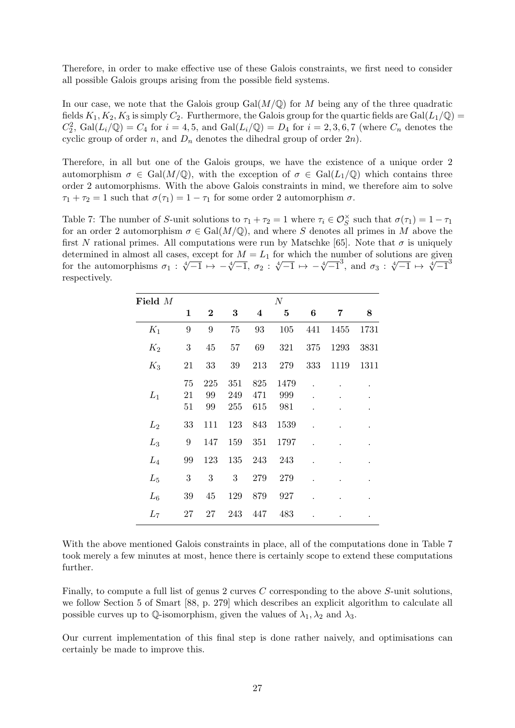Therefore, in order to make effective use of these Galois constraints, we first need to consider all possible Galois groups arising from the possible field systems.

In our case, we note that the Galois group $\mathrm{Gal}(M/\mathbb{Q})$ for $M$ being any of the three quadratic fields $K_1, K_2, K_3$ is simply $C_2$. Furthermore, the Galois group for the quartic fields are $\mathrm{Gal}(L_1/\mathbb{Q}) = C_2^2$, $\mathrm{Gal}(L_i/\mathbb{Q}) = C_4$ for $i = 4, 5$, and $\mathrm{Gal}(L_i/\mathbb{Q}) = D_4$ for $i = 2, 3, 6, 7$ (where $C_n$ denotes the cyclic group of order $n$, and $D_n$ denotes the dihedral group of order $2n$).

Therefore, in all but one of the Galois groups, we have the existence of a unique order 2 automorphism $\sigma \in \mathrm{Gal}(M/\mathbb{Q})$, with the exception of $\sigma \in \mathrm{Gal}(L_1/\mathbb{Q})$ which contains three order 2 automorphisms. With the above Galois constraints in mind, we therefore aim to solve $\tau_1 + \tau_2 = 1$ such that $\sigma(\tau_1) = 1 - \tau_1$ for some order 2 automorphism $\sigma$.

Table 7: The number of $S$-unit solutions to $\tau_1 + \tau_2 = 1$ where $\tau_i \in \mathcal{O}_S^\times$ such that $\sigma(\tau_1) = 1 - \tau_1$ for an order 2 automorphism $\sigma \in \mathrm{Gal}(M/\mathbb{Q})$, and where $S$ denotes all primes in $M$ above the first $N$ rational primes. All computations were run by Matschke [65]. Note that $\sigma$ is uniquely determined in almost all cases, except for $M = L_1$ for which the number of solutions are given for the automorphisms $\sigma_1 : \sqrt[4]{-1} \mapsto -\sqrt[4]{-1}$, $\sigma_2 : \sqrt[4]{-1} \mapsto -\sqrt[4]{-1}^3$, and $\sigma_3 : \sqrt[4]{-1} \mapsto \sqrt[4]{-1}^3$ respectively.

| **Field** $M$ | $N$ | | | | | | | |
|---|---|---|---|---|---|---|---|---|
| | **1** | **2** | **3** | **4** | **5** | **6** | **7** | **8** |
| $K_1$ | 9 | 9 | 75 | 93 | 105 | 441 | 1455 | 1731 |
| $K_2$ | 3 | 45 | 57 | 69 | 321 | 375 | 1293 | 3831 |
| $K_3$ | 21 | 33 | 39 | 213 | 279 | 333 | 1119 | 1311 |
| $L_1$ | 75 | 225 | 351 | 825 | 1479 | . | . | . |
| | 21 | 99 | 249 | 471 | 999 | . | . | . |
| | 51 | 99 | 255 | 615 | 981 | . | . | . |
| $L_2$ | 33 | 111 | 123 | 843 | 1539 | . | . | . |
| $L_3$ | 9 | 147 | 159 | 351 | 1797 | . | . | . |
| $L_4$ | 99 | 123 | 135 | 243 | 243 | . | . | . |
| $L_5$ | 3 | 3 | 3 | 279 | 279 | . | . | . |
| $L_6$ | 39 | 45 | 129 | 879 | 927 | . | . | . |
| $L_7$ | 27 | 27 | 243 | 447 | 483 | . | . | . |

With the above mentioned Galois constraints in place, all of the computations done in Table 7 took merely a few minutes at most, hence there is certainly scope to extend these computations further.

Finally, to compute a full list of genus 2 curves $C$ corresponding to the above $S$-unit solutions, we follow Section 5 of Smart [88, p. 279] which describes an explicit algorithm to calculate all possible curves up to $\mathbb{Q}$-isomorphism, given the values of $\lambda_1, \lambda_2$ and $\lambda_3$.

Our current implementation of this final step is done rather naively, and optimisations can certainly be made to improve this.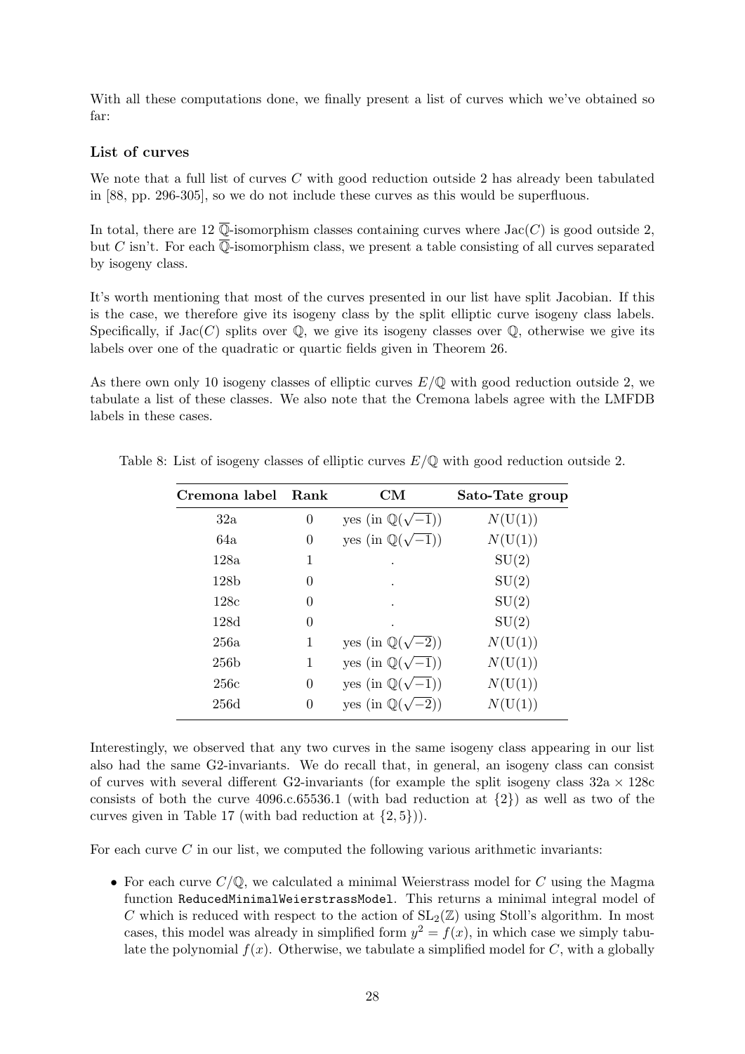With all these computations done, we finally present a list of curves which we've obtained so far:

### List of curves

We note that a full list of curves $C$ with good reduction outside 2 has already been tabulated in [88, pp. 296-305], so we do not include these curves as this would be superfluous.

In total, there are 12 $\overline{\mathbb{Q}}$-isomorphism classes containing curves where $\mathrm{Jac}(C)$ is good outside 2, but $C$ isn't. For each $\overline{\mathbb{Q}}$-isomorphism class, we present a table consisting of all curves separated by isogeny class.

It's worth mentioning that most of the curves presented in our list have split Jacobian. If this is the case, we therefore give its isogeny class by the split elliptic curve isogeny class labels. Specifically, if $\mathrm{Jac}(C)$ splits over $\mathbb{Q}$, we give its isogeny classes over $\mathbb{Q}$, otherwise we give its labels over one of the quadratic or quartic fields given in Theorem 26.

As there own only 10 isogeny classes of elliptic curves $E/\mathbb{Q}$ with good reduction outside 2, we tabulate a list of these classes. We also note that the Cremona labels agree with the LMFDB labels in these cases.

Table 8: List of isogeny classes of elliptic curves $E/\mathbb{Q}$ with good reduction outside 2.

| Cremona label | Rank | CM | Sato-Tate group |
|---|---|---|---|
| 32a | 0 | yes (in $\mathbb{Q}(\sqrt{-1})$) | $N(\mathrm{U}(1))$ |
| 64a | 0 | yes (in $\mathbb{Q}(\sqrt{-1})$) | $N(\mathrm{U}(1))$ |
| 128a | 1 | . | $\mathrm{SU}(2)$ |
| 128b | 0 | . | $\mathrm{SU}(2)$ |
| 128c | 0 | . | $\mathrm{SU}(2)$ |
| 128d | 0 | . | $\mathrm{SU}(2)$ |
| 256a | 1 | yes (in $\mathbb{Q}(\sqrt{-2})$) | $N(\mathrm{U}(1))$ |
| 256b | 1 | yes (in $\mathbb{Q}(\sqrt{-1})$) | $N(\mathrm{U}(1))$ |
| 256c | 0 | yes (in $\mathbb{Q}(\sqrt{-1})$) | $N(\mathrm{U}(1))$ |
| 256d | 0 | yes (in $\mathbb{Q}(\sqrt{-2})$) | $N(\mathrm{U}(1))$ |

Interestingly, we observed that any two curves in the same isogeny class appearing in our list also had the same G2-invariants. We do recall that, in general, an isogeny class can consist of curves with several different G2-invariants (for example the split isogeny class 32a $\times$ 128c consists of both the curve 4096.c.65536.1 (with bad reduction at $\{2\}$) as well as two of the curves given in Table 17 (with bad reduction at $\{2, 5\}$)).

For each curve $C$ in our list, we computed the following various arithmetic invariants:

- For each curve $C/\mathbb{Q}$, we calculated a minimal Weierstrass model for $C$ using the Magma function `ReducedMinimalWeierstrassModel`. This returns a minimal integral model of $C$ which is reduced with respect to the action of $\mathrm{SL}_2(\mathbb{Z})$ using Stoll's algorithm. In most cases, this model was already in simplified form $y^2 = f(x)$, in which case we simply tabulate the polynomial $f(x)$. Otherwise, we tabulate a simplified model for $C$, with a globally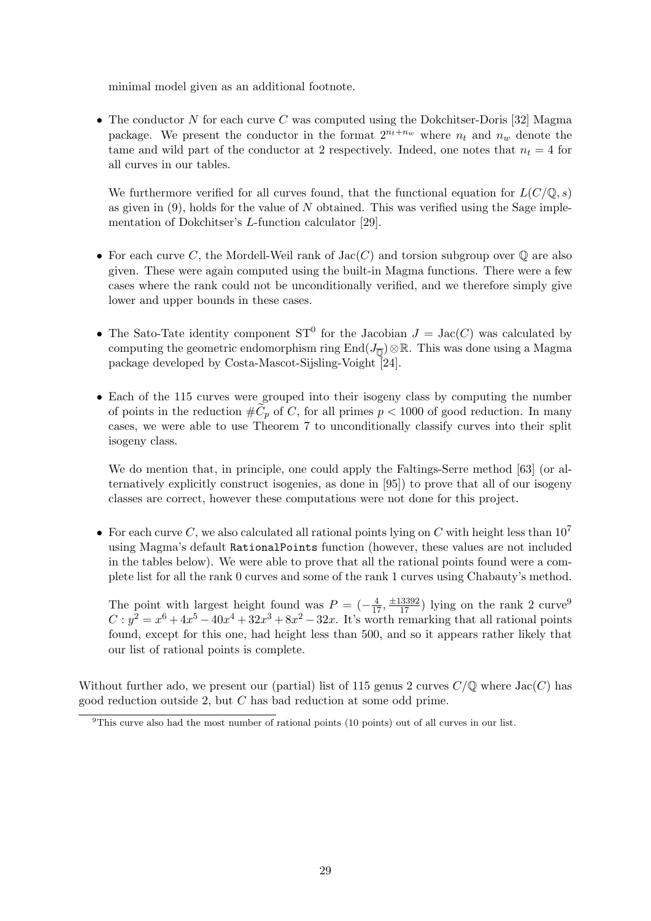minimal model given as an additional footnote.

- The conductor $N$ for each curve $C$ was computed using the Dokchitser-Doris [32] Magma package. We present the conductor in the format $2^{n_t+n_w}$ where $n_t$ and $n_w$ denote the tame and wild part of the conductor at 2 respectively. Indeed, one notes that $n_t = 4$ for all curves in our tables.

  We furthermore verified for all curves found, that the functional equation for $L(C/\mathbb{Q}, s)$ as given in (9), holds for the value of $N$ obtained. This was verified using the Sage implementation of Dokchitser's $L$-function calculator [29].

- For each curve $C$, the Mordell-Weil rank of $\mathrm{Jac}(C)$ and torsion subgroup over $\mathbb{Q}$ are also given. These were again computed using the built-in Magma functions. There were a few cases where the rank could not be unconditionally verified, and we therefore simply give lower and upper bounds in these cases.

- The Sato-Tate identity component $\mathrm{ST}^0$ for the Jacobian $J = \mathrm{Jac}(C)$ was calculated by computing the geometric endomorphism ring $\mathrm{End}(J_{\overline{\mathbb{Q}}}) \otimes \mathbb{R}$. This was done using a Magma package developed by Costa-Mascot-Sijsling-Voight [24].

- Each of the 115 curves were grouped into their isogeny class by computing the number of points in the reduction $\#\widetilde{C}_p$ of $C$, for all primes $p < 1000$ of good reduction. In many cases, we were able to use Theorem 7 to unconditionally classify curves into their split isogeny class.

  We do mention that, in principle, one could apply the Faltings-Serre method [63] (or alternatively explicitly construct isogenies, as done in [95]) to prove that all of our isogeny classes are correct, however these computations were not done for this project.

- For each curve $C$, we also calculated all rational points lying on $C$ with height less than $10^7$ using Magma's default `RationalPoints` function (however, these values are not included in the tables below). We were able to prove that all the rational points found were a complete list for all the rank 0 curves and some of the rank 1 curves using Chabauty's method.

  The point with largest height found was $P = (-\frac{4}{17}, \frac{\pm 13392}{17})$ lying on the rank 2 curve[9] $C : y^2 = x^6 + 4x^5 - 40x^4 + 32x^3 + 8x^2 - 32x$. It's worth remarking that all rational points found, except for this one, had height less than 500, and so it appears rather likely that our list of rational points is complete.

Without further ado, we present our (partial) list of 115 genus 2 curves $C/\mathbb{Q}$ where $\mathrm{Jac}(C)$ has good reduction outside 2, but $C$ has bad reduction at some odd prime.

[9] This curve also had the most number of rational points (10 points) out of all curves in our list.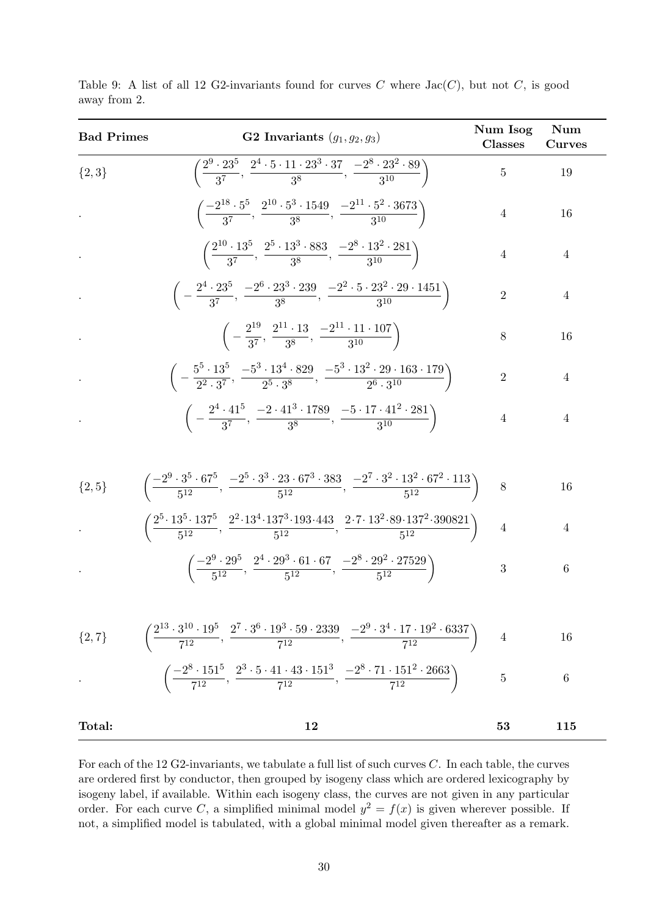Table 9: A list of all 12 G2-invariants found for curves $C$ where $\mathrm{Jac}(C)$, but not $C$, is good away from 2.

| **Bad Primes** | **G2 Invariants** $(g_1, g_2, g_3)$ | **Num Isog Classes** | **Num Curves** |
|---|---|---|---|
| $\{2,3\}$ | $\left(\frac{2^9 \cdot 23^5}{3^7}, \frac{2^4 \cdot 5 \cdot 11 \cdot 23^3 \cdot 37}{3^8}, \frac{-2^8 \cdot 23^2 \cdot 89}{3^{10}}\right)$ | 5 | 19 |
| . | $\left(\frac{-2^{18} \cdot 5^5}{3^7}, \frac{2^{10} \cdot 5^3 \cdot 1549}{3^8}, \frac{-2^{11} \cdot 5^2 \cdot 3673}{3^{10}}\right)$ | 4 | 16 |
| . | $\left(\frac{2^{10} \cdot 13^5}{3^7}, \frac{2^5 \cdot 13^3 \cdot 883}{3^8}, \frac{-2^8 \cdot 13^2 \cdot 281}{3^{10}}\right)$ | 4 | 4 |
| . | $\left(-\frac{2^4 \cdot 23^5}{3^7}, \frac{-2^6 \cdot 23^3 \cdot 239}{3^8}, \frac{-2^2 \cdot 5 \cdot 23^2 \cdot 29 \cdot 1451}{3^{10}}\right)$ | 2 | 4 |
| . | $\left(-\frac{2^{19}}{3^7}, \frac{2^{11} \cdot 13}{3^8}, \frac{-2^{11} \cdot 11 \cdot 107}{3^{10}}\right)$ | 8 | 16 |
| . | $\left(-\frac{5^5 \cdot 13^5}{2^2 \cdot 3^7}, \frac{-5^3 \cdot 13^4 \cdot 829}{2^5 \cdot 3^8}, \frac{-5^3 \cdot 13^2 \cdot 29 \cdot 163 \cdot 179}{2^6 \cdot 3^{10}}\right)$ | 2 | 4 |
| . | $\left(-\frac{2^4 \cdot 41^5}{3^7}, \frac{-2 \cdot 41^3 \cdot 1789}{3^8}, \frac{-5 \cdot 17 \cdot 41^2 \cdot 281}{3^{10}}\right)$ | 4 | 4 |
| $\{2,5\}$ | $\left(\frac{-2^9 \cdot 3^5 \cdot 67^5}{5^{12}}, \frac{-2^5 \cdot 3^3 \cdot 23 \cdot 67^3 \cdot 383}{5^{12}}, \frac{-2^7 \cdot 3^2 \cdot 13^2 \cdot 67^2 \cdot 113}{5^{12}}\right)$ | 8 | 16 |
| . | $\left(\frac{2^5 \cdot 13^5 \cdot 137^5}{5^{12}}, \frac{2^2 \cdot 13^4 \cdot 137^3 \cdot 193 \cdot 443}{5^{12}}, \frac{2 \cdot 7 \cdot 13^2 \cdot 89 \cdot 137^2 \cdot 390821}{5^{12}}\right)$ | 4 | 4 |
| . | $\left(\frac{-2^9 \cdot 29^5}{5^{12}}, \frac{2^4 \cdot 29^3 \cdot 61 \cdot 67}{5^{12}}, \frac{-2^8 \cdot 29^2 \cdot 27529}{5^{12}}\right)$ | 3 | 6 |
| $\{2,7\}$ | $\left(\frac{2^{13} \cdot 3^{10} \cdot 19^5}{7^{12}}, \frac{2^7 \cdot 3^6 \cdot 19^3 \cdot 59 \cdot 2339}{7^{12}}, \frac{-2^9 \cdot 3^4 \cdot 17 \cdot 19^2 \cdot 6337}{7^{12}}\right)$ | 4 | 16 |
| . | $\left(\frac{-2^8 \cdot 151^5}{7^{12}}, \frac{2^3 \cdot 5 \cdot 41 \cdot 43 \cdot 151^3}{7^{12}}, \frac{-2^8 \cdot 71 \cdot 151^2 \cdot 2663}{7^{12}}\right)$ | 5 | 6 |
| **Total:** | **12** | **53** | **115** |

For each of the 12 G2-invariants, we tabulate a full list of such curves $C$. In each table, the curves are ordered first by conductor, then grouped by isogeny class which are ordered lexicography by isogeny label, if available. Within each isogeny class, the curves are not given in any particular order. For each curve $C$, a simplified minimal model $y^2 = f(x)$ is given wherever possible. If not, a simplified model is tabulated, with a global minimal model given thereafter as a remark.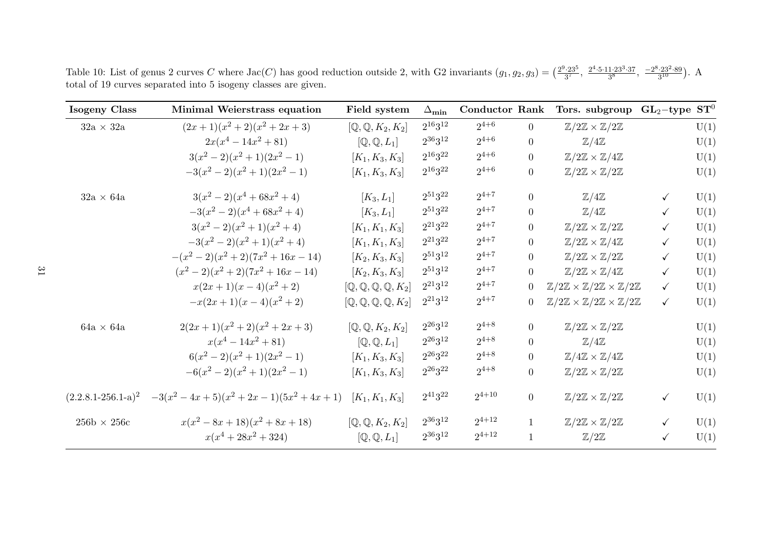Table 10: List of genus 2 curves $C$ where $\mathrm{Jac}(C)$ has good reduction outside 2, with G2 invariants $(g_1, g_2, g_3) = \left(\frac{2^9 \cdot 23^5}{3^7}, \frac{2^4 \cdot 5 \cdot 11 \cdot 23^3 \cdot 37}{3^8}, \frac{-2^8 \cdot 23^2 \cdot 89}{3^{10}}\right)$. A total of 19 curves separated into 5 isogeny classes are given.

| Isogeny Class | Minimal Weierstrass equation | Field system | $\Delta_{\min}$ | Conductor | Rank | Tors. subgroup | $\mathrm{GL}_2$−type | $\mathrm{ST}^0$ |
|---|---|---|---|---|---|---|---|---|
| 32a × 32a | $(2x+1)(x^2+2)(x^2+2x+3)$ | $[\mathbb{Q}, \mathbb{Q}, K_2, K_2]$ | $2^{16}3^{12}$ | $2^{4+6}$ | 0 | $\mathbb{Z}/2\mathbb{Z} \times \mathbb{Z}/2\mathbb{Z}$ | | U(1) |
| | $2x(x^4-14x^2+81)$ | $[\mathbb{Q}, \mathbb{Q}, L_1]$ | $2^{36}3^{12}$ | $2^{4+6}$ | 0 | $\mathbb{Z}/4\mathbb{Z}$ | | U(1) |
| | $3(x^2-2)(x^2+1)(2x^2-1)$ | $[K_1, K_3, K_3]$ | $2^{16}3^{22}$ | $2^{4+6}$ | 0 | $\mathbb{Z}/2\mathbb{Z} \times \mathbb{Z}/4\mathbb{Z}$ | | U(1) |
| | $-3(x^2-2)(x^2+1)(2x^2-1)$ | $[K_1, K_3, K_3]$ | $2^{16}3^{22}$ | $2^{4+6}$ | 0 | $\mathbb{Z}/2\mathbb{Z} \times \mathbb{Z}/2\mathbb{Z}$ | | U(1) |
| 32a × 64a | $3(x^2-2)(x^4+68x^2+4)$ | $[K_3, L_1]$ | $2^{51}3^{22}$ | $2^{4+7}$ | 0 | $\mathbb{Z}/4\mathbb{Z}$ | ✓ | U(1) |
| | $-3(x^2-2)(x^4+68x^2+4)$ | $[K_3, L_1]$ | $2^{51}3^{22}$ | $2^{4+7}$ | 0 | $\mathbb{Z}/4\mathbb{Z}$ | ✓ | U(1) |
| | $3(x^2-2)(x^2+1)(x^2+4)$ | $[K_1, K_1, K_3]$ | $2^{21}3^{22}$ | $2^{4+7}$ | 0 | $\mathbb{Z}/2\mathbb{Z} \times \mathbb{Z}/2\mathbb{Z}$ | ✓ | U(1) |
| | $-3(x^2-2)(x^2+1)(x^2+4)$ | $[K_1, K_1, K_3]$ | $2^{21}3^{22}$ | $2^{4+7}$ | 0 | $\mathbb{Z}/2\mathbb{Z} \times \mathbb{Z}/4\mathbb{Z}$ | ✓ | U(1) |
| | $-(x^2-2)(x^2+2)(7x^2+16x-14)$ | $[K_2, K_3, K_3]$ | $2^{51}3^{12}$ | $2^{4+7}$ | 0 | $\mathbb{Z}/2\mathbb{Z} \times \mathbb{Z}/2\mathbb{Z}$ | ✓ | U(1) |
| | $(x^2-2)(x^2+2)(7x^2+16x-14)$ | $[K_2, K_3, K_3]$ | $2^{51}3^{12}$ | $2^{4+7}$ | 0 | $\mathbb{Z}/2\mathbb{Z} \times \mathbb{Z}/4\mathbb{Z}$ | ✓ | U(1) |
| | $x(2x+1)(x-4)(x^2+2)$ | $[\mathbb{Q}, \mathbb{Q}, \mathbb{Q}, \mathbb{Q}, K_2]$ | $2^{21}3^{12}$ | $2^{4+7}$ | 0 | $\mathbb{Z}/2\mathbb{Z} \times \mathbb{Z}/2\mathbb{Z} \times \mathbb{Z}/2\mathbb{Z}$ | ✓ | U(1) |
| | $-x(2x+1)(x-4)(x^2+2)$ | $[\mathbb{Q}, \mathbb{Q}, \mathbb{Q}, \mathbb{Q}, K_2]$ | $2^{21}3^{12}$ | $2^{4+7}$ | 0 | $\mathbb{Z}/2\mathbb{Z} \times \mathbb{Z}/2\mathbb{Z} \times \mathbb{Z}/2\mathbb{Z}$ | ✓ | U(1) |
| 64a × 64a | $2(2x+1)(x^2+2)(x^2+2x+3)$ | $[\mathbb{Q}, \mathbb{Q}, K_2, K_2]$ | $2^{26}3^{12}$ | $2^{4+8}$ | 0 | $\mathbb{Z}/2\mathbb{Z} \times \mathbb{Z}/2\mathbb{Z}$ | | U(1) |
| | $x(x^4-14x^2+81)$ | $[\mathbb{Q}, \mathbb{Q}, L_1]$ | $2^{26}3^{12}$ | $2^{4+8}$ | 0 | $\mathbb{Z}/4\mathbb{Z}$ | | U(1) |
| | $6(x^2-2)(x^2+1)(2x^2-1)$ | $[K_1, K_3, K_3]$ | $2^{26}3^{22}$ | $2^{4+8}$ | 0 | $\mathbb{Z}/4\mathbb{Z} \times \mathbb{Z}/4\mathbb{Z}$ | | U(1) |
| | $-6(x^2-2)(x^2+1)(2x^2-1)$ | $[K_1, K_3, K_3]$ | $2^{26}3^{22}$ | $2^{4+8}$ | 0 | $\mathbb{Z}/2\mathbb{Z} \times \mathbb{Z}/2\mathbb{Z}$ | | U(1) |
| $(2.2.8.1\text{-}256.1\text{-a})^2$ | $-3(x^2-4x+5)(x^2+2x-1)(5x^2+4x+1)$ | $[K_1, K_1, K_3]$ | $2^{41}3^{22}$ | $2^{4+10}$ | 0 | $\mathbb{Z}/2\mathbb{Z} \times \mathbb{Z}/2\mathbb{Z}$ | ✓ | U(1) |
| 256b × 256c | $x(x^2-8x+18)(x^2+8x+18)$ | $[\mathbb{Q}, \mathbb{Q}, K_2, K_2]$ | $2^{36}3^{12}$ | $2^{4+12}$ | 1 | $\mathbb{Z}/2\mathbb{Z} \times \mathbb{Z}/2\mathbb{Z}$ | ✓ | U(1) |
| | $x(x^4+28x^2+324)$ | $[\mathbb{Q}, \mathbb{Q}, L_1]$ | $2^{36}3^{12}$ | $2^{4+12}$ | 1 | $\mathbb{Z}/2\mathbb{Z}$ | ✓ | U(1) |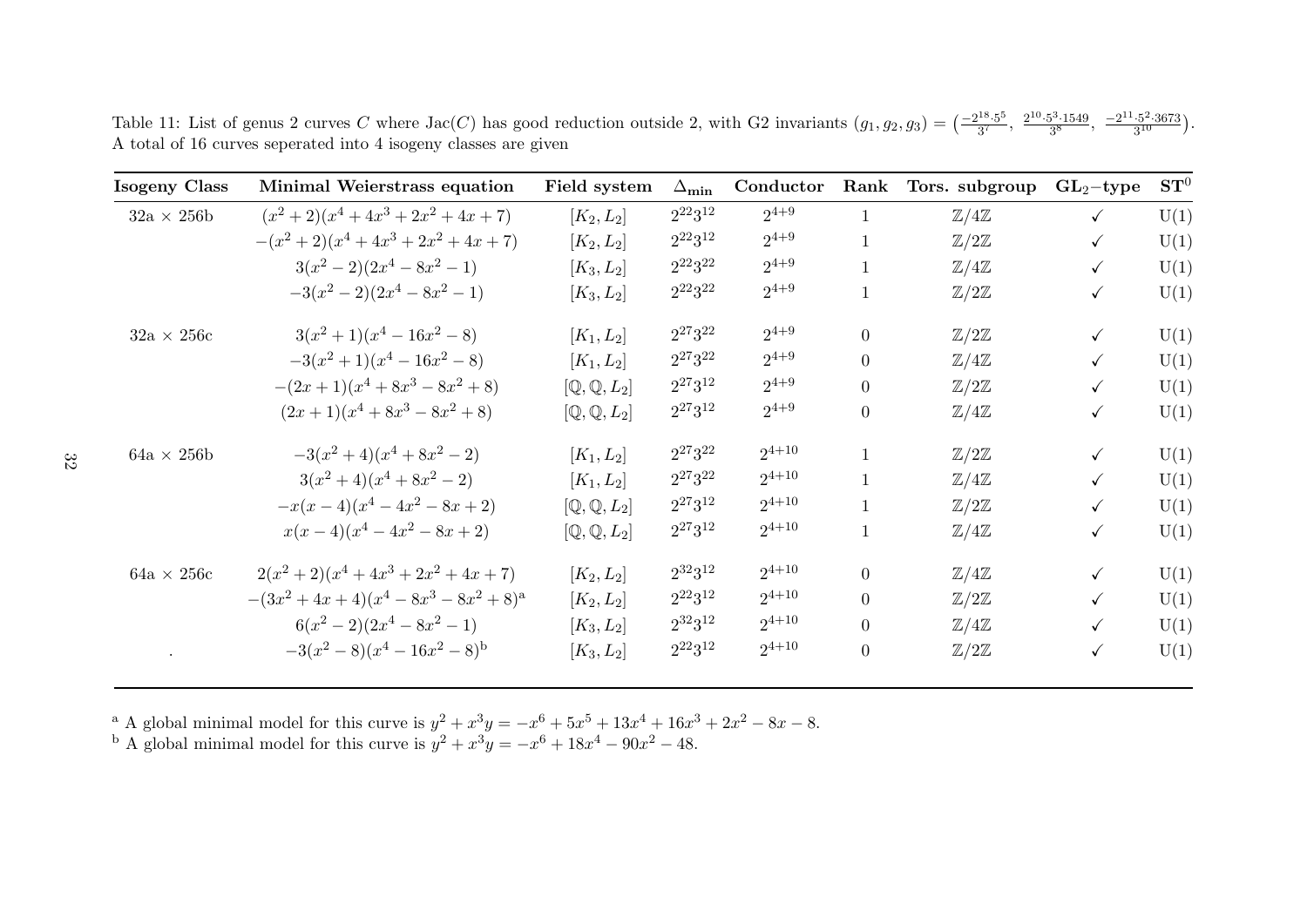Table 11: List of genus 2 curves $C$ where $\mathrm{Jac}(C)$ has good reduction outside 2, with G2 invariants $(g_1, g_2, g_3) = \left(\frac{-2^{18} \cdot 5^5}{3^7},\ \frac{2^{10} \cdot 5^3 \cdot 1549}{3^8},\ \frac{-2^{11} \cdot 5^2 \cdot 3673}{3^{10}}\right)$. A total of 16 curves seperated into 4 isogeny classes are given

| **Isogeny Class** | **Minimal Weierstrass equation** | **Field system** | $\mathbf{\Delta_{min}}$ | **Conductor** | **Rank** | **Tors. subgroup** | $\mathbf{GL_2}$**−type** | $\mathbf{ST}^0$ |
|---|---|---|---|---|---|---|---|---|
| $32a \times 256b$ | $(x^2+2)(x^4+4x^3+2x^2+4x+7)$ | $[K_2, L_2]$ | $2^{22}3^{12}$ | $2^{4+9}$ | 1 | $\mathbb{Z}/4\mathbb{Z}$ | ✓ | U(1) |
| | $-(x^2+2)(x^4+4x^3+2x^2+4x+7)$ | $[K_2, L_2]$ | $2^{22}3^{12}$ | $2^{4+9}$ | 1 | $\mathbb{Z}/2\mathbb{Z}$ | ✓ | U(1) |
| | $3(x^2-2)(2x^4-8x^2-1)$ | $[K_3, L_2]$ | $2^{22}3^{22}$ | $2^{4+9}$ | 1 | $\mathbb{Z}/4\mathbb{Z}$ | ✓ | U(1) |
| | $-3(x^2-2)(2x^4-8x^2-1)$ | $[K_3, L_2]$ | $2^{22}3^{22}$ | $2^{4+9}$ | 1 | $\mathbb{Z}/2\mathbb{Z}$ | ✓ | U(1) |
| $32a \times 256c$ | $3(x^2+1)(x^4-16x^2-8)$ | $[K_1, L_2]$ | $2^{27}3^{22}$ | $2^{4+9}$ | 0 | $\mathbb{Z}/2\mathbb{Z}$ | ✓ | U(1) |
| | $-3(x^2+1)(x^4-16x^2-8)$ | $[K_1, L_2]$ | $2^{27}3^{22}$ | $2^{4+9}$ | 0 | $\mathbb{Z}/4\mathbb{Z}$ | ✓ | U(1) |
| | $-(2x+1)(x^4+8x^3-8x^2+8)$ | $[\mathbb{Q}, \mathbb{Q}, L_2]$ | $2^{27}3^{12}$ | $2^{4+9}$ | 0 | $\mathbb{Z}/2\mathbb{Z}$ | ✓ | U(1) |
| | $(2x+1)(x^4+8x^3-8x^2+8)$ | $[\mathbb{Q}, \mathbb{Q}, L_2]$ | $2^{27}3^{12}$ | $2^{4+9}$ | 0 | $\mathbb{Z}/4\mathbb{Z}$ | ✓ | U(1) |
| $64a \times 256b$ | $-3(x^2+4)(x^4+8x^2-2)$ | $[K_1, L_2]$ | $2^{27}3^{22}$ | $2^{4+10}$ | 1 | $\mathbb{Z}/2\mathbb{Z}$ | ✓ | U(1) |
| | $3(x^2+4)(x^4+8x^2-2)$ | $[K_1, L_2]$ | $2^{27}3^{22}$ | $2^{4+10}$ | 1 | $\mathbb{Z}/4\mathbb{Z}$ | ✓ | U(1) |
| | $-x(x-4)(x^4-4x^2-8x+2)$ | $[\mathbb{Q}, \mathbb{Q}, L_2]$ | $2^{27}3^{12}$ | $2^{4+10}$ | 1 | $\mathbb{Z}/2\mathbb{Z}$ | ✓ | U(1) |
| | $x(x-4)(x^4-4x^2-8x+2)$ | $[\mathbb{Q}, \mathbb{Q}, L_2]$ | $2^{27}3^{12}$ | $2^{4+10}$ | 1 | $\mathbb{Z}/4\mathbb{Z}$ | ✓ | U(1) |
| $64a \times 256c$ | $2(x^2+2)(x^4+4x^3+2x^2+4x+7)$ | $[K_2, L_2]$ | $2^{32}3^{12}$ | $2^{4+10}$ | 0 | $\mathbb{Z}/4\mathbb{Z}$ | ✓ | U(1) |
| | $-(3x^2+4x+4)(x^4-8x^3-8x^2+8)$ [a] | $[K_2, L_2]$ | $2^{22}3^{12}$ | $2^{4+10}$ | 0 | $\mathbb{Z}/2\mathbb{Z}$ | ✓ | U(1) |
| | $6(x^2-2)(2x^4-8x^2-1)$ | $[K_3, L_2]$ | $2^{32}3^{12}$ | $2^{4+10}$ | 0 | $\mathbb{Z}/4\mathbb{Z}$ | ✓ | U(1) |
| . | $-3(x^2-8)(x^4-16x^2-8)$ [b] | $[K_3, L_2]$ | $2^{22}3^{12}$ | $2^{4+10}$ | 0 | $\mathbb{Z}/2\mathbb{Z}$ | ✓ | U(1) |

[a] A global minimal model for this curve is $y^2 + x^3y = -x^6 + 5x^5 + 13x^4 + 16x^3 + 2x^2 - 8x - 8$.

[b] A global minimal model for this curve is $y^2 + x^3y = -x^6 + 18x^4 - 90x^2 - 48$.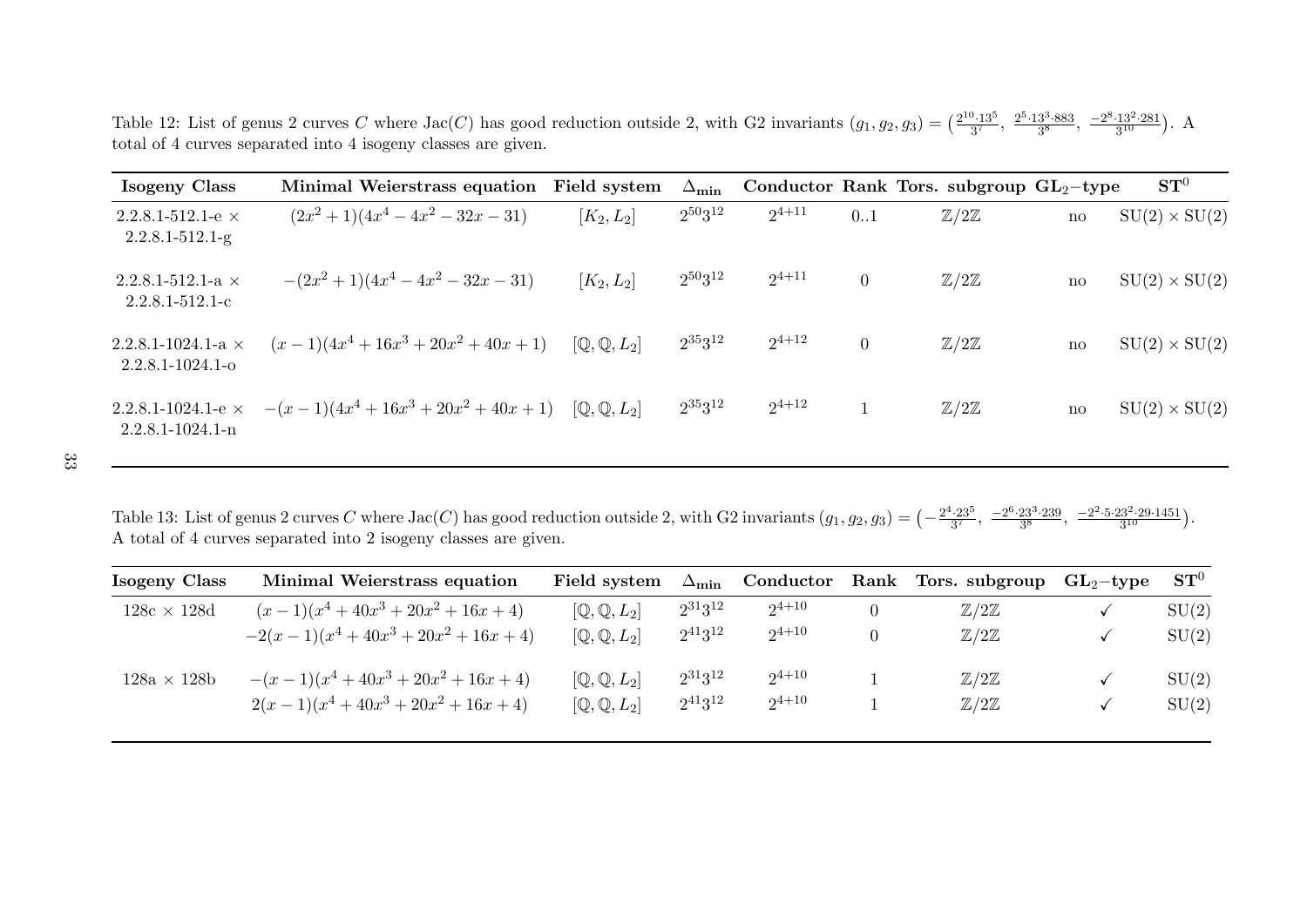Table 12: List of genus 2 curves $C$ where $\mathrm{Jac}(C)$ has good reduction outside 2, with G2 invariants $(g_1, g_2, g_3) = \left(\frac{2^{10}\cdot 13^5}{3^7}, \frac{2^5\cdot 13^3\cdot 883}{3^8}, \frac{-2^8\cdot 13^2\cdot 281}{3^{10}}\right)$. A total of 4 curves separated into 4 isogeny classes are given.

| Isogeny Class | Minimal Weierstrass equation | Field system | $\Delta_{\min}$ | Conductor | Rank | Tors. subgroup | $\mathrm{GL}_2$−type | $\mathrm{ST}^0$ |
|---|---|---|---|---|---|---|---|---|
| 2.2.8.1-512.1-e × 2.2.8.1-512.1-g | $(2x^2+1)(4x^4-4x^2-32x-31)$ | $[K_2, L_2]$ | $2^{50}3^{12}$ | $2^{4+11}$ | 0..1 | $\mathbb{Z}/2\mathbb{Z}$ | no | $\mathrm{SU}(2)\times\mathrm{SU}(2)$ |
| 2.2.8.1-512.1-a × 2.2.8.1-512.1-c | $-(2x^2+1)(4x^4-4x^2-32x-31)$ | $[K_2, L_2]$ | $2^{50}3^{12}$ | $2^{4+11}$ | 0 | $\mathbb{Z}/2\mathbb{Z}$ | no | $\mathrm{SU}(2)\times\mathrm{SU}(2)$ |
| 2.2.8.1-1024.1-a × 2.2.8.1-1024.1-o | $(x-1)(4x^4+16x^3+20x^2+40x+1)$ | $[\mathbb{Q}, \mathbb{Q}, L_2]$ | $2^{35}3^{12}$ | $2^{4+12}$ | 0 | $\mathbb{Z}/2\mathbb{Z}$ | no | $\mathrm{SU}(2)\times\mathrm{SU}(2)$ |
| 2.2.8.1-1024.1-e × 2.2.8.1-1024.1-n | $-(x-1)(4x^4+16x^3+20x^2+40x+1)$ | $[\mathbb{Q}, \mathbb{Q}, L_2]$ | $2^{35}3^{12}$ | $2^{4+12}$ | 1 | $\mathbb{Z}/2\mathbb{Z}$ | no | $\mathrm{SU}(2)\times\mathrm{SU}(2)$ |

Table 13: List of genus 2 curves $C$ where $\mathrm{Jac}(C)$ has good reduction outside 2, with G2 invariants $(g_1, g_2, g_3) = \left(-\frac{2^4\cdot 23^5}{3^7}, \frac{-2^6\cdot 23^3\cdot 239}{3^8}, \frac{-2^2\cdot 5\cdot 23^2\cdot 29\cdot 1451}{3^{10}}\right)$. A total of 4 curves separated into 2 isogeny classes are given.

| Isogeny Class | Minimal Weierstrass equation | Field system | $\Delta_{\min}$ | Conductor | Rank | Tors. subgroup | $\mathrm{GL}_2$−type | $\mathrm{ST}^0$ |
|---|---|---|---|---|---|---|---|---|
| 128c × 128d | $(x-1)(x^4+40x^3+20x^2+16x+4)$ | $[\mathbb{Q}, \mathbb{Q}, L_2]$ | $2^{31}3^{12}$ | $2^{4+10}$ | 0 | $\mathbb{Z}/2\mathbb{Z}$ | ✓ | $\mathrm{SU}(2)$ |
| | $-2(x-1)(x^4+40x^3+20x^2+16x+4)$ | $[\mathbb{Q}, \mathbb{Q}, L_2]$ | $2^{41}3^{12}$ | $2^{4+10}$ | 0 | $\mathbb{Z}/2\mathbb{Z}$ | ✓ | $\mathrm{SU}(2)$ |
| 128a × 128b | $-(x-1)(x^4+40x^3+20x^2+16x+4)$ | $[\mathbb{Q}, \mathbb{Q}, L_2]$ | $2^{31}3^{12}$ | $2^{4+10}$ | 1 | $\mathbb{Z}/2\mathbb{Z}$ | ✓ | $\mathrm{SU}(2)$ |
| | $2(x-1)(x^4+40x^3+20x^2+16x+4)$ | $[\mathbb{Q}, \mathbb{Q}, L_2]$ | $2^{41}3^{12}$ | $2^{4+10}$ | 1 | $\mathbb{Z}/2\mathbb{Z}$ | ✓ | $\mathrm{SU}(2)$ |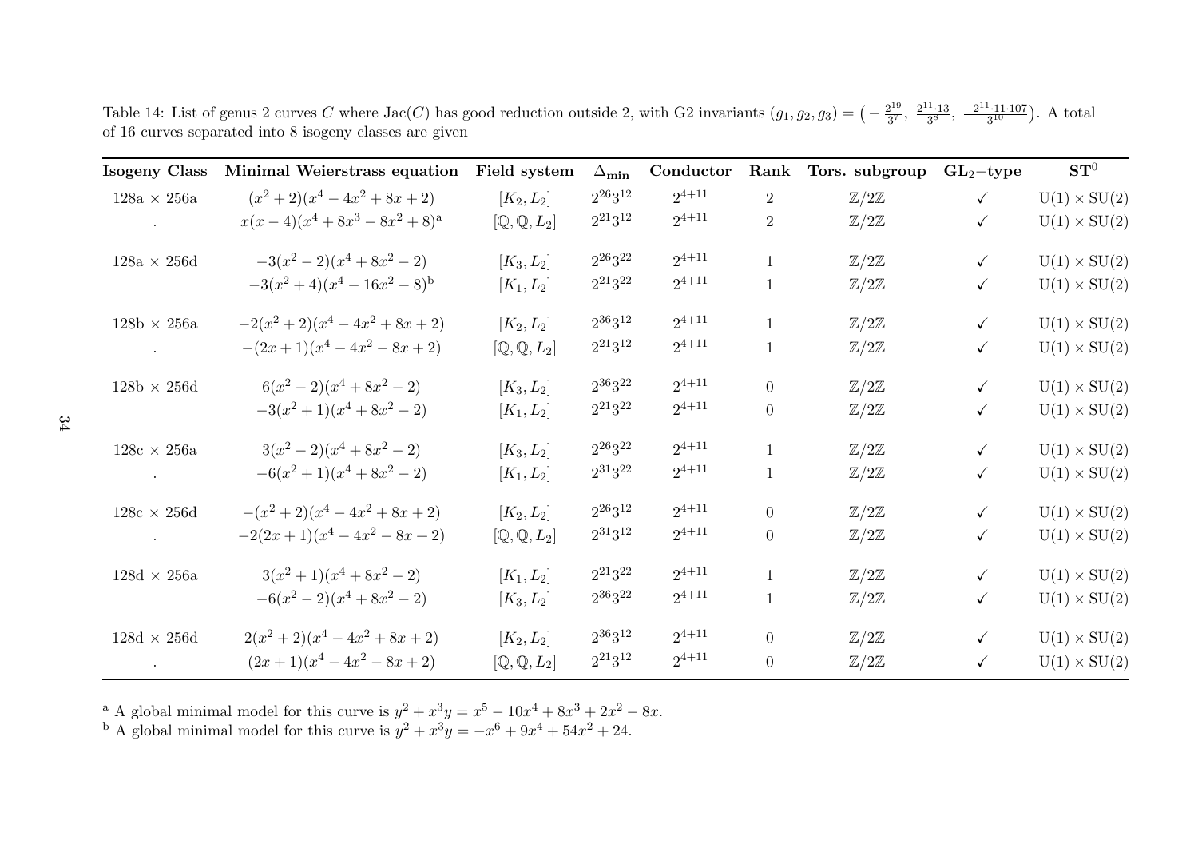Table 14: List of genus 2 curves $C$ where $\mathrm{Jac}(C)$ has good reduction outside 2, with G2 invariants $(g_1, g_2, g_3) = \left(-\frac{2^{19}}{3^7}, \frac{2^{11}\cdot 13}{3^8}, \frac{-2^{11}\cdot 11\cdot 107}{3^{10}}\right)$. A total of 16 curves separated into 8 isogeny classes are given

| **Isogeny Class** | **Minimal Weierstrass equation** | **Field system** | $\mathbf{\Delta_{min}}$ | **Conductor** | **Rank** | **Tors. subgroup** | $\mathbf{GL_2}$**−type** | $\mathbf{ST}^0$ |
|---|---|---|---|---|---|---|---|---|
| 128a × 256a | $(x^2+2)(x^4-4x^2+8x+2)$ | $[K_2, L_2]$ | $2^{26}3^{12}$ | $2^{4+11}$ | 2 | $\mathbb{Z}/2\mathbb{Z}$ | ✓ | $\mathrm{U}(1)\times\mathrm{SU}(2)$ |
| . | $x(x-4)(x^4+8x^3-8x^2+8)$ [a] | $[\mathbb{Q}, \mathbb{Q}, L_2]$ | $2^{21}3^{12}$ | $2^{4+11}$ | 2 | $\mathbb{Z}/2\mathbb{Z}$ | ✓ | $\mathrm{U}(1)\times\mathrm{SU}(2)$ |
| 128a × 256d | $-3(x^2-2)(x^4+8x^2-2)$ | $[K_3, L_2]$ | $2^{26}3^{22}$ | $2^{4+11}$ | 1 | $\mathbb{Z}/2\mathbb{Z}$ | ✓ | $\mathrm{U}(1)\times\mathrm{SU}(2)$ |
| | $-3(x^2+4)(x^4-16x^2-8)$ [b] | $[K_1, L_2]$ | $2^{21}3^{22}$ | $2^{4+11}$ | 1 | $\mathbb{Z}/2\mathbb{Z}$ | ✓ | $\mathrm{U}(1)\times\mathrm{SU}(2)$ |
| 128b × 256a | $-2(x^2+2)(x^4-4x^2+8x+2)$ | $[K_2, L_2]$ | $2^{36}3^{12}$ | $2^{4+11}$ | 1 | $\mathbb{Z}/2\mathbb{Z}$ | ✓ | $\mathrm{U}(1)\times\mathrm{SU}(2)$ |
| . | $-(2x+1)(x^4-4x^2-8x+2)$ | $[\mathbb{Q}, \mathbb{Q}, L_2]$ | $2^{21}3^{12}$ | $2^{4+11}$ | 1 | $\mathbb{Z}/2\mathbb{Z}$ | ✓ | $\mathrm{U}(1)\times\mathrm{SU}(2)$ |
| 128b × 256d | $6(x^2-2)(x^4+8x^2-2)$ | $[K_3, L_2]$ | $2^{36}3^{22}$ | $2^{4+11}$ | 0 | $\mathbb{Z}/2\mathbb{Z}$ | ✓ | $\mathrm{U}(1)\times\mathrm{SU}(2)$ |
| | $-3(x^2+1)(x^4+8x^2-2)$ | $[K_1, L_2]$ | $2^{21}3^{22}$ | $2^{4+11}$ | 0 | $\mathbb{Z}/2\mathbb{Z}$ | ✓ | $\mathrm{U}(1)\times\mathrm{SU}(2)$ |
| 128c × 256a | $3(x^2-2)(x^4+8x^2-2)$ | $[K_3, L_2]$ | $2^{26}3^{22}$ | $2^{4+11}$ | 1 | $\mathbb{Z}/2\mathbb{Z}$ | ✓ | $\mathrm{U}(1)\times\mathrm{SU}(2)$ |
| . | $-6(x^2+1)(x^4+8x^2-2)$ | $[K_1, L_2]$ | $2^{31}3^{22}$ | $2^{4+11}$ | 1 | $\mathbb{Z}/2\mathbb{Z}$ | ✓ | $\mathrm{U}(1)\times\mathrm{SU}(2)$ |
| 128c × 256d | $-(x^2+2)(x^4-4x^2+8x+2)$ | $[K_2, L_2]$ | $2^{26}3^{12}$ | $2^{4+11}$ | 0 | $\mathbb{Z}/2\mathbb{Z}$ | ✓ | $\mathrm{U}(1)\times\mathrm{SU}(2)$ |
| . | $-2(2x+1)(x^4-4x^2-8x+2)$ | $[\mathbb{Q}, \mathbb{Q}, L_2]$ | $2^{31}3^{12}$ | $2^{4+11}$ | 0 | $\mathbb{Z}/2\mathbb{Z}$ | ✓ | $\mathrm{U}(1)\times\mathrm{SU}(2)$ |
| 128d × 256a | $3(x^2+1)(x^4+8x^2-2)$ | $[K_1, L_2]$ | $2^{21}3^{22}$ | $2^{4+11}$ | 1 | $\mathbb{Z}/2\mathbb{Z}$ | ✓ | $\mathrm{U}(1)\times\mathrm{SU}(2)$ |
| | $-6(x^2-2)(x^4+8x^2-2)$ | $[K_3, L_2]$ | $2^{36}3^{22}$ | $2^{4+11}$ | 1 | $\mathbb{Z}/2\mathbb{Z}$ | ✓ | $\mathrm{U}(1)\times\mathrm{SU}(2)$ |
| 128d × 256d | $2(x^2+2)(x^4-4x^2+8x+2)$ | $[K_2, L_2]$ | $2^{36}3^{12}$ | $2^{4+11}$ | 0 | $\mathbb{Z}/2\mathbb{Z}$ | ✓ | $\mathrm{U}(1)\times\mathrm{SU}(2)$ |
| . | $(2x+1)(x^4-4x^2-8x+2)$ | $[\mathbb{Q}, \mathbb{Q}, L_2]$ | $2^{21}3^{12}$ | $2^{4+11}$ | 0 | $\mathbb{Z}/2\mathbb{Z}$ | ✓ | $\mathrm{U}(1)\times\mathrm{SU}(2)$ |

[a] A global minimal model for this curve is $y^2 + x^3y = x^5 - 10x^4 + 8x^3 + 2x^2 - 8x$.

[b] A global minimal model for this curve is $y^2 + x^3y = -x^6 + 9x^4 + 54x^2 + 24$.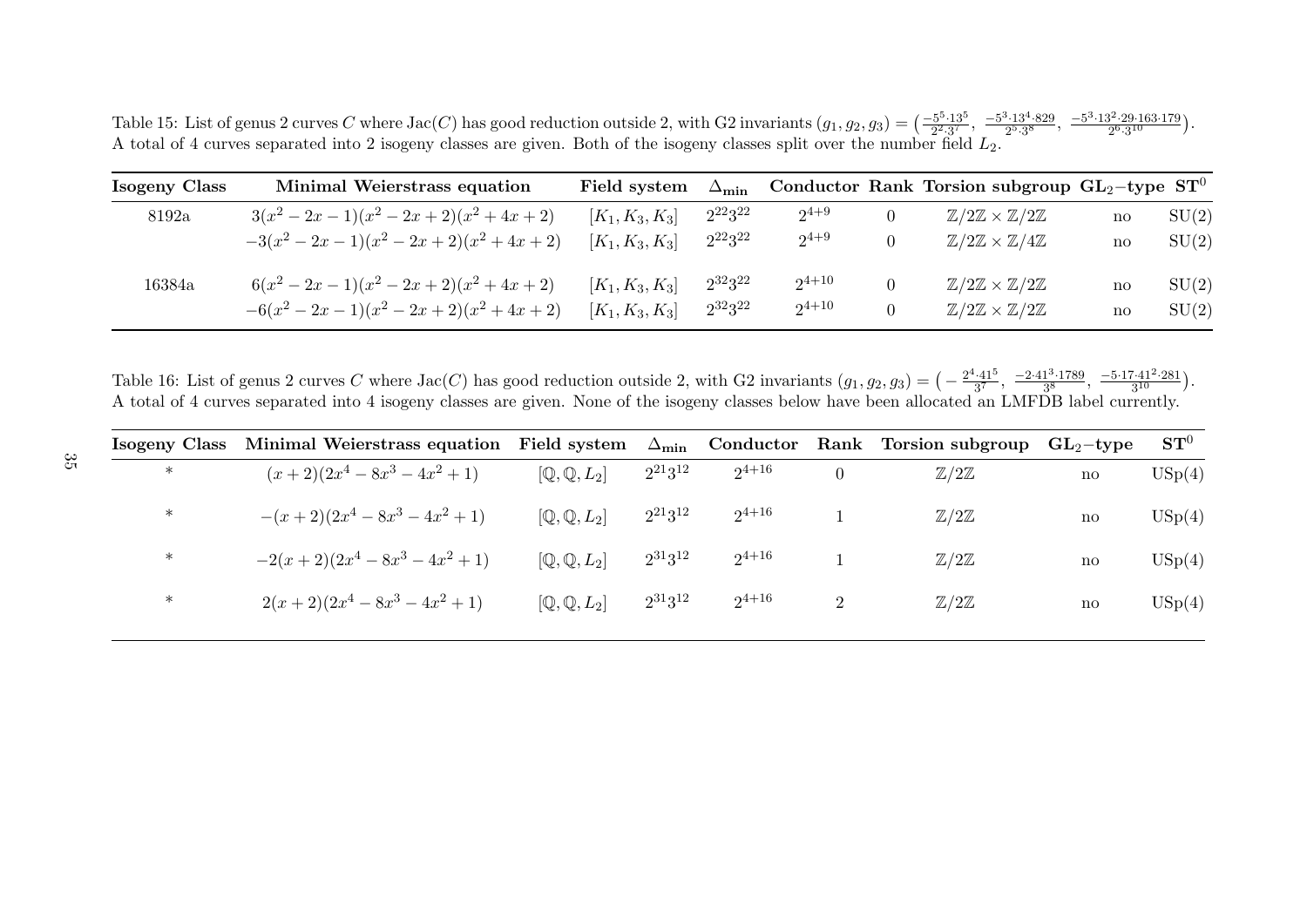Table 15: List of genus 2 curves $C$ where $\mathrm{Jac}(C)$ has good reduction outside 2, with G2 invariants $(g_1, g_2, g_3) = \left(\frac{-5^5 \cdot 13^5}{2^2 \cdot 3^7}, \frac{-5^3 \cdot 13^4 \cdot 829}{2^5 \cdot 3^8}, \frac{-5^3 \cdot 13^2 \cdot 29 \cdot 163 \cdot 179}{2^6 \cdot 3^{10}}\right)$. A total of 4 curves separated into 2 isogeny classes are given. Both of the isogeny classes split over the number field $L_2$.

| Isogeny Class | Minimal Weierstrass equation | Field system | $\Delta_{\min}$ | Conductor | Rank | Torsion subgroup | $\mathrm{GL}_2$−type | $\mathrm{ST}^0$ |
|---|---|---|---|---|---|---|---|---|
| 8192a | $3(x^2-2x-1)(x^2-2x+2)(x^2+4x+2)$ | $[K_1, K_3, K_3]$ | $2^{22}3^{22}$ | $2^{4+9}$ | 0 | $\mathbb{Z}/2\mathbb{Z} \times \mathbb{Z}/2\mathbb{Z}$ | no | SU(2) |
| | $-3(x^2-2x-1)(x^2-2x+2)(x^2+4x+2)$ | $[K_1, K_3, K_3]$ | $2^{22}3^{22}$ | $2^{4+9}$ | 0 | $\mathbb{Z}/2\mathbb{Z} \times \mathbb{Z}/4\mathbb{Z}$ | no | SU(2) |
| 16384a | $6(x^2-2x-1)(x^2-2x+2)(x^2+4x+2)$ | $[K_1, K_3, K_3]$ | $2^{32}3^{22}$ | $2^{4+10}$ | 0 | $\mathbb{Z}/2\mathbb{Z} \times \mathbb{Z}/2\mathbb{Z}$ | no | SU(2) |
| | $-6(x^2-2x-1)(x^2-2x+2)(x^2+4x+2)$ | $[K_1, K_3, K_3]$ | $2^{32}3^{22}$ | $2^{4+10}$ | 0 | $\mathbb{Z}/2\mathbb{Z} \times \mathbb{Z}/2\mathbb{Z}$ | no | SU(2) |

Table 16: List of genus 2 curves $C$ where $\mathrm{Jac}(C)$ has good reduction outside 2, with G2 invariants $(g_1, g_2, g_3) = \left(-\frac{2^4 \cdot 41^5}{3^7}, \frac{-2 \cdot 41^3 \cdot 1789}{3^8}, \frac{-5 \cdot 17 \cdot 41^2 \cdot 281}{3^{10}}\right)$. A total of 4 curves separated into 4 isogeny classes are given. None of the isogeny classes below have been allocated an LMFDB label currently.

| Isogeny Class | Minimal Weierstrass equation | Field system | $\Delta_{\min}$ | Conductor | Rank | Torsion subgroup | $\mathrm{GL}_2$−type | $\mathrm{ST}^0$ |
|---|---|---|---|---|---|---|---|---|
| * | $(x+2)(2x^4-8x^3-4x^2+1)$ | $[\mathbb{Q}, \mathbb{Q}, L_2]$ | $2^{21}3^{12}$ | $2^{4+16}$ | 0 | $\mathbb{Z}/2\mathbb{Z}$ | no | USp(4) |
| * | $-(x+2)(2x^4-8x^3-4x^2+1)$ | $[\mathbb{Q}, \mathbb{Q}, L_2]$ | $2^{21}3^{12}$ | $2^{4+16}$ | 1 | $\mathbb{Z}/2\mathbb{Z}$ | no | USp(4) |
| * | $-2(x+2)(2x^4-8x^3-4x^2+1)$ | $[\mathbb{Q}, \mathbb{Q}, L_2]$ | $2^{31}3^{12}$ | $2^{4+16}$ | 1 | $\mathbb{Z}/2\mathbb{Z}$ | no | USp(4) |
| * | $2(x+2)(2x^4-8x^3-4x^2+1)$ | $[\mathbb{Q}, \mathbb{Q}, L_2]$ | $2^{31}3^{12}$ | $2^{4+16}$ | 2 | $\mathbb{Z}/2\mathbb{Z}$ | no | USp(4) |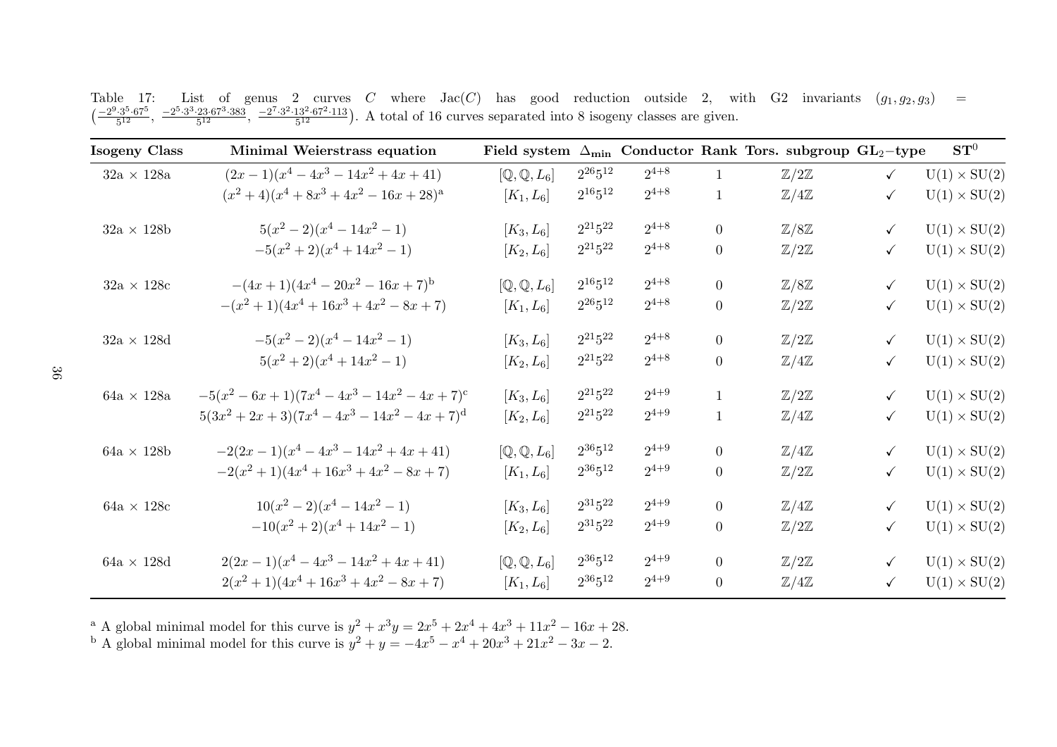Table 17: List of genus 2 curves $C$ where $\mathrm{Jac}(C)$ has good reduction outside 2, with G2 invariants $(g_1, g_2, g_3) = \left(\frac{-2^9\cdot3^5\cdot67^5}{5^{12}}, \frac{-2^5\cdot3^3\cdot23\cdot67^3\cdot383}{5^{12}}, \frac{-2^7\cdot3^2\cdot13^2\cdot67^2\cdot113}{5^{12}}\right)$. A total of 16 curves separated into 8 isogeny classes are given.

| Isogeny Class | Minimal Weierstrass equation | Field system | $\Delta_{\min}$ | Conductor | Rank | Tors. subgroup | $\mathrm{GL}_2$−type | $\mathrm{ST}^0$ |
|---|---|---|---|---|---|---|---|---|
| 32a × 128a | $(2x-1)(x^4-4x^3-14x^2+4x+41)$ | $[\mathbb{Q},\mathbb{Q},L_6]$ | $2^{26}5^{12}$ | $2^{4+8}$ | 1 | $\mathbb{Z}/2\mathbb{Z}$ | ✓ | $\mathrm{U}(1)\times\mathrm{SU}(2)$ |
| | $(x^2+4)(x^4+8x^3+4x^2-16x+28)$[a] | $[K_1,L_6]$ | $2^{16}5^{12}$ | $2^{4+8}$ | 1 | $\mathbb{Z}/4\mathbb{Z}$ | ✓ | $\mathrm{U}(1)\times\mathrm{SU}(2)$ |
| 32a × 128b | $5(x^2-2)(x^4-14x^2-1)$ | $[K_3,L_6]$ | $2^{21}5^{22}$ | $2^{4+8}$ | 0 | $\mathbb{Z}/8\mathbb{Z}$ | ✓ | $\mathrm{U}(1)\times\mathrm{SU}(2)$ |
| | $-5(x^2+2)(x^4+14x^2-1)$ | $[K_2,L_6]$ | $2^{21}5^{22}$ | $2^{4+8}$ | 0 | $\mathbb{Z}/2\mathbb{Z}$ | ✓ | $\mathrm{U}(1)\times\mathrm{SU}(2)$ |
| 32a × 128c | $-(4x+1)(4x^4-20x^2-16x+7)$[b] | $[\mathbb{Q},\mathbb{Q},L_6]$ | $2^{16}5^{12}$ | $2^{4+8}$ | 0 | $\mathbb{Z}/8\mathbb{Z}$ | ✓ | $\mathrm{U}(1)\times\mathrm{SU}(2)$ |
| | $-(x^2+1)(4x^4+16x^3+4x^2-8x+7)$ | $[K_1,L_6]$ | $2^{26}5^{12}$ | $2^{4+8}$ | 0 | $\mathbb{Z}/2\mathbb{Z}$ | ✓ | $\mathrm{U}(1)\times\mathrm{SU}(2)$ |
| 32a × 128d | $-5(x^2-2)(x^4-14x^2-1)$ | $[K_3,L_6]$ | $2^{21}5^{22}$ | $2^{4+8}$ | 0 | $\mathbb{Z}/2\mathbb{Z}$ | ✓ | $\mathrm{U}(1)\times\mathrm{SU}(2)$ |
| | $5(x^2+2)(x^4+14x^2-1)$ | $[K_2,L_6]$ | $2^{21}5^{22}$ | $2^{4+8}$ | 0 | $\mathbb{Z}/4\mathbb{Z}$ | ✓ | $\mathrm{U}(1)\times\mathrm{SU}(2)$ |
| 64a × 128a | $-5(x^2-6x+1)(7x^4-4x^3-14x^2-4x+7)$[c] | $[K_3,L_6]$ | $2^{21}5^{22}$ | $2^{4+9}$ | 1 | $\mathbb{Z}/2\mathbb{Z}$ | ✓ | $\mathrm{U}(1)\times\mathrm{SU}(2)$ |
| | $5(3x^2+2x+3)(7x^4-4x^3-14x^2-4x+7)$[d] | $[K_2,L_6]$ | $2^{21}5^{22}$ | $2^{4+9}$ | 1 | $\mathbb{Z}/4\mathbb{Z}$ | ✓ | $\mathrm{U}(1)\times\mathrm{SU}(2)$ |
| 64a × 128b | $-2(2x-1)(x^4-4x^3-14x^2+4x+41)$ | $[\mathbb{Q},\mathbb{Q},L_6]$ | $2^{36}5^{12}$ | $2^{4+9}$ | 0 | $\mathbb{Z}/4\mathbb{Z}$ | ✓ | $\mathrm{U}(1)\times\mathrm{SU}(2)$ |
| | $-2(x^2+1)(4x^4+16x^3+4x^2-8x+7)$ | $[K_1,L_6]$ | $2^{36}5^{12}$ | $2^{4+9}$ | 0 | $\mathbb{Z}/2\mathbb{Z}$ | ✓ | $\mathrm{U}(1)\times\mathrm{SU}(2)$ |
| 64a × 128c | $10(x^2-2)(x^4-14x^2-1)$ | $[K_3,L_6]$ | $2^{31}5^{22}$ | $2^{4+9}$ | 0 | $\mathbb{Z}/4\mathbb{Z}$ | ✓ | $\mathrm{U}(1)\times\mathrm{SU}(2)$ |
| | $-10(x^2+2)(x^4+14x^2-1)$ | $[K_2,L_6]$ | $2^{31}5^{22}$ | $2^{4+9}$ | 0 | $\mathbb{Z}/2\mathbb{Z}$ | ✓ | $\mathrm{U}(1)\times\mathrm{SU}(2)$ |
| 64a × 128d | $2(2x-1)(x^4-4x^3-14x^2+4x+41)$ | $[\mathbb{Q},\mathbb{Q},L_6]$ | $2^{36}5^{12}$ | $2^{4+9}$ | 0 | $\mathbb{Z}/2\mathbb{Z}$ | ✓ | $\mathrm{U}(1)\times\mathrm{SU}(2)$ |
| | $2(x^2+1)(4x^4+16x^3+4x^2-8x+7)$ | $[K_1,L_6]$ | $2^{36}5^{12}$ | $2^{4+9}$ | 0 | $\mathbb{Z}/4\mathbb{Z}$ | ✓ | $\mathrm{U}(1)\times\mathrm{SU}(2)$ |

[a] A global minimal model for this curve is $y^2 + x^3y = 2x^5 + 2x^4 + 4x^3 + 11x^2 - 16x + 28$.

[b] A global minimal model for this curve is $y^2 + y = -4x^5 - x^4 + 20x^3 + 21x^2 - 3x - 2$.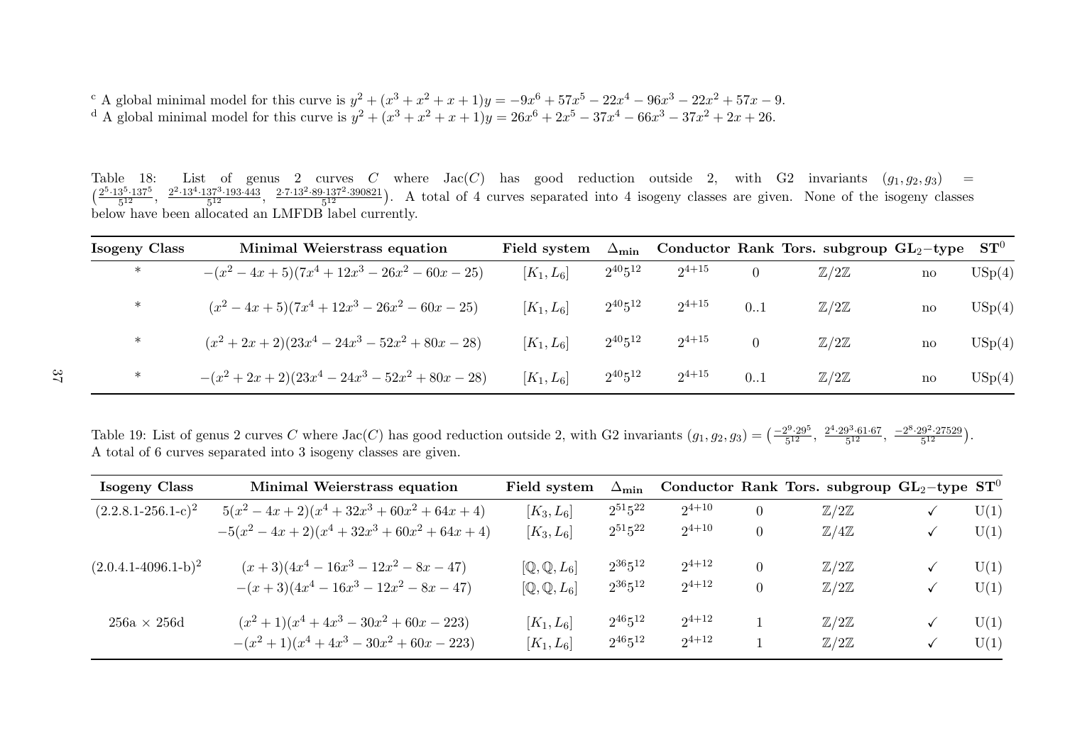[c] A global minimal model for this curve is $y^2 + (x^3 + x^2 + x + 1)y = -9x^6 + 57x^5 - 22x^4 - 96x^3 - 22x^2 + 57x - 9$.
[d] A global minimal model for this curve is $y^2 + (x^3 + x^2 + x + 1)y = 26x^6 + 2x^5 - 37x^4 - 66x^3 - 37x^2 + 2x + 26$.

Table 18: List of genus 2 curves $C$ where $\mathrm{Jac}(C)$ has good reduction outside 2, with G2 invariants $(g_1, g_2, g_3) = \left(\frac{2^5 \cdot 13^5 \cdot 137^5}{5^{12}}, \frac{2^2 \cdot 13^4 \cdot 137^3 \cdot 193 \cdot 443}{5^{12}}, \frac{2 \cdot 7 \cdot 13^2 \cdot 89 \cdot 137^2 \cdot 390821}{5^{12}}\right)$. A total of 4 curves separated into 4 isogeny classes are given. None of the isogeny classes below have been allocated an LMFDB label currently.

| **Isogeny Class** | **Minimal Weierstrass equation** | **Field system** | $\mathbf{\Delta_{min}}$ | **Conductor** | **Rank** | **Tors. subgroup** | $\mathbf{GL_2}$**−type** | $\mathbf{ST^0}$ |
|---|---|---|---|---|---|---|---|---|
| * | $-(x^2 - 4x + 5)(7x^4 + 12x^3 - 26x^2 - 60x - 25)$ | $[K_1, L_6]$ | $2^{40}5^{12}$ | $2^{4+15}$ | 0 | $\mathbb{Z}/2\mathbb{Z}$ | no | USp(4) |
| * | $(x^2 - 4x + 5)(7x^4 + 12x^3 - 26x^2 - 60x - 25)$ | $[K_1, L_6]$ | $2^{40}5^{12}$ | $2^{4+15}$ | 0..1 | $\mathbb{Z}/2\mathbb{Z}$ | no | USp(4) |
| * | $(x^2 + 2x + 2)(23x^4 - 24x^3 - 52x^2 + 80x - 28)$ | $[K_1, L_6]$ | $2^{40}5^{12}$ | $2^{4+15}$ | 0 | $\mathbb{Z}/2\mathbb{Z}$ | no | USp(4) |
| * | $-(x^2 + 2x + 2)(23x^4 - 24x^3 - 52x^2 + 80x - 28)$ | $[K_1, L_6]$ | $2^{40}5^{12}$ | $2^{4+15}$ | 0..1 | $\mathbb{Z}/2\mathbb{Z}$ | no | USp(4) |

Table 19: List of genus 2 curves $C$ where $\mathrm{Jac}(C)$ has good reduction outside 2, with G2 invariants $(g_1, g_2, g_3) = \left(\frac{-2^9 \cdot 29^5}{5^{12}}, \frac{2^4 \cdot 29^3 \cdot 61 \cdot 67}{5^{12}}, \frac{-2^8 \cdot 29^2 \cdot 27529}{5^{12}}\right)$. A total of 6 curves separated into 3 isogeny classes are given.

| **Isogeny Class** | **Minimal Weierstrass equation** | **Field system** | $\mathbf{\Delta_{min}}$ | **Conductor** | **Rank** | **Tors. subgroup** | $\mathbf{GL_2}$**−type** | $\mathbf{ST^0}$ |
|---|---|---|---|---|---|---|---|---|
| $(2.2.8.1\text{-}256.1\text{-}c)^2$ | $5(x^2 - 4x + 2)(x^4 + 32x^3 + 60x^2 + 64x + 4)$ | $[K_3, L_6]$ | $2^{51}5^{22}$ | $2^{4+10}$ | 0 | $\mathbb{Z}/2\mathbb{Z}$ | ✓ | U(1) |
| | $-5(x^2 - 4x + 2)(x^4 + 32x^3 + 60x^2 + 64x + 4)$ | $[K_3, L_6]$ | $2^{51}5^{22}$ | $2^{4+10}$ | 0 | $\mathbb{Z}/4\mathbb{Z}$ | ✓ | U(1) |
| $(2.0.4.1\text{-}4096.1\text{-}b)^2$ | $(x + 3)(4x^4 - 16x^3 - 12x^2 - 8x - 47)$ | $[\mathbb{Q}, \mathbb{Q}, L_6]$ | $2^{36}5^{12}$ | $2^{4+12}$ | 0 | $\mathbb{Z}/2\mathbb{Z}$ | ✓ | U(1) |
| | $-(x + 3)(4x^4 - 16x^3 - 12x^2 - 8x - 47)$ | $[\mathbb{Q}, \mathbb{Q}, L_6]$ | $2^{36}5^{12}$ | $2^{4+12}$ | 0 | $\mathbb{Z}/2\mathbb{Z}$ | ✓ | U(1) |
| 256a × 256d | $(x^2 + 1)(x^4 + 4x^3 - 30x^2 + 60x - 223)$ | $[K_1, L_6]$ | $2^{46}5^{12}$ | $2^{4+12}$ | 1 | $\mathbb{Z}/2\mathbb{Z}$ | ✓ | U(1) |
| | $-(x^2 + 1)(x^4 + 4x^3 - 30x^2 + 60x - 223)$ | $[K_1, L_6]$ | $2^{46}5^{12}$ | $2^{4+12}$ | 1 | $\mathbb{Z}/2\mathbb{Z}$ | ✓ | U(1) |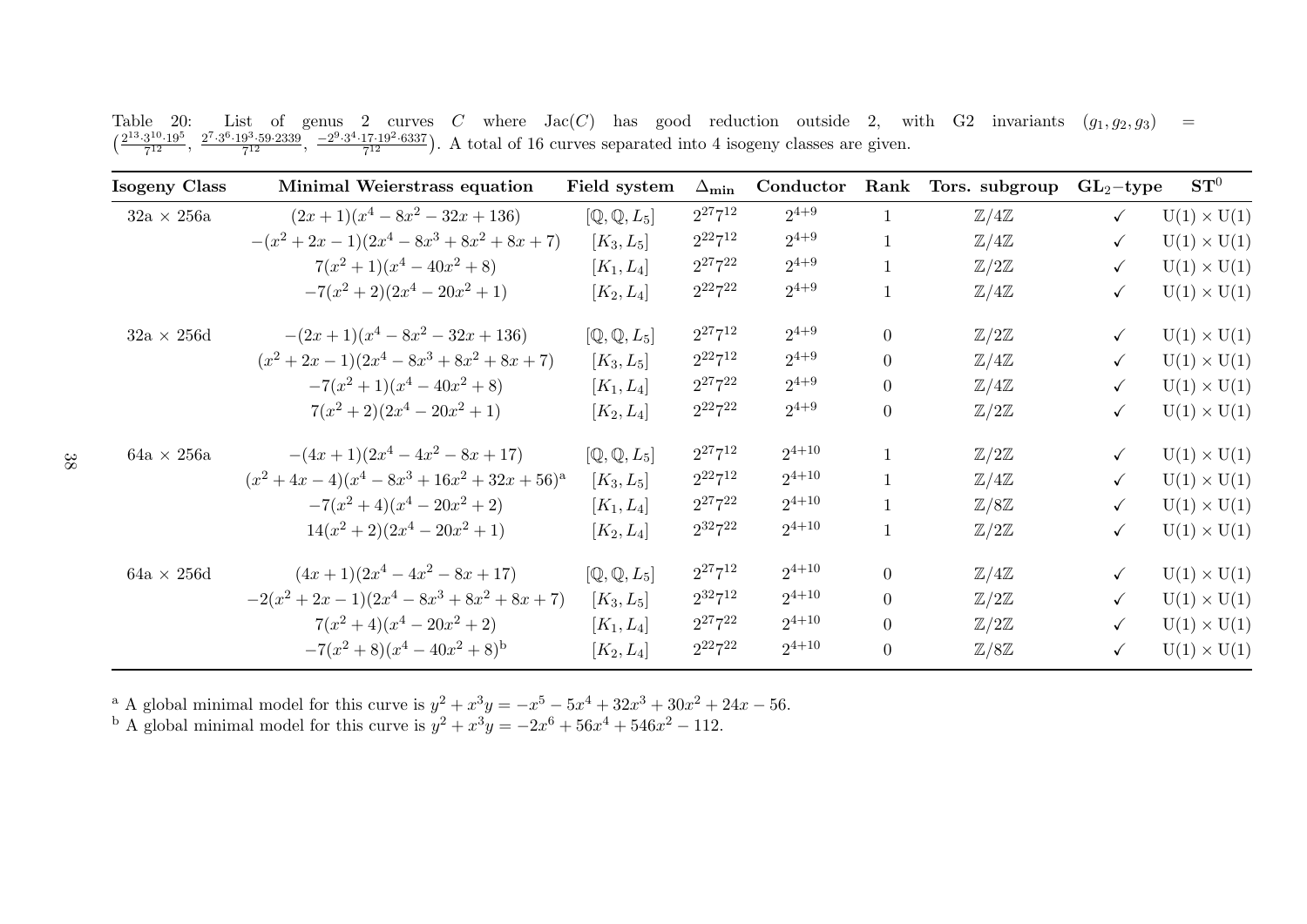Table 20: List of genus 2 curves $C$ where $\mathrm{Jac}(C)$ has good reduction outside 2, with G2 invariants $(g_1, g_2, g_3) = \left(\frac{2^{13}\cdot 3^{10}\cdot 19^5}{7^{12}}, \frac{2^7\cdot 3^6\cdot 19^3\cdot 59\cdot 2339}{7^{12}}, \frac{-2^9\cdot 3^4\cdot 17\cdot 19^2\cdot 6337}{7^{12}}\right)$. A total of 16 curves separated into 4 isogeny classes are given.

| **Isogeny Class** | **Minimal Weierstrass equation** | **Field system** | $\mathbf{\Delta_{min}}$ | **Conductor** | **Rank** | **Tors. subgroup** | $\mathbf{GL_2}$**−type** | $\mathbf{ST^0}$ |
|---|---|---|---|---|---|---|---|---|
| 32a × 256a | $(2x+1)(x^4-8x^2-32x+136)$ | $[\mathbb{Q}, \mathbb{Q}, L_5]$ | $2^{27}7^{12}$ | $2^{4+9}$ | 1 | $\mathbb{Z}/4\mathbb{Z}$ | ✓ | $\mathrm{U}(1)\times\mathrm{U}(1)$ |
| | $-(x^2+2x-1)(2x^4-8x^3+8x^2+8x+7)$ | $[K_3, L_5]$ | $2^{22}7^{12}$ | $2^{4+9}$ | 1 | $\mathbb{Z}/4\mathbb{Z}$ | ✓ | $\mathrm{U}(1)\times\mathrm{U}(1)$ |
| | $7(x^2+1)(x^4-40x^2+8)$ | $[K_1, L_4]$ | $2^{27}7^{22}$ | $2^{4+9}$ | 1 | $\mathbb{Z}/2\mathbb{Z}$ | ✓ | $\mathrm{U}(1)\times\mathrm{U}(1)$ |
| | $-7(x^2+2)(2x^4-20x^2+1)$ | $[K_2, L_4]$ | $2^{22}7^{22}$ | $2^{4+9}$ | 1 | $\mathbb{Z}/4\mathbb{Z}$ | ✓ | $\mathrm{U}(1)\times\mathrm{U}(1)$ |
| 32a × 256d | $-(2x+1)(x^4-8x^2-32x+136)$ | $[\mathbb{Q}, \mathbb{Q}, L_5]$ | $2^{27}7^{12}$ | $2^{4+9}$ | 0 | $\mathbb{Z}/2\mathbb{Z}$ | ✓ | $\mathrm{U}(1)\times\mathrm{U}(1)$ |
| | $(x^2+2x-1)(2x^4-8x^3+8x^2+8x+7)$ | $[K_3, L_5]$ | $2^{22}7^{12}$ | $2^{4+9}$ | 0 | $\mathbb{Z}/4\mathbb{Z}$ | ✓ | $\mathrm{U}(1)\times\mathrm{U}(1)$ |
| | $-7(x^2+1)(x^4-40x^2+8)$ | $[K_1, L_4]$ | $2^{27}7^{22}$ | $2^{4+9}$ | 0 | $\mathbb{Z}/4\mathbb{Z}$ | ✓ | $\mathrm{U}(1)\times\mathrm{U}(1)$ |
| | $7(x^2+2)(2x^4-20x^2+1)$ | $[K_2, L_4]$ | $2^{22}7^{22}$ | $2^{4+9}$ | 0 | $\mathbb{Z}/2\mathbb{Z}$ | ✓ | $\mathrm{U}(1)\times\mathrm{U}(1)$ |
| 64a × 256a | $-(4x+1)(2x^4-4x^2-8x+17)$ | $[\mathbb{Q}, \mathbb{Q}, L_5]$ | $2^{27}7^{12}$ | $2^{4+10}$ | 1 | $\mathbb{Z}/2\mathbb{Z}$ | ✓ | $\mathrm{U}(1)\times\mathrm{U}(1)$ |
| | $(x^2+4x-4)(x^4-8x^3+16x^2+32x+56)$[a] | $[K_3, L_5]$ | $2^{22}7^{12}$ | $2^{4+10}$ | 1 | $\mathbb{Z}/4\mathbb{Z}$ | ✓ | $\mathrm{U}(1)\times\mathrm{U}(1)$ |
| | $-7(x^2+4)(x^4-20x^2+2)$ | $[K_1, L_4]$ | $2^{27}7^{22}$ | $2^{4+10}$ | 1 | $\mathbb{Z}/8\mathbb{Z}$ | ✓ | $\mathrm{U}(1)\times\mathrm{U}(1)$ |
| | $14(x^2+2)(2x^4-20x^2+1)$ | $[K_2, L_4]$ | $2^{32}7^{22}$ | $2^{4+10}$ | 1 | $\mathbb{Z}/2\mathbb{Z}$ | ✓ | $\mathrm{U}(1)\times\mathrm{U}(1)$ |
| 64a × 256d | $(4x+1)(2x^4-4x^2-8x+17)$ | $[\mathbb{Q}, \mathbb{Q}, L_5]$ | $2^{27}7^{12}$ | $2^{4+10}$ | 0 | $\mathbb{Z}/4\mathbb{Z}$ | ✓ | $\mathrm{U}(1)\times\mathrm{U}(1)$ |
| | $-2(x^2+2x-1)(2x^4-8x^3+8x^2+8x+7)$ | $[K_3, L_5]$ | $2^{32}7^{12}$ | $2^{4+10}$ | 0 | $\mathbb{Z}/2\mathbb{Z}$ | ✓ | $\mathrm{U}(1)\times\mathrm{U}(1)$ |
| | $7(x^2+4)(x^4-20x^2+2)$ | $[K_1, L_4]$ | $2^{27}7^{22}$ | $2^{4+10}$ | 0 | $\mathbb{Z}/2\mathbb{Z}$ | ✓ | $\mathrm{U}(1)\times\mathrm{U}(1)$ |
| | $-7(x^2+8)(x^4-40x^2+8)$[b] | $[K_2, L_4]$ | $2^{22}7^{22}$ | $2^{4+10}$ | 0 | $\mathbb{Z}/8\mathbb{Z}$ | ✓ | $\mathrm{U}(1)\times\mathrm{U}(1)$ |

[a] A global minimal model for this curve is $y^2 + x^3y = -x^5 - 5x^4 + 32x^3 + 30x^2 + 24x - 56$.

[b] A global minimal model for this curve is $y^2 + x^3y = -2x^6 + 56x^4 + 546x^2 - 112$.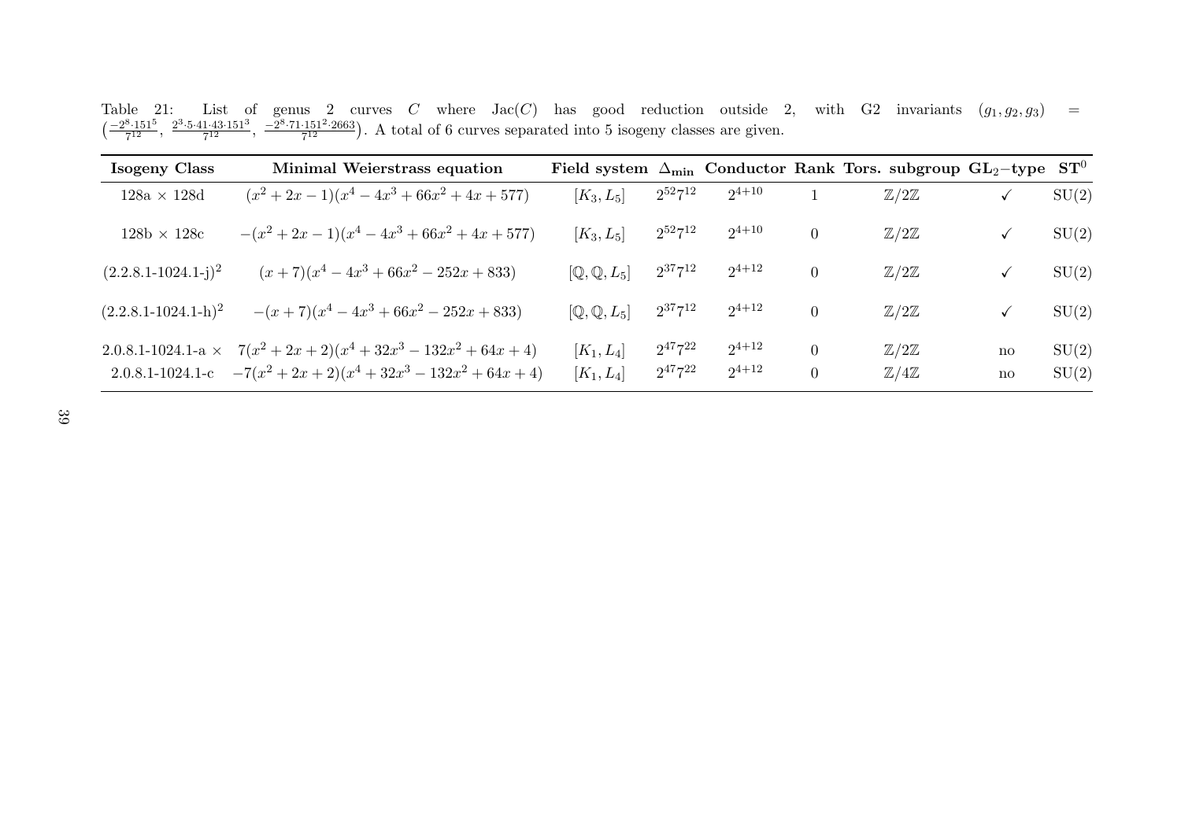Table 21: List of genus 2 curves $C$ where $\mathrm{Jac}(C)$ has good reduction outside 2, with G2 invariants $(g_1, g_2, g_3) = \left(\frac{-2^8\cdot 151^5}{7^{12}}, \frac{2^3\cdot 5\cdot 41\cdot 43\cdot 151^3}{7^{12}}, \frac{-2^8\cdot 71\cdot 151^2\cdot 2663}{7^{12}}\right)$. A total of 6 curves separated into 5 isogeny classes are given.

| **Isogeny Class** | **Minimal Weierstrass equation** | **Field system** | $\Delta_{\min}$ | **Conductor** | **Rank** | **Tors. subgroup** | $\mathbf{GL_2}$**−type** | $\mathbf{ST}^0$ |
|---|---|---|---|---|---|---|---|---|
| 128a × 128d | $(x^2+2x-1)(x^4-4x^3+66x^2+4x+577)$ | $[K_3, L_5]$ | $2^{52}7^{12}$ | $2^{4+10}$ | 1 | $\mathbb{Z}/2\mathbb{Z}$ | ✓ | SU(2) |
| 128b × 128c | $-(x^2+2x-1)(x^4-4x^3+66x^2+4x+577)$ | $[K_3, L_5]$ | $2^{52}7^{12}$ | $2^{4+10}$ | 0 | $\mathbb{Z}/2\mathbb{Z}$ | ✓ | SU(2) |
| $(2.2.8.1\text{-}1024.1\text{-j})^2$ | $(x+7)(x^4-4x^3+66x^2-252x+833)$ | $[\mathbb{Q}, \mathbb{Q}, L_5]$ | $2^{37}7^{12}$ | $2^{4+12}$ | 0 | $\mathbb{Z}/2\mathbb{Z}$ | ✓ | SU(2) |
| $(2.2.8.1\text{-}1024.1\text{-h})^2$ | $-(x+7)(x^4-4x^3+66x^2-252x+833)$ | $[\mathbb{Q}, \mathbb{Q}, L_5]$ | $2^{37}7^{12}$ | $2^{4+12}$ | 0 | $\mathbb{Z}/2\mathbb{Z}$ | ✓ | SU(2) |
| 2.0.8.1-1024.1-a × | $7(x^2+2x+2)(x^4+32x^3-132x^2+64x+4)$ | $[K_1, L_4]$ | $2^{47}7^{22}$ | $2^{4+12}$ | 0 | $\mathbb{Z}/2\mathbb{Z}$ | no | SU(2) |
| 2.0.8.1-1024.1-c | $-7(x^2+2x+2)(x^4+32x^3-132x^2+64x+4)$ | $[K_1, L_4]$ | $2^{47}7^{22}$ | $2^{4+12}$ | 0 | $\mathbb{Z}/4\mathbb{Z}$ | no | SU(2) |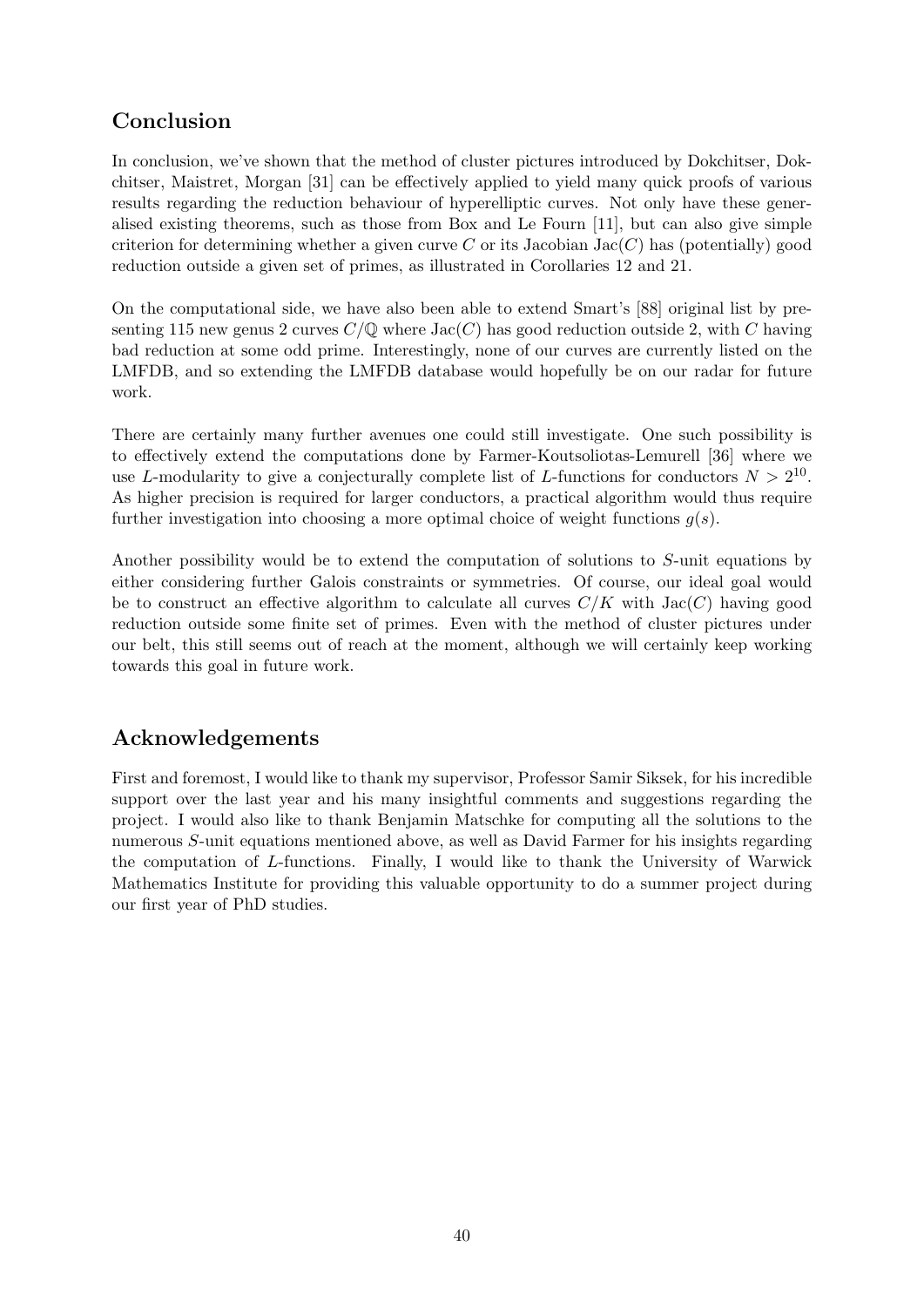## Conclusion

In conclusion, we've shown that the method of cluster pictures introduced by Dokchitser, Dokchitser, Maistret, Morgan [31] can be effectively applied to yield many quick proofs of various results regarding the reduction behaviour of hyperelliptic curves. Not only have these generalised existing theorems, such as those from Box and Le Fourn [11], but can also give simple criterion for determining whether a given curve $C$ or its Jacobian $\mathrm{Jac}(C)$ has (potentially) good reduction outside a given set of primes, as illustrated in Corollaries 12 and 21.

On the computational side, we have also been able to extend Smart's [88] original list by presenting 115 new genus 2 curves $C/\mathbb{Q}$ where $\mathrm{Jac}(C)$ has good reduction outside 2, with $C$ having bad reduction at some odd prime. Interestingly, none of our curves are currently listed on the LMFDB, and so extending the LMFDB database would hopefully be on our radar for future work.

There are certainly many further avenues one could still investigate. One such possibility is to effectively extend the computations done by Farmer-Koutsoliotas-Lemurell [36] where we use $L$-modularity to give a conjecturally complete list of $L$-functions for conductors $N > 2^{10}$. As higher precision is required for larger conductors, a practical algorithm would thus require further investigation into choosing a more optimal choice of weight functions $g(s)$.

Another possibility would be to extend the computation of solutions to $S$-unit equations by either considering further Galois constraints or symmetries. Of course, our ideal goal would be to construct an effective algorithm to calculate all curves $C/K$ with $\mathrm{Jac}(C)$ having good reduction outside some finite set of primes. Even with the method of cluster pictures under our belt, this still seems out of reach at the moment, although we will certainly keep working towards this goal in future work.

## Acknowledgements

First and foremost, I would like to thank my supervisor, Professor Samir Siksek, for his incredible support over the last year and his many insightful comments and suggestions regarding the project. I would also like to thank Benjamin Matschke for computing all the solutions to the numerous $S$-unit equations mentioned above, as well as David Farmer for his insights regarding the computation of $L$-functions. Finally, I would like to thank the University of Warwick Mathematics Institute for providing this valuable opportunity to do a summer project during our first year of PhD studies.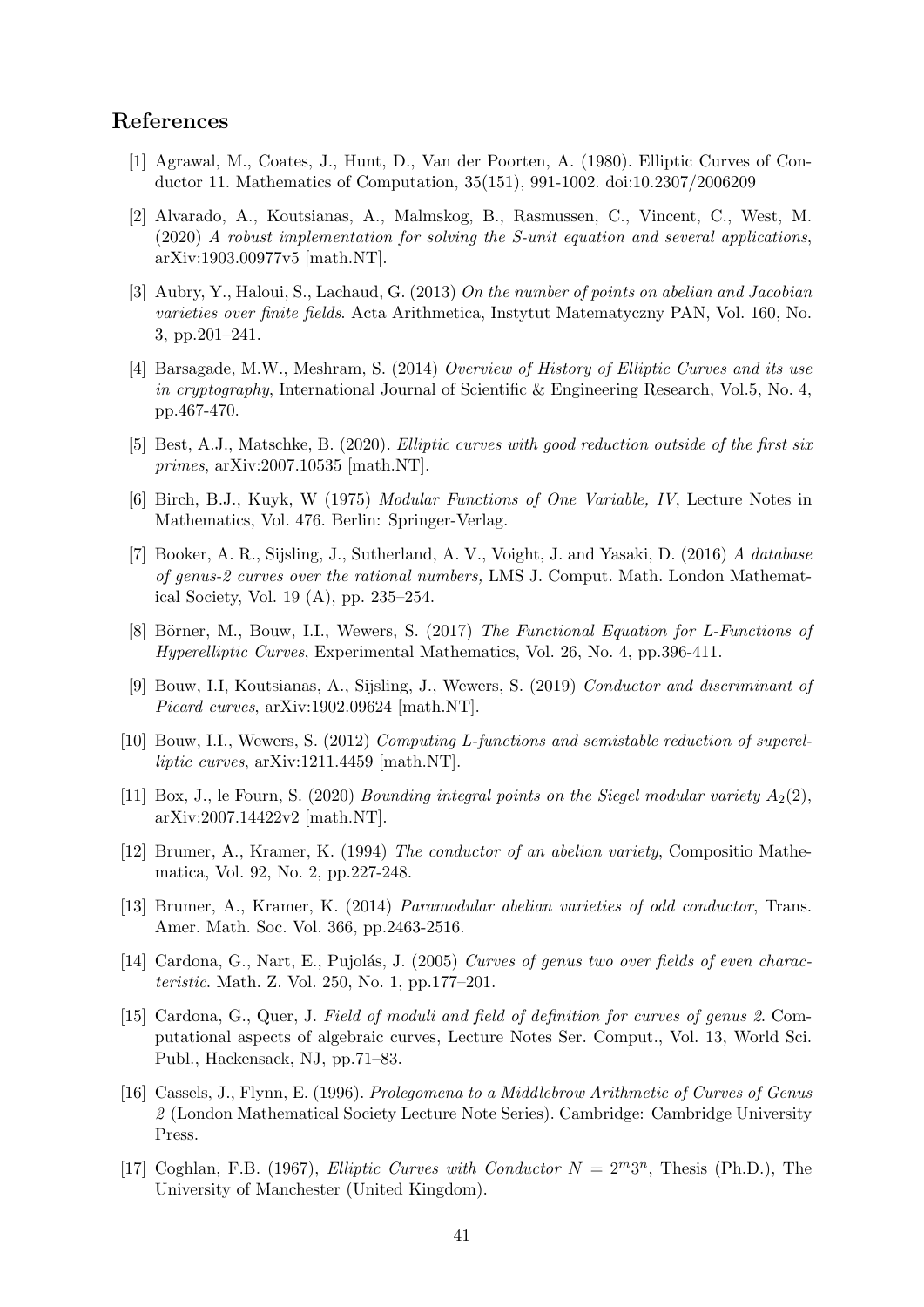## References

[1] Agrawal, M., Coates, J., Hunt, D., Van der Poorten, A. (1980). Elliptic Curves of Conductor 11. Mathematics of Computation, 35(151), 991-1002. doi:10.2307/2006209

[2] Alvarado, A., Koutsianas, A., Malmskog, B., Rasmussen, C., Vincent, C., West, M. (2020) *A robust implementation for solving the S-unit equation and several applications*, arXiv:1903.00977v5 [math.NT].

[3] Aubry, Y., Haloui, S., Lachaud, G. (2013) *On the number of points on abelian and Jacobian varieties over finite fields*. Acta Arithmetica, Instytut Matematyczny PAN, Vol. 160, No. 3, pp.201–241.

[4] Barsagade, M.W., Meshram, S. (2014) *Overview of History of Elliptic Curves and its use in cryptography*, International Journal of Scientific & Engineering Research, Vol.5, No. 4, pp.467-470.

[5] Best, A.J., Matschke, B. (2020). *Elliptic curves with good reduction outside of the first six primes*, arXiv:2007.10535 [math.NT].

[6] Birch, B.J., Kuyk, W (1975) *Modular Functions of One Variable, IV*, Lecture Notes in Mathematics, Vol. 476. Berlin: Springer-Verlag.

[7] Booker, A. R., Sijsling, J., Sutherland, A. V., Voight, J. and Yasaki, D. (2016) *A database of genus-2 curves over the rational numbers,* LMS J. Comput. Math. London Mathematical Society, Vol. 19 (A), pp. 235–254.

[8] Börner, M., Bouw, I.I., Wewers, S. (2017) *The Functional Equation for L-Functions of Hyperelliptic Curves*, Experimental Mathematics, Vol. 26, No. 4, pp.396-411.

[9] Bouw, I.I, Koutsianas, A., Sijsling, J., Wewers, S. (2019) *Conductor and discriminant of Picard curves*, arXiv:1902.09624 [math.NT].

[10] Bouw, I.I., Wewers, S. (2012) *Computing L-functions and semistable reduction of superelliptic curves*, arXiv:1211.4459 [math.NT].

[11] Box, J., le Fourn, S. (2020) *Bounding integral points on the Siegel modular variety $A_2(2)$*, arXiv:2007.14422v2 [math.NT].

[12] Brumer, A., Kramer, K. (1994) *The conductor of an abelian variety*, Compositio Mathematica, Vol. 92, No. 2, pp.227-248.

[13] Brumer, A., Kramer, K. (2014) *Paramodular abelian varieties of odd conductor*, Trans. Amer. Math. Soc. Vol. 366, pp.2463-2516.

[14] Cardona, G., Nart, E., Pujolás, J. (2005) *Curves of genus two over fields of even characteristic*. Math. Z. Vol. 250, No. 1, pp.177–201.

[15] Cardona, G., Quer, J. *Field of moduli and field of definition for curves of genus 2*. Computational aspects of algebraic curves, Lecture Notes Ser. Comput., Vol. 13, World Sci. Publ., Hackensack, NJ, pp.71–83.

[16] Cassels, J., Flynn, E. (1996). *Prolegomena to a Middlebrow Arithmetic of Curves of Genus 2* (London Mathematical Society Lecture Note Series). Cambridge: Cambridge University Press.

[17] Coghlan, F.B. (1967), *Elliptic Curves with Conductor $N = 2^m 3^n$*, Thesis (Ph.D.), The University of Manchester (United Kingdom).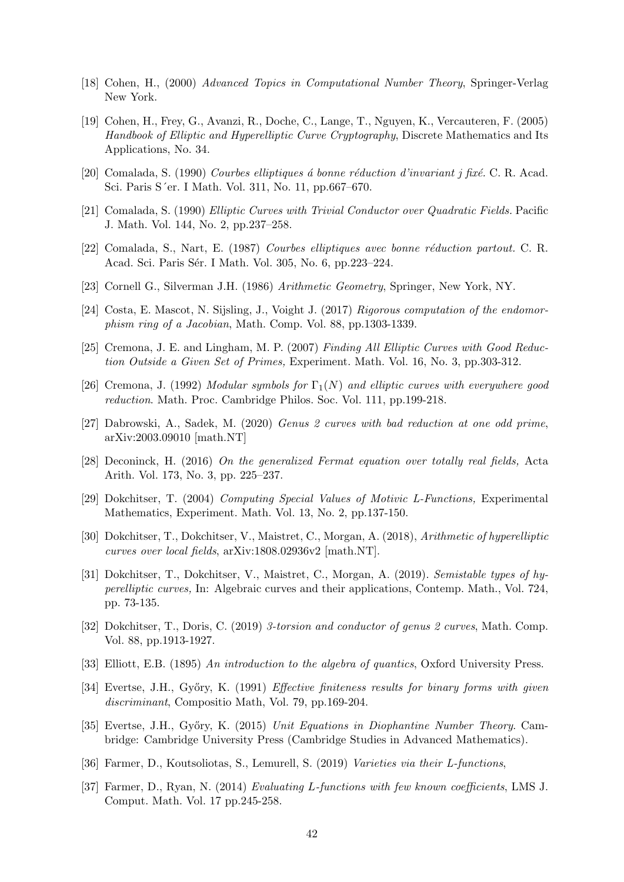[18] Cohen, H., (2000) *Advanced Topics in Computational Number Theory*, Springer-Verlag New York.

[19] Cohen, H., Frey, G., Avanzi, R., Doche, C., Lange, T., Nguyen, K., Vercauteren, F. (2005) *Handbook of Elliptic and Hyperelliptic Curve Cryptography*, Discrete Mathematics and Its Applications, No. 34.

[20] Comalada, S. (1990) *Courbes elliptiques á bonne réduction d'invariant j fixé.* C. R. Acad. Sci. Paris S´er. I Math. Vol. 311, No. 11, pp.667–670.

[21] Comalada, S. (1990) *Elliptic Curves with Trivial Conductor over Quadratic Fields.* Pacific J. Math. Vol. 144, No. 2, pp.237–258.

[22] Comalada, S., Nart, E. (1987) *Courbes elliptiques avec bonne réduction partout.* C. R. Acad. Sci. Paris Sér. I Math. Vol. 305, No. 6, pp.223–224.

[23] Cornell G., Silverman J.H. (1986) *Arithmetic Geometry*, Springer, New York, NY.

[24] Costa, E. Mascot, N. Sijsling, J., Voight J. (2017) *Rigorous computation of the endomorphism ring of a Jacobian*, Math. Comp. Vol. 88, pp.1303-1339.

[25] Cremona, J. E. and Lingham, M. P. (2007) *Finding All Elliptic Curves with Good Reduction Outside a Given Set of Primes,* Experiment. Math. Vol. 16, No. 3, pp.303-312.

[26] Cremona, J. (1992) *Modular symbols for $\Gamma_1(N)$ and elliptic curves with everywhere good reduction*. Math. Proc. Cambridge Philos. Soc. Vol. 111, pp.199-218.

[27] Dabrowski, A., Sadek, M. (2020) *Genus 2 curves with bad reduction at one odd prime*, arXiv:2003.09010 [math.NT]

[28] Deconinck, H. (2016) *On the generalized Fermat equation over totally real fields,* Acta Arith. Vol. 173, No. 3, pp. 225–237.

[29] Dokchitser, T. (2004) *Computing Special Values of Motivic L-Functions,* Experimental Mathematics, Experiment. Math. Vol. 13, No. 2, pp.137-150.

[30] Dokchitser, T., Dokchitser, V., Maistret, C., Morgan, A. (2018), *Arithmetic of hyperelliptic curves over local fields*, arXiv:1808.02936v2 [math.NT].

[31] Dokchitser, T., Dokchitser, V., Maistret, C., Morgan, A. (2019). *Semistable types of hyperelliptic curves,* In: Algebraic curves and their applications, Contemp. Math., Vol. 724, pp. 73-135.

[32] Dokchitser, T., Doris, C. (2019) *3-torsion and conductor of genus 2 curves*, Math. Comp. Vol. 88, pp.1913-1927.

[33] Elliott, E.B. (1895) *An introduction to the algebra of quantics*, Oxford University Press.

[34] Evertse, J.H., Győry, K. (1991) *Effective finiteness results for binary forms with given discriminant*, Compositio Math, Vol. 79, pp.169-204.

[35] Evertse, J.H., Győry, K. (2015) *Unit Equations in Diophantine Number Theory*. Cambridge: Cambridge University Press (Cambridge Studies in Advanced Mathematics).

[36] Farmer, D., Koutsoliotas, S., Lemurell, S. (2019) *Varieties via their L-functions*,

[37] Farmer, D., Ryan, N. (2014) *Evaluating L-functions with few known coefficients*, LMS J. Comput. Math. Vol. 17 pp.245-258.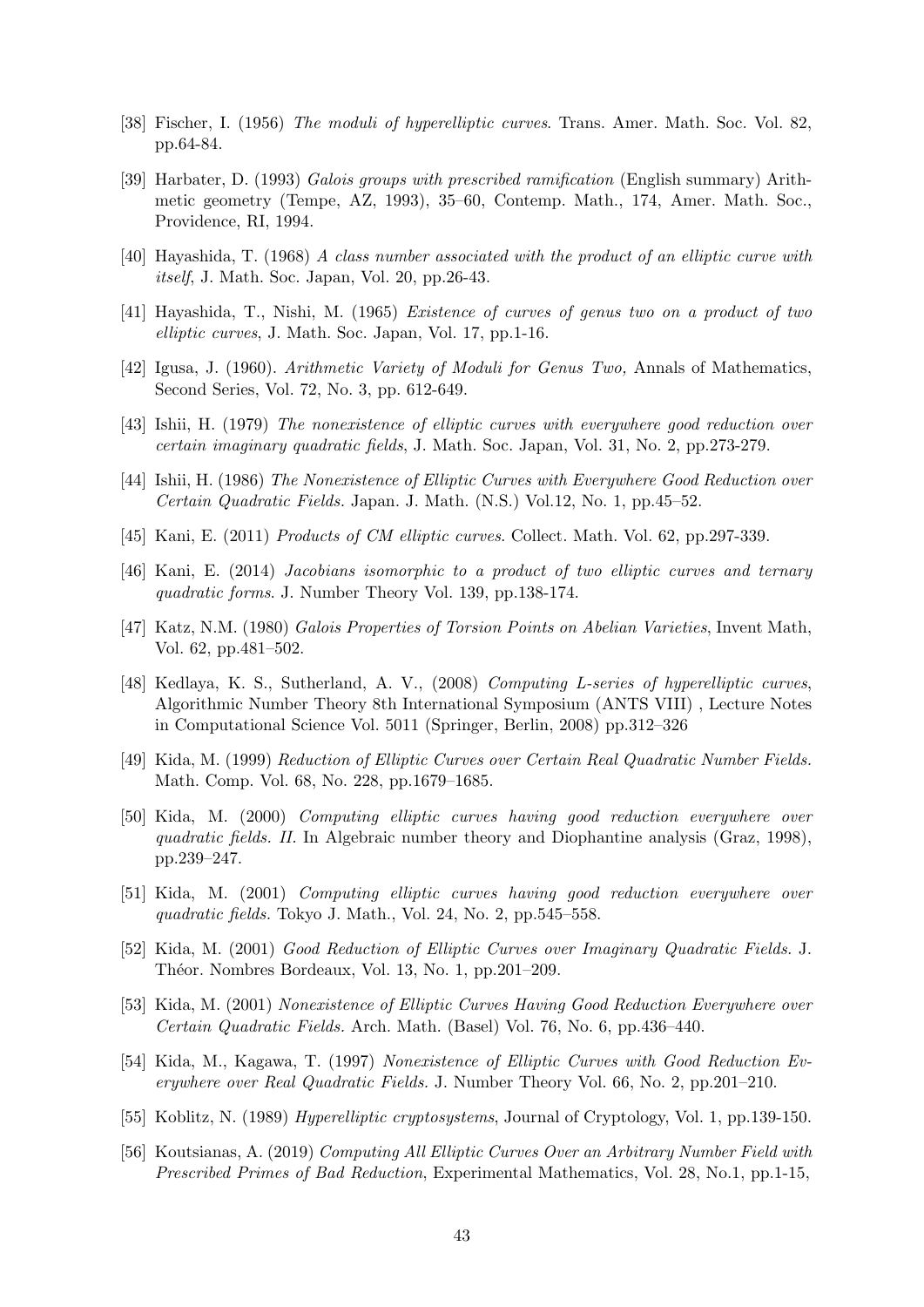[38] Fischer, I. (1956) *The moduli of hyperelliptic curves*. Trans. Amer. Math. Soc. Vol. 82, pp.64-84.

[39] Harbater, D. (1993) *Galois groups with prescribed ramification* (English summary) Arithmetic geometry (Tempe, AZ, 1993), 35–60, Contemp. Math., 174, Amer. Math. Soc., Providence, RI, 1994.

[40] Hayashida, T. (1968) *A class number associated with the product of an elliptic curve with itself*, J. Math. Soc. Japan, Vol. 20, pp.26-43.

[41] Hayashida, T., Nishi, M. (1965) *Existence of curves of genus two on a product of two elliptic curves*, J. Math. Soc. Japan, Vol. 17, pp.1-16.

[42] Igusa, J. (1960). *Arithmetic Variety of Moduli for Genus Two,* Annals of Mathematics, Second Series, Vol. 72, No. 3, pp. 612-649.

[43] Ishii, H. (1979) *The nonexistence of elliptic curves with everywhere good reduction over certain imaginary quadratic fields*, J. Math. Soc. Japan, Vol. 31, No. 2, pp.273-279.

[44] Ishii, H. (1986) *The Nonexistence of Elliptic Curves with Everywhere Good Reduction over Certain Quadratic Fields.* Japan. J. Math. (N.S.) Vol.12, No. 1, pp.45–52.

[45] Kani, E. (2011) *Products of CM elliptic curves*. Collect. Math. Vol. 62, pp.297-339.

[46] Kani, E. (2014) *Jacobians isomorphic to a product of two elliptic curves and ternary quadratic forms*. J. Number Theory Vol. 139, pp.138-174.

[47] Katz, N.M. (1980) *Galois Properties of Torsion Points on Abelian Varieties*, Invent Math, Vol. 62, pp.481–502.

[48] Kedlaya, K. S., Sutherland, A. V., (2008) *Computing L-series of hyperelliptic curves*, Algorithmic Number Theory 8th International Symposium (ANTS VIII) , Lecture Notes in Computational Science Vol. 5011 (Springer, Berlin, 2008) pp.312–326

[49] Kida, M. (1999) *Reduction of Elliptic Curves over Certain Real Quadratic Number Fields.* Math. Comp. Vol. 68, No. 228, pp.1679–1685.

[50] Kida, M. (2000) *Computing elliptic curves having good reduction everywhere over quadratic fields. II.* In Algebraic number theory and Diophantine analysis (Graz, 1998), pp.239–247.

[51] Kida, M. (2001) *Computing elliptic curves having good reduction everywhere over quadratic fields.* Tokyo J. Math., Vol. 24, No. 2, pp.545–558.

[52] Kida, M. (2001) *Good Reduction of Elliptic Curves over Imaginary Quadratic Fields.* J. Théor. Nombres Bordeaux, Vol. 13, No. 1, pp.201–209.

[53] Kida, M. (2001) *Nonexistence of Elliptic Curves Having Good Reduction Everywhere over Certain Quadratic Fields.* Arch. Math. (Basel) Vol. 76, No. 6, pp.436–440.

[54] Kida, M., Kagawa, T. (1997) *Nonexistence of Elliptic Curves with Good Reduction Everywhere over Real Quadratic Fields.* J. Number Theory Vol. 66, No. 2, pp.201–210.

[55] Koblitz, N. (1989) *Hyperelliptic cryptosystems*, Journal of Cryptology, Vol. 1, pp.139-150.

[56] Koutsianas, A. (2019) *Computing All Elliptic Curves Over an Arbitrary Number Field with Prescribed Primes of Bad Reduction*, Experimental Mathematics, Vol. 28, No.1, pp.1-15,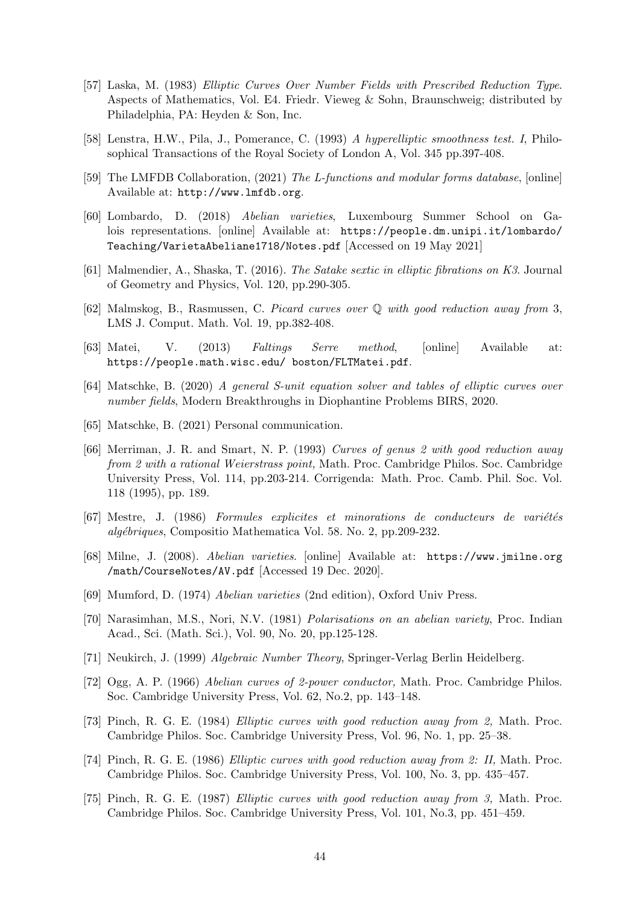[57] Laska, M. (1983) *Elliptic Curves Over Number Fields with Prescribed Reduction Type*. Aspects of Mathematics, Vol. E4. Friedr. Vieweg & Sohn, Braunschweig; distributed by Philadelphia, PA: Heyden & Son, Inc.

[58] Lenstra, H.W., Pila, J., Pomerance, C. (1993) *A hyperelliptic smoothness test. I*, Philosophical Transactions of the Royal Society of London A, Vol. 345 pp.397-408.

[59] The LMFDB Collaboration, (2021) *The L-functions and modular forms database*, [online] Available at: `http://www.lmfdb.org`.

[60] Lombardo, D. (2018) *Abelian varieties*, Luxembourg Summer School on Galois representations. [online] Available at: `https://people.dm.unipi.it/lombardo/Teaching/VarietaAbeliane1718/Notes.pdf` [Accessed on 19 May 2021]

[61] Malmendier, A., Shaska, T. (2016). *The Satake sextic in elliptic fibrations on K3*. Journal of Geometry and Physics, Vol. 120, pp.290-305.

[62] Malmskog, B., Rasmussen, C. *Picard curves over* $\mathbb{Q}$ *with good reduction away from* 3, LMS J. Comput. Math. Vol. 19, pp.382-408.

[63] Matei, V. (2013) *Faltings Serre method*, [online] Available at: `https://people.math.wisc.edu/ boston/FLTMatei.pdf`.

[64] Matschke, B. (2020) *A general S-unit equation solver and tables of elliptic curves over number fields*, Modern Breakthroughs in Diophantine Problems BIRS, 2020.

[65] Matschke, B. (2021) Personal communication.

[66] Merriman, J. R. and Smart, N. P. (1993) *Curves of genus 2 with good reduction away from 2 with a rational Weierstrass point,* Math. Proc. Cambridge Philos. Soc. Cambridge University Press, Vol. 114, pp.203-214. Corrigenda: Math. Proc. Camb. Phil. Soc. Vol. 118 (1995), pp. 189.

[67] Mestre, J. (1986) *Formules explicites et minorations de conducteurs de variétés algébriques*, Compositio Mathematica Vol. 58. No. 2, pp.209-232.

[68] Milne, J. (2008). *Abelian varieties*. [online] Available at: `https://www.jmilne.org/math/CourseNotes/AV.pdf` [Accessed 19 Dec. 2020].

[69] Mumford, D. (1974) *Abelian varieties* (2nd edition), Oxford Univ Press.

[70] Narasimhan, M.S., Nori, N.V. (1981) *Polarisations on an abelian variety*, Proc. Indian Acad., Sci. (Math. Sci.), Vol. 90, No. 20, pp.125-128.

[71] Neukirch, J. (1999) *Algebraic Number Theory*, Springer-Verlag Berlin Heidelberg.

[72] Ogg, A. P. (1966) *Abelian curves of 2-power conductor,* Math. Proc. Cambridge Philos. Soc. Cambridge University Press, Vol. 62, No.2, pp. 143–148.

[73] Pinch, R. G. E. (1984) *Elliptic curves with good reduction away from 2,* Math. Proc. Cambridge Philos. Soc. Cambridge University Press, Vol. 96, No. 1, pp. 25–38.

[74] Pinch, R. G. E. (1986) *Elliptic curves with good reduction away from 2: II,* Math. Proc. Cambridge Philos. Soc. Cambridge University Press, Vol. 100, No. 3, pp. 435–457.

[75] Pinch, R. G. E. (1987) *Elliptic curves with good reduction away from 3,* Math. Proc. Cambridge Philos. Soc. Cambridge University Press, Vol. 101, No.3, pp. 451–459.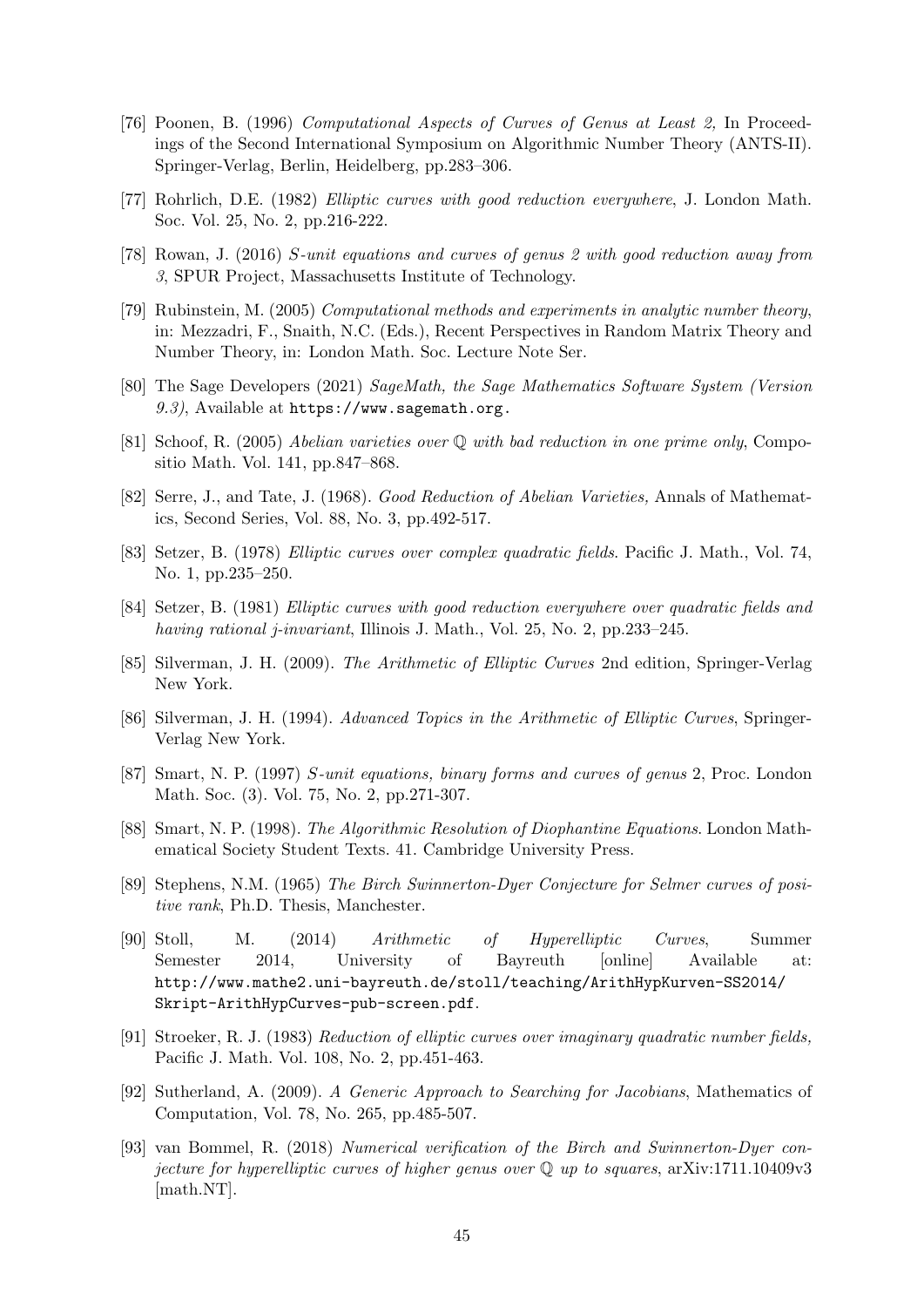[76] Poonen, B. (1996) *Computational Aspects of Curves of Genus at Least 2,* In Proceedings of the Second International Symposium on Algorithmic Number Theory (ANTS-II). Springer-Verlag, Berlin, Heidelberg, pp.283–306.

[77] Rohrlich, D.E. (1982) *Elliptic curves with good reduction everywhere*, J. London Math. Soc. Vol. 25, No. 2, pp.216-222.

[78] Rowan, J. (2016) *S-unit equations and curves of genus 2 with good reduction away from 3*, SPUR Project, Massachusetts Institute of Technology.

[79] Rubinstein, M. (2005) *Computational methods and experiments in analytic number theory*, in: Mezzadri, F., Snaith, N.C. (Eds.), Recent Perspectives in Random Matrix Theory and Number Theory, in: London Math. Soc. Lecture Note Ser.

[80] The Sage Developers (2021) *SageMath, the Sage Mathematics Software System (Version 9.3)*, Available at `https://www.sagemath.org`.

[81] Schoof, R. (2005) *Abelian varieties over $\mathbb{Q}$ with bad reduction in one prime only*, Compositio Math. Vol. 141, pp.847–868.

[82] Serre, J., and Tate, J. (1968). *Good Reduction of Abelian Varieties,* Annals of Mathematics, Second Series, Vol. 88, No. 3, pp.492-517.

[83] Setzer, B. (1978) *Elliptic curves over complex quadratic fields*. Pacific J. Math., Vol. 74, No. 1, pp.235–250.

[84] Setzer, B. (1981) *Elliptic curves with good reduction everywhere over quadratic fields and having rational j-invariant*, Illinois J. Math., Vol. 25, No. 2, pp.233–245.

[85] Silverman, J. H. (2009). *The Arithmetic of Elliptic Curves* 2nd edition, Springer-Verlag New York.

[86] Silverman, J. H. (1994). *Advanced Topics in the Arithmetic of Elliptic Curves*, Springer-Verlag New York.

[87] Smart, N. P. (1997) *S-unit equations, binary forms and curves of genus* 2, Proc. London Math. Soc. (3). Vol. 75, No. 2, pp.271-307.

[88] Smart, N. P. (1998). *The Algorithmic Resolution of Diophantine Equations*. London Mathematical Society Student Texts. 41. Cambridge University Press.

[89] Stephens, N.M. (1965) *The Birch Swinnerton-Dyer Conjecture for Selmer curves of positive rank*, Ph.D. Thesis, Manchester.

[90] Stoll, M. (2014) *Arithmetic of Hyperelliptic Curves*, Summer Semester 2014, University of Bayreuth [online] Available at: `http://www.mathe2.uni-bayreuth.de/stoll/teaching/ArithHypKurven-SS2014/Skript-ArithHypCurves-pub-screen.pdf`.

[91] Stroeker, R. J. (1983) *Reduction of elliptic curves over imaginary quadratic number fields,* Pacific J. Math. Vol. 108, No. 2, pp.451-463.

[92] Sutherland, A. (2009). *A Generic Approach to Searching for Jacobians*, Mathematics of Computation, Vol. 78, No. 265, pp.485-507.

[93] van Bommel, R. (2018) *Numerical verification of the Birch and Swinnerton-Dyer conjecture for hyperelliptic curves of higher genus over $\mathbb{Q}$ up to squares*, arXiv:1711.10409v3 [math.NT].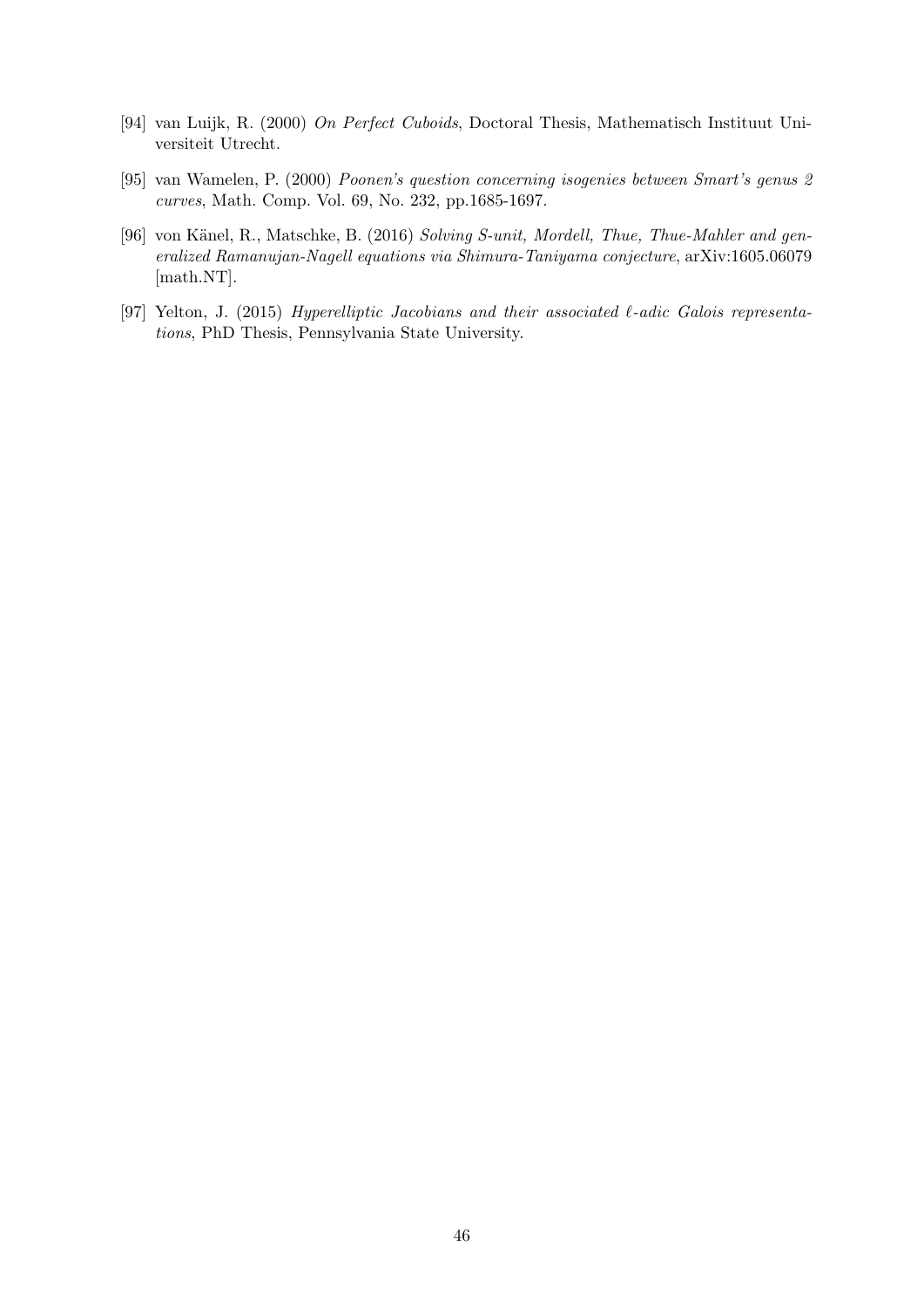[94] van Luijk, R. (2000) *On Perfect Cuboids*, Doctoral Thesis, Mathematisch Instituut Universiteit Utrecht.

[95] van Wamelen, P. (2000) *Poonen's question concerning isogenies between Smart's genus 2 curves*, Math. Comp. Vol. 69, No. 232, pp.1685-1697.

[96] von Känel, R., Matschke, B. (2016) *Solving S-unit, Mordell, Thue, Thue-Mahler and generalized Ramanujan-Nagell equations via Shimura-Taniyama conjecture*, arXiv:1605.06079 [math.NT].

[97] Yelton, J. (2015) *Hyperelliptic Jacobians and their associated $\ell$-adic Galois representations*, PhD Thesis, Pennsylvania State University.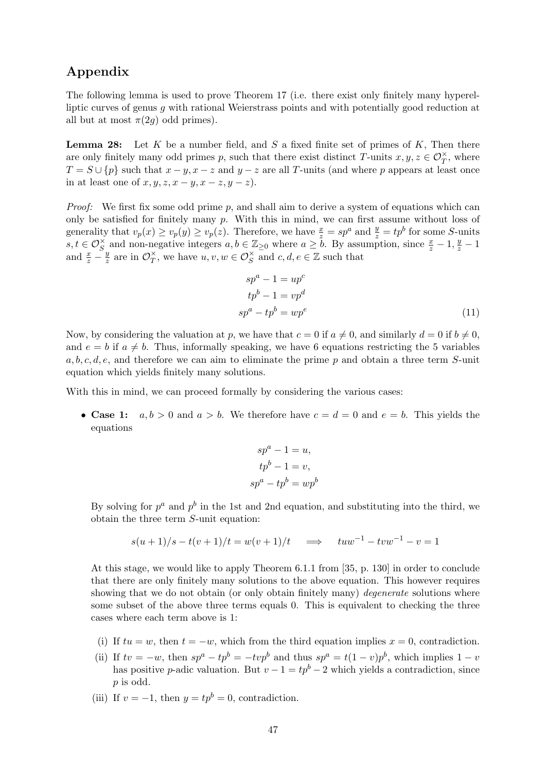## Appendix

The following lemma is used to prove Theorem 17 (i.e. there exist only finitely many hyperelliptic curves of genus $g$ with rational Weierstrass points and with potentially good reduction at all but at most $\pi(2g)$ odd primes).

**Lemma 28:** Let $K$ be a number field, and $S$ a fixed finite set of primes of $K$, Then there are only finitely many odd primes $p$, such that there exist distinct $T$-units $x, y, z \in \mathcal{O}_T^\times$, where $T = S \cup \{p\}$ such that $x - y, x - z$ and $y - z$ are all $T$-units (and where $p$ appears at least once in at least one of $x, y, z, x - y, x - z, y - z$).

*Proof:* We first fix some odd prime $p$, and shall aim to derive a system of equations which can only be satisfied for finitely many $p$. With this in mind, we can first assume however without loss of generality that $v_p(x) \geq v_p(y) \geq v_p(z)$. Therefore, we have $\frac{x}{z} = sp^a$ and $\frac{y}{z} = tp^b$ for some $S$-units $s, t \in \mathcal{O}_S^\times$ and non-negative integers $a, b \in \mathbb{Z}_{\geq 0}$ where $a \geq b$. By assumption, since $\frac{x}{z} - 1$, $\frac{y}{z} - 1$ and $\frac{x}{z} - \frac{y}{z}$ are in $\mathcal{O}_T^\times$, we have $u, v, w \in \mathcal{O}_S^\times$ and $c, d, e \in \mathbb{Z}$ such that

$$
\begin{aligned}
sp^a - 1 &= up^c \\
tp^b - 1 &= vp^d \\
sp^a - tp^b &= wp^e
\end{aligned}
\tag{11}
$$

Now, by considering the valuation at $p$, we have that $c = 0$ if $a \neq 0$, and similarly $d = 0$ if $b \neq 0$, and $e = b$ if $a \neq b$. Thus, informally speaking, we have 6 equations restricting the 5 variables $a, b, c, d, e$, and therefore we can aim to eliminate the prime $p$ and obtain a three term $S$-unit equation which yields finitely many solutions.

With this in mind, we can proceed formally by considering the various cases:

- **Case 1:** $a, b > 0$ and $a > b$. We therefore have $c = d = 0$ and $e = b$. This yields the equations

  $$
  \begin{aligned}
  sp^a - 1 &= u, \\
  tp^b - 1 &= v, \\
  sp^a - tp^b &= wp^b
  \end{aligned}
  $$

  By solving for $p^a$ and $p^b$ in the 1st and 2nd equation, and substituting into the third, we obtain the three term $S$-unit equation:

  $$
  s(u+1)/s - t(v+1)/t = w(v+1)/t \quad \Longrightarrow \quad tuw^{-1} - tvw^{-1} - v = 1
  $$

  At this stage, we would like to apply Theorem 6.1.1 from [35, p. 130] in order to conclude that there are only finitely many solutions to the above equation. This however requires showing that we do not obtain (or only obtain finitely many) *degenerate* solutions where some subset of the above three terms equals 0. This is equivalent to checking the three cases where each term above is 1:

  (i) If $tu = w$, then $t = -w$, which from the third equation implies $x = 0$, contradiction.

  (ii) If $tv = -w$, then $sp^a - tp^b = -tvp^b$ and thus $sp^a = t(1 - v)p^b$, which implies $1 - v$ has positive $p$-adic valuation. But $v - 1 = tp^b - 2$ which yields a contradiction, since $p$ is odd.

  (iii) If $v = -1$, then $y = tp^b = 0$, contradiction.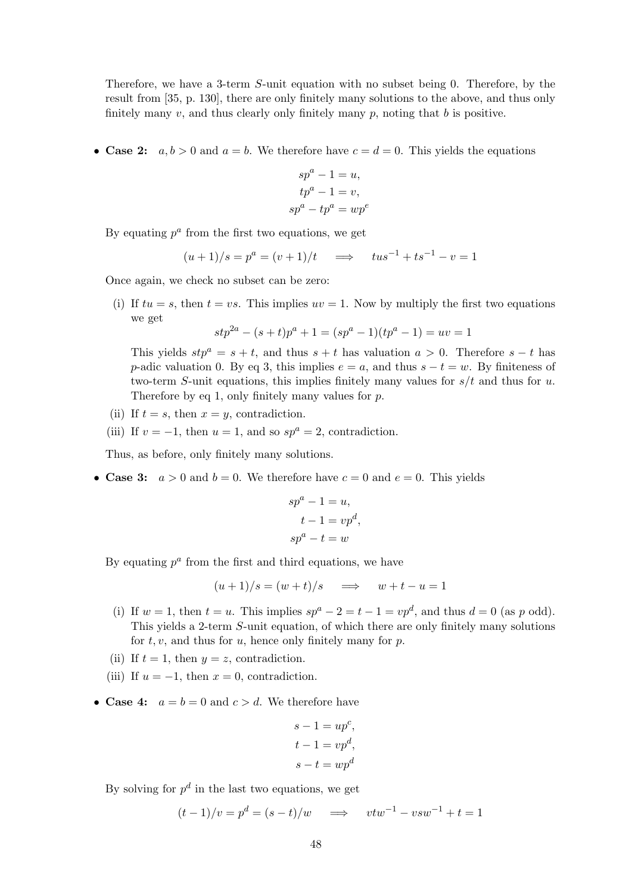Therefore, we have a 3-term $S$-unit equation with no subset being 0. Therefore, by the result from [35, p. 130], there are only finitely many solutions to the above, and thus only finitely many $v$, and thus clearly only finitely many $p$, noting that $b$ is positive.

- **Case 2:** $a, b > 0$ and $a = b$. We therefore have $c = d = 0$. This yields the equations

$$sp^a - 1 = u,$$
$$tp^a - 1 = v,$$
$$sp^a - tp^a = wp^e$$

By equating $p^a$ from the first two equations, we get

$$(u+1)/s = p^a = (v+1)/t \quad \Longrightarrow \quad tus^{-1} + ts^{-1} - v = 1$$

Once again, we check no subset can be zero:

(i) If $tu = s$, then $t = vs$. This implies $uv = 1$. Now by multiply the first two equations we get

$$stp^{2a} - (s+t)p^a + 1 = (sp^a - 1)(tp^a - 1) = uv = 1$$

This yields $stp^a = s + t$, and thus $s + t$ has valuation $a > 0$. Therefore $s - t$ has $p$-adic valuation 0. By eq 3, this implies $e = a$, and thus $s - t = w$. By finiteness of two-term $S$-unit equations, this implies finitely many values for $s/t$ and thus for $u$. Therefore by eq 1, only finitely many values for $p$.

(ii) If $t = s$, then $x = y$, contradiction.

(iii) If $v = -1$, then $u = 1$, and so $sp^a = 2$, contradiction.

Thus, as before, only finitely many solutions.

- **Case 3:** $a > 0$ and $b = 0$. We therefore have $c = 0$ and $e = 0$. This yields

$$sp^a - 1 = u,$$
$$t - 1 = vp^d,$$
$$sp^a - t = w$$

By equating $p^a$ from the first and third equations, we have

$$(u+1)/s = (w+t)/s \quad \Longrightarrow \quad w + t - u = 1$$

(i) If $w = 1$, then $t = u$. This implies $sp^a - 2 = t - 1 = vp^d$, and thus $d = 0$ (as $p$ odd). This yields a 2-term $S$-unit equation, of which there are only finitely many solutions for $t, v$, and thus for $u$, hence only finitely many for $p$.

(ii) If $t = 1$, then $y = z$, contradiction.

(iii) If $u = -1$, then $x = 0$, contradiction.

- **Case 4:** $a = b = 0$ and $c > d$. We therefore have

$$s - 1 = up^c,$$
$$t - 1 = vp^d,$$
$$s - t = wp^d$$

By solving for $p^d$ in the last two equations, we get

$$(t-1)/v = p^d = (s-t)/w \quad \Longrightarrow \quad vtw^{-1} - vsw^{-1} + t = 1$$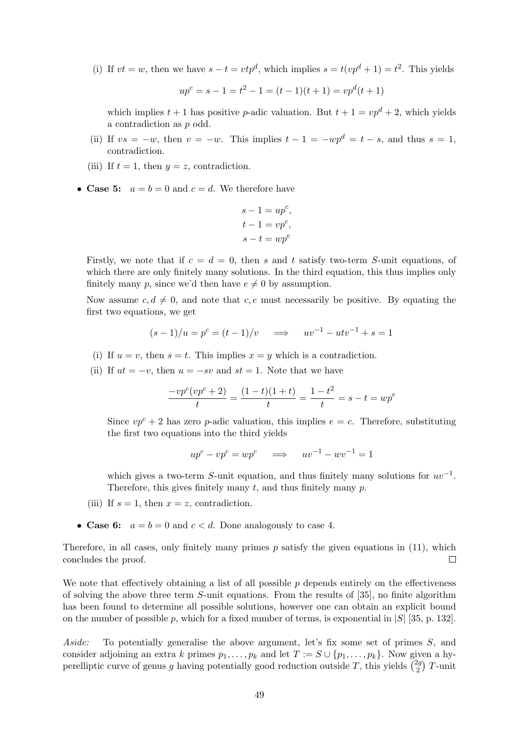(i) If $vt = w$, then we have $s - t = vtp^d$, which implies $s = t(vp^d + 1) = t^2$. This yields

$$up^c = s - 1 = t^2 - 1 = (t-1)(t+1) = vp^d(t+1)$$

which implies $t+1$ has positive $p$-adic valuation. But $t + 1 = vp^d + 2$, which yields a contradiction as $p$ odd.

(ii) If $vs = -w$, then $v = -w$. This implies $t - 1 = -wp^d = t - s$, and thus $s = 1$, contradiction.

(iii) If $t = 1$, then $y = z$, contradiction.

- **Case 5:** $a = b = 0$ and $c = d$. We therefore have

$$s - 1 = up^c,$$
$$t - 1 = vp^c,$$
$$s - t = wp^e$$

Firstly, we note that if $c = d = 0$, then $s$ and $t$ satisfy two-term $S$-unit equations, of which there are only finitely many solutions. In the third equation, this thus implies only finitely many $p$, since we'd then have $e \neq 0$ by assumption.

Now assume $c, d \neq 0$, and note that $c, e$ must necessarily be positive. By equating the first two equations, we get

$$(s-1)/u = p^c = (t-1)/v \quad \Longrightarrow \quad uv^{-1} - utv^{-1} + s = 1$$

(i) If $u = v$, then $s = t$. This implies $x = y$ which is a contradiction.

(ii) If $ut = -v$, then $u = -sv$ and $st = 1$. Note that we have

$$\frac{-vp^c(vp^c + 2)}{t} = \frac{(1-t)(1+t)}{t} = \frac{1-t^2}{t} = s - t = wp^e$$

Since $vp^c + 2$ has zero $p$-adic valuation, this implies $e = c$. Therefore, substituting the first two equations into the third yields

$$up^c - vp^c = wp^c \quad \Longrightarrow \quad uv^{-1} - wv^{-1} = 1$$

which gives a two-term $S$-unit equation, and thus finitely many solutions for $uv^{-1}$. Therefore, this gives finitely many $t$, and thus finitely many $p$.

(iii) If $s = 1$, then $x = z$, contradiction.

- **Case 6:** $a = b = 0$ and $c < d$. Done analogously to case 4.

Therefore, in all cases, only finitely many primes $p$ satisfy the given equations in (11), which concludes the proof. □

We note that effectively obtaining a list of all possible $p$ depends entirely on the effectiveness of solving the above three term $S$-unit equations. From the results of [35], no finite algorithm has been found to determine all possible solutions, however one can obtain an explicit bound on the number of possible $p$, which for a fixed number of terms, is exponential in $|S|$ [35, p. 132].

*Aside:* To potentially generalise the above argument, let's fix some set of primes $S$, and consider adjoining an extra $k$ primes $p_1, \ldots, p_k$ and let $T := S \cup \{p_1, \ldots, p_k\}$. Now given a hyperelliptic curve of genus $g$ having potentially good reduction outside $T$, this yields $\binom{2g}{2}$ $T$-unit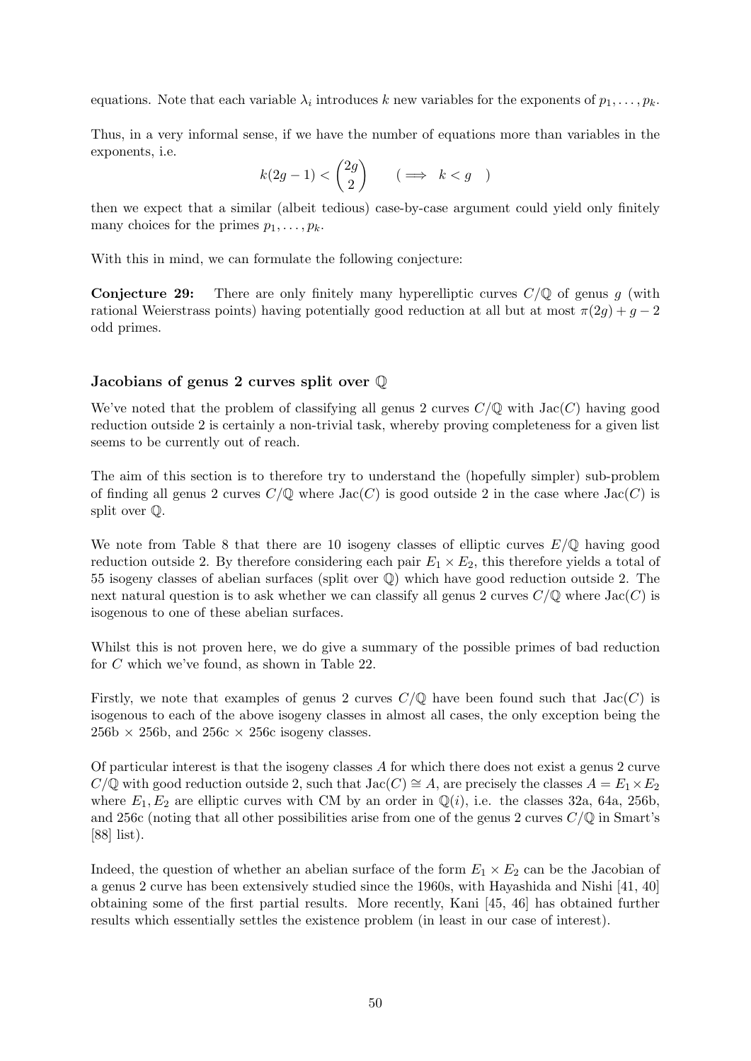equations. Note that each variable $\lambda_i$ introduces $k$ new variables for the exponents of $p_1, \ldots, p_k$.

Thus, in a very informal sense, if we have the number of equations more than variables in the exponents, i.e.

$$k(2g-1) < \binom{2g}{2} \qquad (\implies k < g \quad )$$

then we expect that a similar (albeit tedious) case-by-case argument could yield only finitely many choices for the primes $p_1, \ldots, p_k$.

With this in mind, we can formulate the following conjecture:

**Conjecture 29:** There are only finitely many hyperelliptic curves $C/\mathbb{Q}$ of genus $g$ (with rational Weierstrass points) having potentially good reduction at all but at most $\pi(2g) + g - 2$ odd primes.

### Jacobians of genus 2 curves split over $\mathbb{Q}$

We've noted that the problem of classifying all genus 2 curves $C/\mathbb{Q}$ with $\mathrm{Jac}(C)$ having good reduction outside 2 is certainly a non-trivial task, whereby proving completeness for a given list seems to be currently out of reach.

The aim of this section is to therefore try to understand the (hopefully simpler) sub-problem of finding all genus 2 curves $C/\mathbb{Q}$ where $\mathrm{Jac}(C)$ is good outside 2 in the case where $\mathrm{Jac}(C)$ is split over $\mathbb{Q}$.

We note from Table 8 that there are 10 isogeny classes of elliptic curves $E/\mathbb{Q}$ having good reduction outside 2. By therefore considering each pair $E_1 \times E_2$, this therefore yields a total of 55 isogeny classes of abelian surfaces (split over $\mathbb{Q}$) which have good reduction outside 2. The next natural question is to ask whether we can classify all genus 2 curves $C/\mathbb{Q}$ where $\mathrm{Jac}(C)$ is isogenous to one of these abelian surfaces.

Whilst this is not proven here, we do give a summary of the possible primes of bad reduction for $C$ which we've found, as shown in Table 22.

Firstly, we note that examples of genus 2 curves $C/\mathbb{Q}$ have been found such that $\mathrm{Jac}(C)$ is isogenous to each of the above isogeny classes in almost all cases, the only exception being the 256b $\times$ 256b, and 256c $\times$ 256c isogeny classes.

Of particular interest is that the isogeny classes $A$ for which there does not exist a genus 2 curve $C/\mathbb{Q}$ with good reduction outside 2, such that $\mathrm{Jac}(C) \cong A$, are precisely the classes $A = E_1 \times E_2$ where $E_1, E_2$ are elliptic curves with CM by an order in $\mathbb{Q}(i)$, i.e. the classes 32a, 64a, 256b, and 256c (noting that all other possibilities arise from one of the genus 2 curves $C/\mathbb{Q}$ in Smart's [88] list).

Indeed, the question of whether an abelian surface of the form $E_1 \times E_2$ can be the Jacobian of a genus 2 curve has been extensively studied since the 1960s, with Hayashida and Nishi [41, 40] obtaining some of the first partial results. More recently, Kani [45, 46] has obtained further results which essentially settles the existence problem (in least in our case of interest).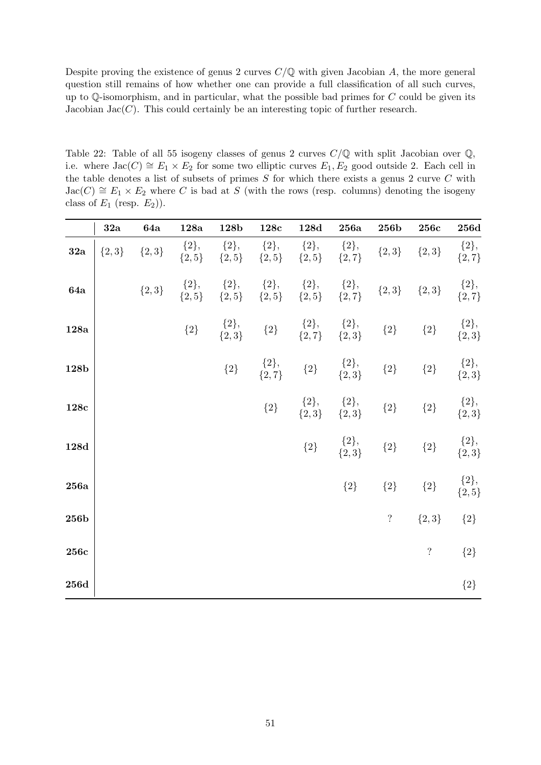Despite proving the existence of genus 2 curves $C/\mathbb{Q}$ with given Jacobian $A$, the more general question still remains of how whether one can provide a full classification of all such curves, up to $\mathbb{Q}$-isomorphism, and in particular, what the possible bad primes for $C$ could be given its Jacobian $\mathrm{Jac}(C)$. This could certainly be an interesting topic of further research.

Table 22: Table of all 55 isogeny classes of genus 2 curves $C/\mathbb{Q}$ with split Jacobian over $\mathbb{Q}$, i.e. where $\mathrm{Jac}(C) \cong E_1 \times E_2$ for some two elliptic curves $E_1, E_2$ good outside 2. Each cell in the table denotes a list of subsets of primes $S$ for which there exists a genus 2 curve $C$ with $\mathrm{Jac}(C) \cong E_1 \times E_2$ where $C$ is bad at $S$ (with the rows (resp. columns) denoting the isogeny class of $E_1$ (resp. $E_2$)).

| | **32a** | **64a** | **128a** | **128b** | **128c** | **128d** | **256a** | **256b** | **256c** | **256d** |
|---|---|---|---|---|---|---|---|---|---|---|
| **32a** | $\{2,3\}$ | $\{2,3\}$ | $\{2\}$, $\{2,5\}$ | $\{2\}$, $\{2,5\}$ | $\{2\}$, $\{2,5\}$ | $\{2\}$, $\{2,5\}$ | $\{2\}$, $\{2,7\}$ | $\{2,3\}$ | $\{2,3\}$ | $\{2\}$, $\{2,7\}$ |
| **64a** | | $\{2,3\}$ | $\{2\}$, $\{2,5\}$ | $\{2\}$, $\{2,5\}$ | $\{2\}$, $\{2,5\}$ | $\{2\}$, $\{2,5\}$ | $\{2\}$, $\{2,7\}$ | $\{2,3\}$ | $\{2,3\}$ | $\{2\}$, $\{2,7\}$ |
| **128a** | | | $\{2\}$ | $\{2\}$, $\{2,3\}$ | $\{2\}$ | $\{2\}$, $\{2,7\}$ | $\{2\}$, $\{2,3\}$ | $\{2\}$ | $\{2\}$ | $\{2\}$, $\{2,3\}$ |
| **128b** | | | | $\{2\}$ | $\{2\}$, $\{2,7\}$ | $\{2\}$ | $\{2\}$, $\{2,3\}$ | $\{2\}$ | $\{2\}$ | $\{2\}$, $\{2,3\}$ |
| **128c** | | | | | $\{2\}$ | $\{2\}$, $\{2,3\}$ | $\{2\}$, $\{2,3\}$ | $\{2\}$ | $\{2\}$ | $\{2\}$, $\{2,3\}$ |
| **128d** | | | | | | $\{2\}$ | $\{2\}$, $\{2,3\}$ | $\{2\}$ | $\{2\}$ | $\{2\}$, $\{2,3\}$ |
| **256a** | | | | | | | $\{2\}$ | $\{2\}$ | $\{2\}$ | $\{2\}$, $\{2,5\}$ |
| **256b** | | | | | | | | ? | $\{2,3\}$ | $\{2\}$ |
| **256c** | | | | | | | | | ? | $\{2\}$ |
| **256d** | | | | | | | | | | $\{2\}$ |